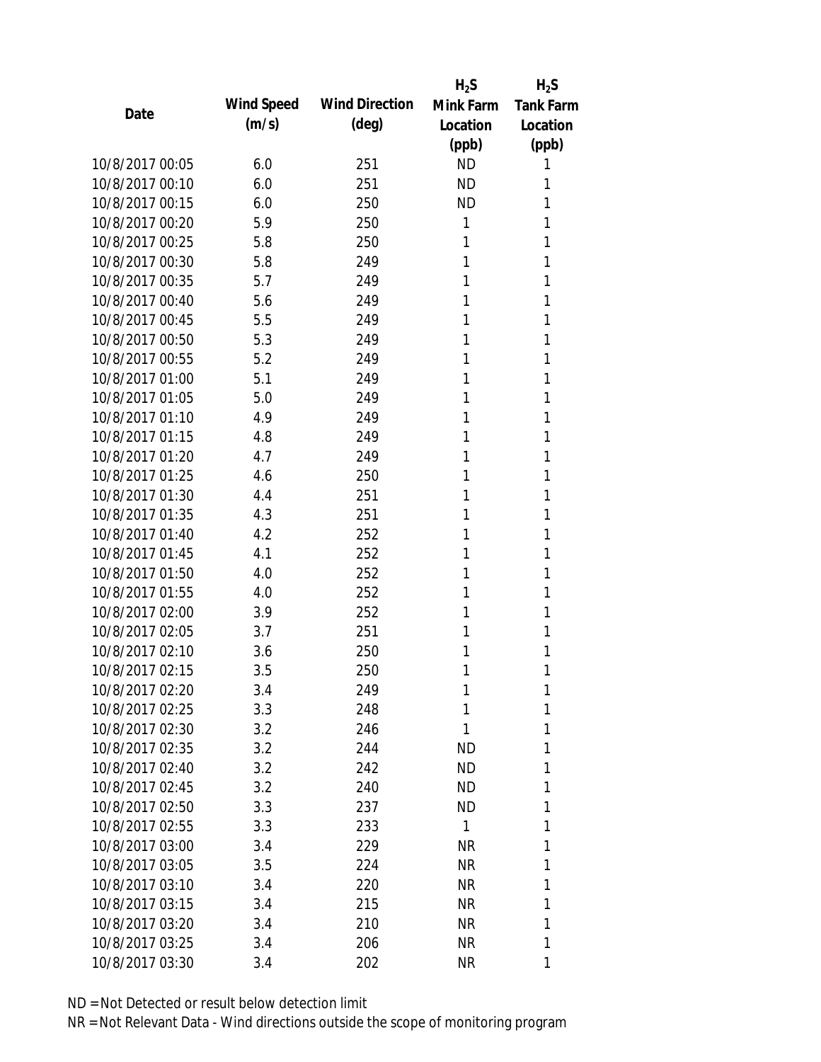| Date | Wind Speed (m/s) | Wind Direction (deg) | $H_2S$ Mink Farm Location (ppb) | $H_2S$ Tank Farm Location (ppb) |
|---|---|---|---|---|
| 10/8/2017 00:05 | 6.0 | 251 | ND | 1 |
| 10/8/2017 00:10 | 6.0 | 251 | ND | 1 |
| 10/8/2017 00:15 | 6.0 | 250 | ND | 1 |
| 10/8/2017 00:20 | 5.9 | 250 | 1 | 1 |
| 10/8/2017 00:25 | 5.8 | 250 | 1 | 1 |
| 10/8/2017 00:30 | 5.8 | 249 | 1 | 1 |
| 10/8/2017 00:35 | 5.7 | 249 | 1 | 1 |
| 10/8/2017 00:40 | 5.6 | 249 | 1 | 1 |
| 10/8/2017 00:45 | 5.5 | 249 | 1 | 1 |
| 10/8/2017 00:50 | 5.3 | 249 | 1 | 1 |
| 10/8/2017 00:55 | 5.2 | 249 | 1 | 1 |
| 10/8/2017 01:00 | 5.1 | 249 | 1 | 1 |
| 10/8/2017 01:05 | 5.0 | 249 | 1 | 1 |
| 10/8/2017 01:10 | 4.9 | 249 | 1 | 1 |
| 10/8/2017 01:15 | 4.8 | 249 | 1 | 1 |
| 10/8/2017 01:20 | 4.7 | 249 | 1 | 1 |
| 10/8/2017 01:25 | 4.6 | 250 | 1 | 1 |
| 10/8/2017 01:30 | 4.4 | 251 | 1 | 1 |
| 10/8/2017 01:35 | 4.3 | 251 | 1 | 1 |
| 10/8/2017 01:40 | 4.2 | 252 | 1 | 1 |
| 10/8/2017 01:45 | 4.1 | 252 | 1 | 1 |
| 10/8/2017 01:50 | 4.0 | 252 | 1 | 1 |
| 10/8/2017 01:55 | 4.0 | 252 | 1 | 1 |
| 10/8/2017 02:00 | 3.9 | 252 | 1 | 1 |
| 10/8/2017 02:05 | 3.7 | 251 | 1 | 1 |
| 10/8/2017 02:10 | 3.6 | 250 | 1 | 1 |
| 10/8/2017 02:15 | 3.5 | 250 | 1 | 1 |
| 10/8/2017 02:20 | 3.4 | 249 | 1 | 1 |
| 10/8/2017 02:25 | 3.3 | 248 | 1 | 1 |
| 10/8/2017 02:30 | 3.2 | 246 | 1 | 1 |
| 10/8/2017 02:35 | 3.2 | 244 | ND | 1 |
| 10/8/2017 02:40 | 3.2 | 242 | ND | 1 |
| 10/8/2017 02:45 | 3.2 | 240 | ND | 1 |
| 10/8/2017 02:50 | 3.3 | 237 | ND | 1 |
| 10/8/2017 02:55 | 3.3 | 233 | 1 | 1 |
| 10/8/2017 03:00 | 3.4 | 229 | NR | 1 |
| 10/8/2017 03:05 | 3.5 | 224 | NR | 1 |
| 10/8/2017 03:10 | 3.4 | 220 | NR | 1 |
| 10/8/2017 03:15 | 3.4 | 215 | NR | 1 |
| 10/8/2017 03:20 | 3.4 | 210 | NR | 1 |
| 10/8/2017 03:25 | 3.4 | 206 | NR | 1 |
| 10/8/2017 03:30 | 3.4 | 202 | NR | 1 |

ND = Not Detected or result below detection limit

NR = Not Relevant Data - Wind directions outside the scope of monitoring program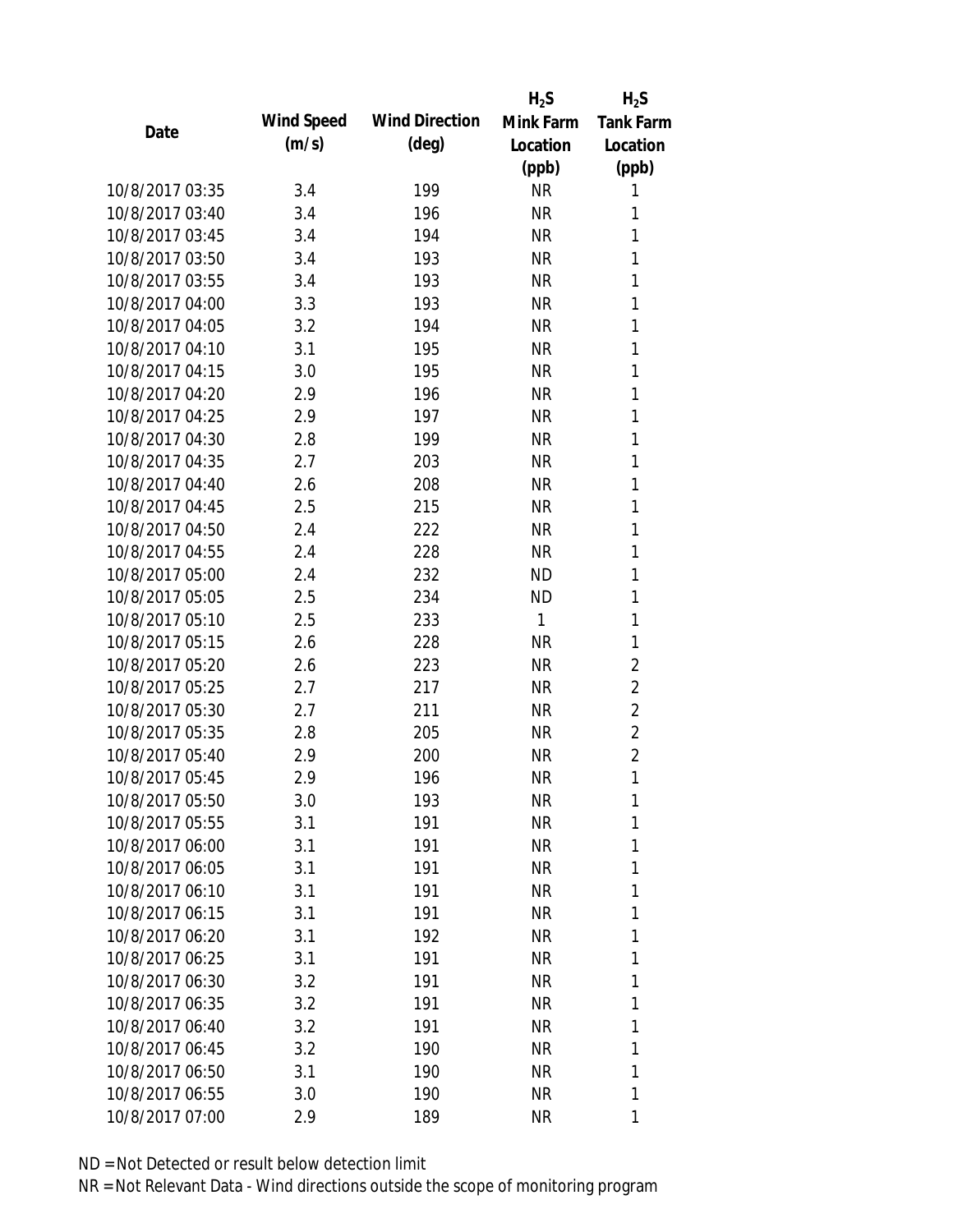| Date | Wind Speed (m/s) | Wind Direction (deg) | $H_2S$ Mink Farm Location (ppb) | $H_2S$ Tank Farm Location (ppb) |
|---|---|---|---|---|
| 10/8/2017 03:35 | 3.4 | 199 | NR | 1 |
| 10/8/2017 03:40 | 3.4 | 196 | NR | 1 |
| 10/8/2017 03:45 | 3.4 | 194 | NR | 1 |
| 10/8/2017 03:50 | 3.4 | 193 | NR | 1 |
| 10/8/2017 03:55 | 3.4 | 193 | NR | 1 |
| 10/8/2017 04:00 | 3.3 | 193 | NR | 1 |
| 10/8/2017 04:05 | 3.2 | 194 | NR | 1 |
| 10/8/2017 04:10 | 3.1 | 195 | NR | 1 |
| 10/8/2017 04:15 | 3.0 | 195 | NR | 1 |
| 10/8/2017 04:20 | 2.9 | 196 | NR | 1 |
| 10/8/2017 04:25 | 2.9 | 197 | NR | 1 |
| 10/8/2017 04:30 | 2.8 | 199 | NR | 1 |
| 10/8/2017 04:35 | 2.7 | 203 | NR | 1 |
| 10/8/2017 04:40 | 2.6 | 208 | NR | 1 |
| 10/8/2017 04:45 | 2.5 | 215 | NR | 1 |
| 10/8/2017 04:50 | 2.4 | 222 | NR | 1 |
| 10/8/2017 04:55 | 2.4 | 228 | NR | 1 |
| 10/8/2017 05:00 | 2.4 | 232 | ND | 1 |
| 10/8/2017 05:05 | 2.5 | 234 | ND | 1 |
| 10/8/2017 05:10 | 2.5 | 233 | 1 | 1 |
| 10/8/2017 05:15 | 2.6 | 228 | NR | 1 |
| 10/8/2017 05:20 | 2.6 | 223 | NR | 2 |
| 10/8/2017 05:25 | 2.7 | 217 | NR | 2 |
| 10/8/2017 05:30 | 2.7 | 211 | NR | 2 |
| 10/8/2017 05:35 | 2.8 | 205 | NR | 2 |
| 10/8/2017 05:40 | 2.9 | 200 | NR | 2 |
| 10/8/2017 05:45 | 2.9 | 196 | NR | 1 |
| 10/8/2017 05:50 | 3.0 | 193 | NR | 1 |
| 10/8/2017 05:55 | 3.1 | 191 | NR | 1 |
| 10/8/2017 06:00 | 3.1 | 191 | NR | 1 |
| 10/8/2017 06:05 | 3.1 | 191 | NR | 1 |
| 10/8/2017 06:10 | 3.1 | 191 | NR | 1 |
| 10/8/2017 06:15 | 3.1 | 191 | NR | 1 |
| 10/8/2017 06:20 | 3.1 | 192 | NR | 1 |
| 10/8/2017 06:25 | 3.1 | 191 | NR | 1 |
| 10/8/2017 06:30 | 3.2 | 191 | NR | 1 |
| 10/8/2017 06:35 | 3.2 | 191 | NR | 1 |
| 10/8/2017 06:40 | 3.2 | 191 | NR | 1 |
| 10/8/2017 06:45 | 3.2 | 190 | NR | 1 |
| 10/8/2017 06:50 | 3.1 | 190 | NR | 1 |
| 10/8/2017 06:55 | 3.0 | 190 | NR | 1 |
| 10/8/2017 07:00 | 2.9 | 189 | NR | 1 |

ND = Not Detected or result below detection limit

NR = Not Relevant Data - Wind directions outside the scope of monitoring program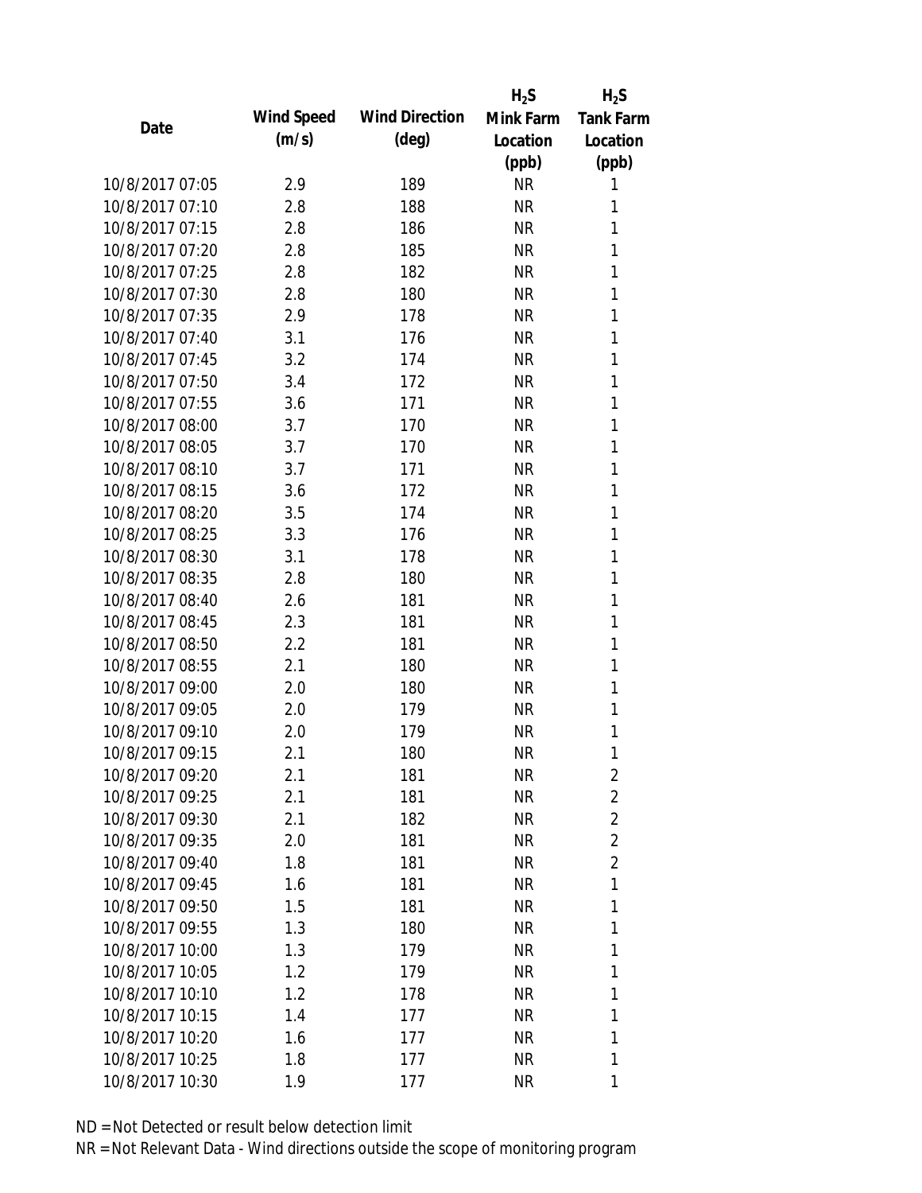| Date | Wind Speed (m/s) | Wind Direction (deg) | $H_2S$ Mink Farm Location (ppb) | $H_2S$ Tank Farm Location (ppb) |
|---|---|---|---|---|
| 10/8/2017 07:05 | 2.9 | 189 | NR | 1 |
| 10/8/2017 07:10 | 2.8 | 188 | NR | 1 |
| 10/8/2017 07:15 | 2.8 | 186 | NR | 1 |
| 10/8/2017 07:20 | 2.8 | 185 | NR | 1 |
| 10/8/2017 07:25 | 2.8 | 182 | NR | 1 |
| 10/8/2017 07:30 | 2.8 | 180 | NR | 1 |
| 10/8/2017 07:35 | 2.9 | 178 | NR | 1 |
| 10/8/2017 07:40 | 3.1 | 176 | NR | 1 |
| 10/8/2017 07:45 | 3.2 | 174 | NR | 1 |
| 10/8/2017 07:50 | 3.4 | 172 | NR | 1 |
| 10/8/2017 07:55 | 3.6 | 171 | NR | 1 |
| 10/8/2017 08:00 | 3.7 | 170 | NR | 1 |
| 10/8/2017 08:05 | 3.7 | 170 | NR | 1 |
| 10/8/2017 08:10 | 3.7 | 171 | NR | 1 |
| 10/8/2017 08:15 | 3.6 | 172 | NR | 1 |
| 10/8/2017 08:20 | 3.5 | 174 | NR | 1 |
| 10/8/2017 08:25 | 3.3 | 176 | NR | 1 |
| 10/8/2017 08:30 | 3.1 | 178 | NR | 1 |
| 10/8/2017 08:35 | 2.8 | 180 | NR | 1 |
| 10/8/2017 08:40 | 2.6 | 181 | NR | 1 |
| 10/8/2017 08:45 | 2.3 | 181 | NR | 1 |
| 10/8/2017 08:50 | 2.2 | 181 | NR | 1 |
| 10/8/2017 08:55 | 2.1 | 180 | NR | 1 |
| 10/8/2017 09:00 | 2.0 | 180 | NR | 1 |
| 10/8/2017 09:05 | 2.0 | 179 | NR | 1 |
| 10/8/2017 09:10 | 2.0 | 179 | NR | 1 |
| 10/8/2017 09:15 | 2.1 | 180 | NR | 1 |
| 10/8/2017 09:20 | 2.1 | 181 | NR | 2 |
| 10/8/2017 09:25 | 2.1 | 181 | NR | 2 |
| 10/8/2017 09:30 | 2.1 | 182 | NR | 2 |
| 10/8/2017 09:35 | 2.0 | 181 | NR | 2 |
| 10/8/2017 09:40 | 1.8 | 181 | NR | 2 |
| 10/8/2017 09:45 | 1.6 | 181 | NR | 1 |
| 10/8/2017 09:50 | 1.5 | 181 | NR | 1 |
| 10/8/2017 09:55 | 1.3 | 180 | NR | 1 |
| 10/8/2017 10:00 | 1.3 | 179 | NR | 1 |
| 10/8/2017 10:05 | 1.2 | 179 | NR | 1 |
| 10/8/2017 10:10 | 1.2 | 178 | NR | 1 |
| 10/8/2017 10:15 | 1.4 | 177 | NR | 1 |
| 10/8/2017 10:20 | 1.6 | 177 | NR | 1 |
| 10/8/2017 10:25 | 1.8 | 177 | NR | 1 |
| 10/8/2017 10:30 | 1.9 | 177 | NR | 1 |

ND = Not Detected or result below detection limit

NR = Not Relevant Data - Wind directions outside the scope of monitoring program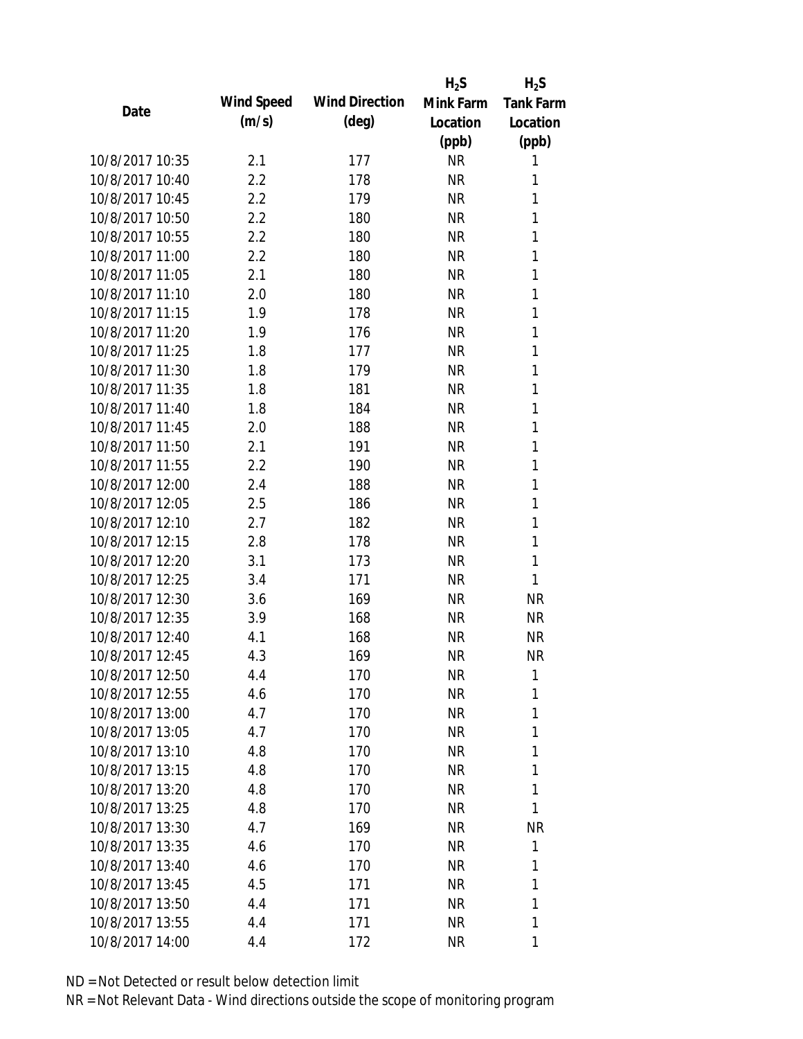| Date | Wind Speed (m/s) | Wind Direction (deg) | $H_2S$ Mink Farm Location (ppb) | $H_2S$ Tank Farm Location (ppb) |
|---|---|---|---|---|
| 10/8/2017 10:35 | 2.1 | 177 | NR | 1 |
| 10/8/2017 10:40 | 2.2 | 178 | NR | 1 |
| 10/8/2017 10:45 | 2.2 | 179 | NR | 1 |
| 10/8/2017 10:50 | 2.2 | 180 | NR | 1 |
| 10/8/2017 10:55 | 2.2 | 180 | NR | 1 |
| 10/8/2017 11:00 | 2.2 | 180 | NR | 1 |
| 10/8/2017 11:05 | 2.1 | 180 | NR | 1 |
| 10/8/2017 11:10 | 2.0 | 180 | NR | 1 |
| 10/8/2017 11:15 | 1.9 | 178 | NR | 1 |
| 10/8/2017 11:20 | 1.9 | 176 | NR | 1 |
| 10/8/2017 11:25 | 1.8 | 177 | NR | 1 |
| 10/8/2017 11:30 | 1.8 | 179 | NR | 1 |
| 10/8/2017 11:35 | 1.8 | 181 | NR | 1 |
| 10/8/2017 11:40 | 1.8 | 184 | NR | 1 |
| 10/8/2017 11:45 | 2.0 | 188 | NR | 1 |
| 10/8/2017 11:50 | 2.1 | 191 | NR | 1 |
| 10/8/2017 11:55 | 2.2 | 190 | NR | 1 |
| 10/8/2017 12:00 | 2.4 | 188 | NR | 1 |
| 10/8/2017 12:05 | 2.5 | 186 | NR | 1 |
| 10/8/2017 12:10 | 2.7 | 182 | NR | 1 |
| 10/8/2017 12:15 | 2.8 | 178 | NR | 1 |
| 10/8/2017 12:20 | 3.1 | 173 | NR | 1 |
| 10/8/2017 12:25 | 3.4 | 171 | NR | 1 |
| 10/8/2017 12:30 | 3.6 | 169 | NR | NR |
| 10/8/2017 12:35 | 3.9 | 168 | NR | NR |
| 10/8/2017 12:40 | 4.1 | 168 | NR | NR |
| 10/8/2017 12:45 | 4.3 | 169 | NR | NR |
| 10/8/2017 12:50 | 4.4 | 170 | NR | 1 |
| 10/8/2017 12:55 | 4.6 | 170 | NR | 1 |
| 10/8/2017 13:00 | 4.7 | 170 | NR | 1 |
| 10/8/2017 13:05 | 4.7 | 170 | NR | 1 |
| 10/8/2017 13:10 | 4.8 | 170 | NR | 1 |
| 10/8/2017 13:15 | 4.8 | 170 | NR | 1 |
| 10/8/2017 13:20 | 4.8 | 170 | NR | 1 |
| 10/8/2017 13:25 | 4.8 | 170 | NR | 1 |
| 10/8/2017 13:30 | 4.7 | 169 | NR | NR |
| 10/8/2017 13:35 | 4.6 | 170 | NR | 1 |
| 10/8/2017 13:40 | 4.6 | 170 | NR | 1 |
| 10/8/2017 13:45 | 4.5 | 171 | NR | 1 |
| 10/8/2017 13:50 | 4.4 | 171 | NR | 1 |
| 10/8/2017 13:55 | 4.4 | 171 | NR | 1 |
| 10/8/2017 14:00 | 4.4 | 172 | NR | 1 |

ND = Not Detected or result below detection limit

NR = Not Relevant Data - Wind directions outside the scope of monitoring program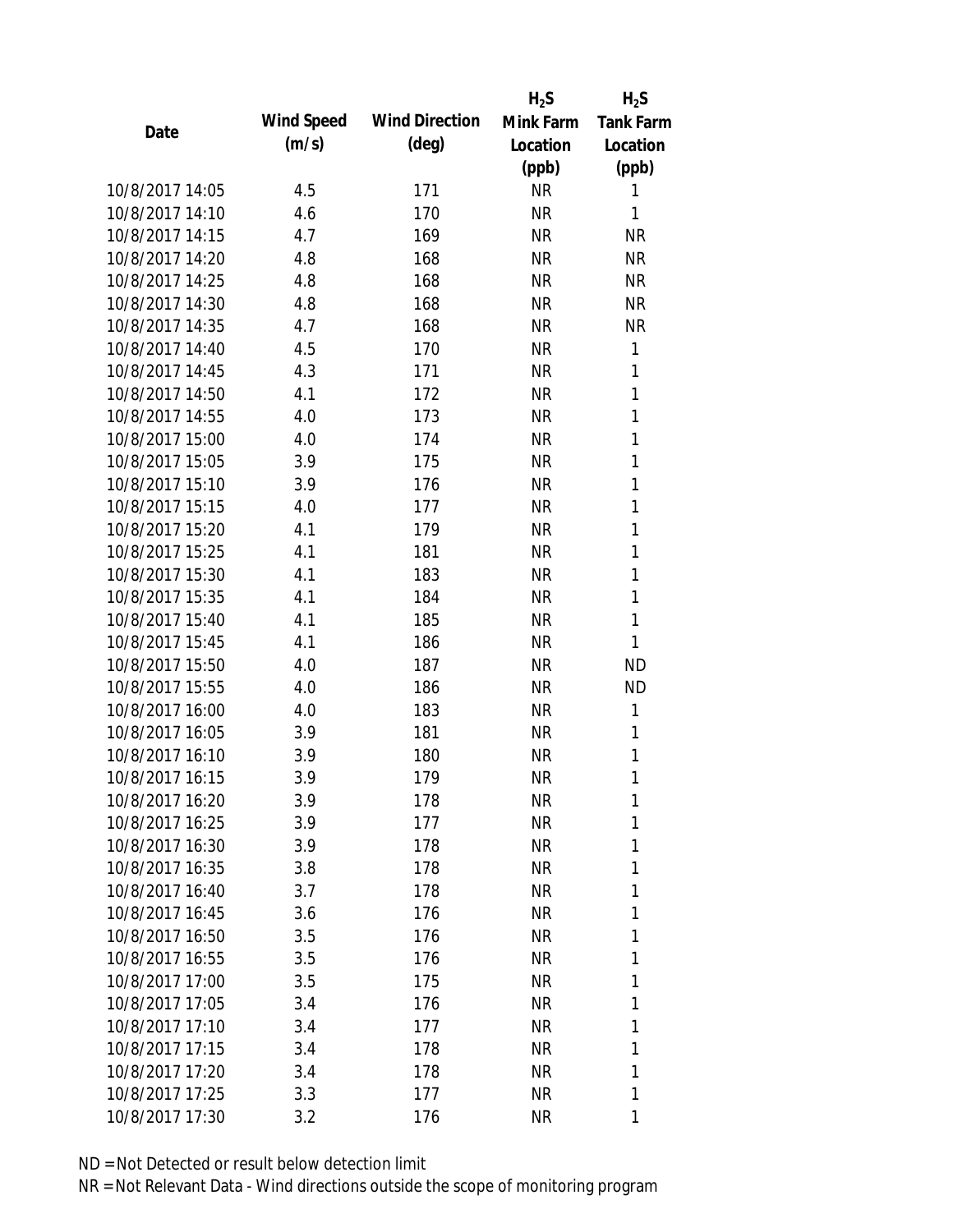| Date | Wind Speed (m/s) | Wind Direction (deg) | $H_2S$ Mink Farm Location (ppb) | $H_2S$ Tank Farm Location (ppb) |
|---|---|---|---|---|
| 10/8/2017 14:05 | 4.5 | 171 | NR | 1 |
| 10/8/2017 14:10 | 4.6 | 170 | NR | 1 |
| 10/8/2017 14:15 | 4.7 | 169 | NR | NR |
| 10/8/2017 14:20 | 4.8 | 168 | NR | NR |
| 10/8/2017 14:25 | 4.8 | 168 | NR | NR |
| 10/8/2017 14:30 | 4.8 | 168 | NR | NR |
| 10/8/2017 14:35 | 4.7 | 168 | NR | NR |
| 10/8/2017 14:40 | 4.5 | 170 | NR | 1 |
| 10/8/2017 14:45 | 4.3 | 171 | NR | 1 |
| 10/8/2017 14:50 | 4.1 | 172 | NR | 1 |
| 10/8/2017 14:55 | 4.0 | 173 | NR | 1 |
| 10/8/2017 15:00 | 4.0 | 174 | NR | 1 |
| 10/8/2017 15:05 | 3.9 | 175 | NR | 1 |
| 10/8/2017 15:10 | 3.9 | 176 | NR | 1 |
| 10/8/2017 15:15 | 4.0 | 177 | NR | 1 |
| 10/8/2017 15:20 | 4.1 | 179 | NR | 1 |
| 10/8/2017 15:25 | 4.1 | 181 | NR | 1 |
| 10/8/2017 15:30 | 4.1 | 183 | NR | 1 |
| 10/8/2017 15:35 | 4.1 | 184 | NR | 1 |
| 10/8/2017 15:40 | 4.1 | 185 | NR | 1 |
| 10/8/2017 15:45 | 4.1 | 186 | NR | 1 |
| 10/8/2017 15:50 | 4.0 | 187 | NR | ND |
| 10/8/2017 15:55 | 4.0 | 186 | NR | ND |
| 10/8/2017 16:00 | 4.0 | 183 | NR | 1 |
| 10/8/2017 16:05 | 3.9 | 181 | NR | 1 |
| 10/8/2017 16:10 | 3.9 | 180 | NR | 1 |
| 10/8/2017 16:15 | 3.9 | 179 | NR | 1 |
| 10/8/2017 16:20 | 3.9 | 178 | NR | 1 |
| 10/8/2017 16:25 | 3.9 | 177 | NR | 1 |
| 10/8/2017 16:30 | 3.9 | 178 | NR | 1 |
| 10/8/2017 16:35 | 3.8 | 178 | NR | 1 |
| 10/8/2017 16:40 | 3.7 | 178 | NR | 1 |
| 10/8/2017 16:45 | 3.6 | 176 | NR | 1 |
| 10/8/2017 16:50 | 3.5 | 176 | NR | 1 |
| 10/8/2017 16:55 | 3.5 | 176 | NR | 1 |
| 10/8/2017 17:00 | 3.5 | 175 | NR | 1 |
| 10/8/2017 17:05 | 3.4 | 176 | NR | 1 |
| 10/8/2017 17:10 | 3.4 | 177 | NR | 1 |
| 10/8/2017 17:15 | 3.4 | 178 | NR | 1 |
| 10/8/2017 17:20 | 3.4 | 178 | NR | 1 |
| 10/8/2017 17:25 | 3.3 | 177 | NR | 1 |
| 10/8/2017 17:30 | 3.2 | 176 | NR | 1 |

ND = Not Detected or result below detection limit

NR = Not Relevant Data - Wind directions outside the scope of monitoring program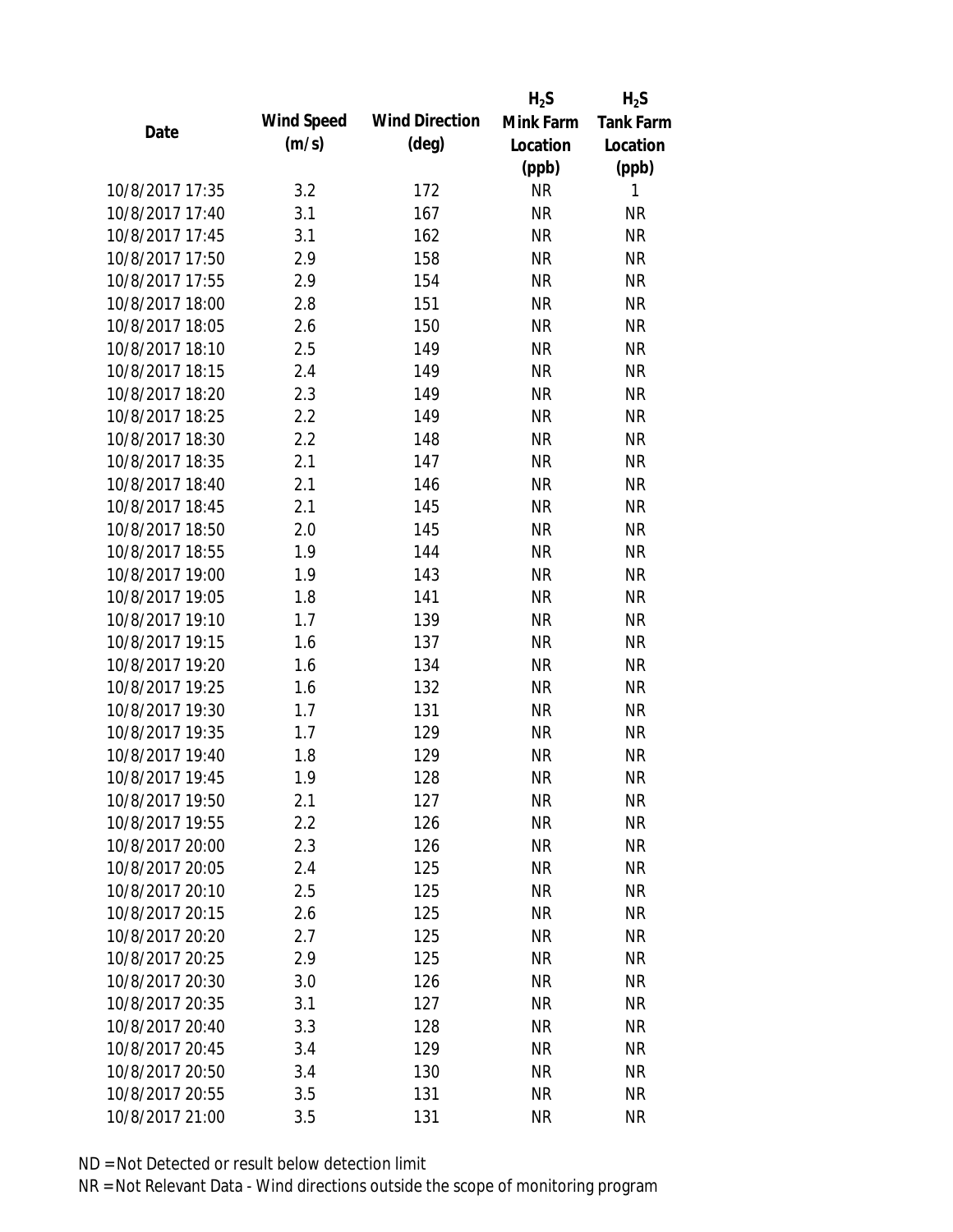| Date | Wind Speed (m/s) | Wind Direction (deg) | $H_2S$ Mink Farm Location (ppb) | $H_2S$ Tank Farm Location (ppb) |
|---|---|---|---|---|
| 10/8/2017 17:35 | 3.2 | 172 | NR | 1 |
| 10/8/2017 17:40 | 3.1 | 167 | NR | NR |
| 10/8/2017 17:45 | 3.1 | 162 | NR | NR |
| 10/8/2017 17:50 | 2.9 | 158 | NR | NR |
| 10/8/2017 17:55 | 2.9 | 154 | NR | NR |
| 10/8/2017 18:00 | 2.8 | 151 | NR | NR |
| 10/8/2017 18:05 | 2.6 | 150 | NR | NR |
| 10/8/2017 18:10 | 2.5 | 149 | NR | NR |
| 10/8/2017 18:15 | 2.4 | 149 | NR | NR |
| 10/8/2017 18:20 | 2.3 | 149 | NR | NR |
| 10/8/2017 18:25 | 2.2 | 149 | NR | NR |
| 10/8/2017 18:30 | 2.2 | 148 | NR | NR |
| 10/8/2017 18:35 | 2.1 | 147 | NR | NR |
| 10/8/2017 18:40 | 2.1 | 146 | NR | NR |
| 10/8/2017 18:45 | 2.1 | 145 | NR | NR |
| 10/8/2017 18:50 | 2.0 | 145 | NR | NR |
| 10/8/2017 18:55 | 1.9 | 144 | NR | NR |
| 10/8/2017 19:00 | 1.9 | 143 | NR | NR |
| 10/8/2017 19:05 | 1.8 | 141 | NR | NR |
| 10/8/2017 19:10 | 1.7 | 139 | NR | NR |
| 10/8/2017 19:15 | 1.6 | 137 | NR | NR |
| 10/8/2017 19:20 | 1.6 | 134 | NR | NR |
| 10/8/2017 19:25 | 1.6 | 132 | NR | NR |
| 10/8/2017 19:30 | 1.7 | 131 | NR | NR |
| 10/8/2017 19:35 | 1.7 | 129 | NR | NR |
| 10/8/2017 19:40 | 1.8 | 129 | NR | NR |
| 10/8/2017 19:45 | 1.9 | 128 | NR | NR |
| 10/8/2017 19:50 | 2.1 | 127 | NR | NR |
| 10/8/2017 19:55 | 2.2 | 126 | NR | NR |
| 10/8/2017 20:00 | 2.3 | 126 | NR | NR |
| 10/8/2017 20:05 | 2.4 | 125 | NR | NR |
| 10/8/2017 20:10 | 2.5 | 125 | NR | NR |
| 10/8/2017 20:15 | 2.6 | 125 | NR | NR |
| 10/8/2017 20:20 | 2.7 | 125 | NR | NR |
| 10/8/2017 20:25 | 2.9 | 125 | NR | NR |
| 10/8/2017 20:30 | 3.0 | 126 | NR | NR |
| 10/8/2017 20:35 | 3.1 | 127 | NR | NR |
| 10/8/2017 20:40 | 3.3 | 128 | NR | NR |
| 10/8/2017 20:45 | 3.4 | 129 | NR | NR |
| 10/8/2017 20:50 | 3.4 | 130 | NR | NR |
| 10/8/2017 20:55 | 3.5 | 131 | NR | NR |
| 10/8/2017 21:00 | 3.5 | 131 | NR | NR |

ND = Not Detected or result below detection limit

NR = Not Relevant Data - Wind directions outside the scope of monitoring program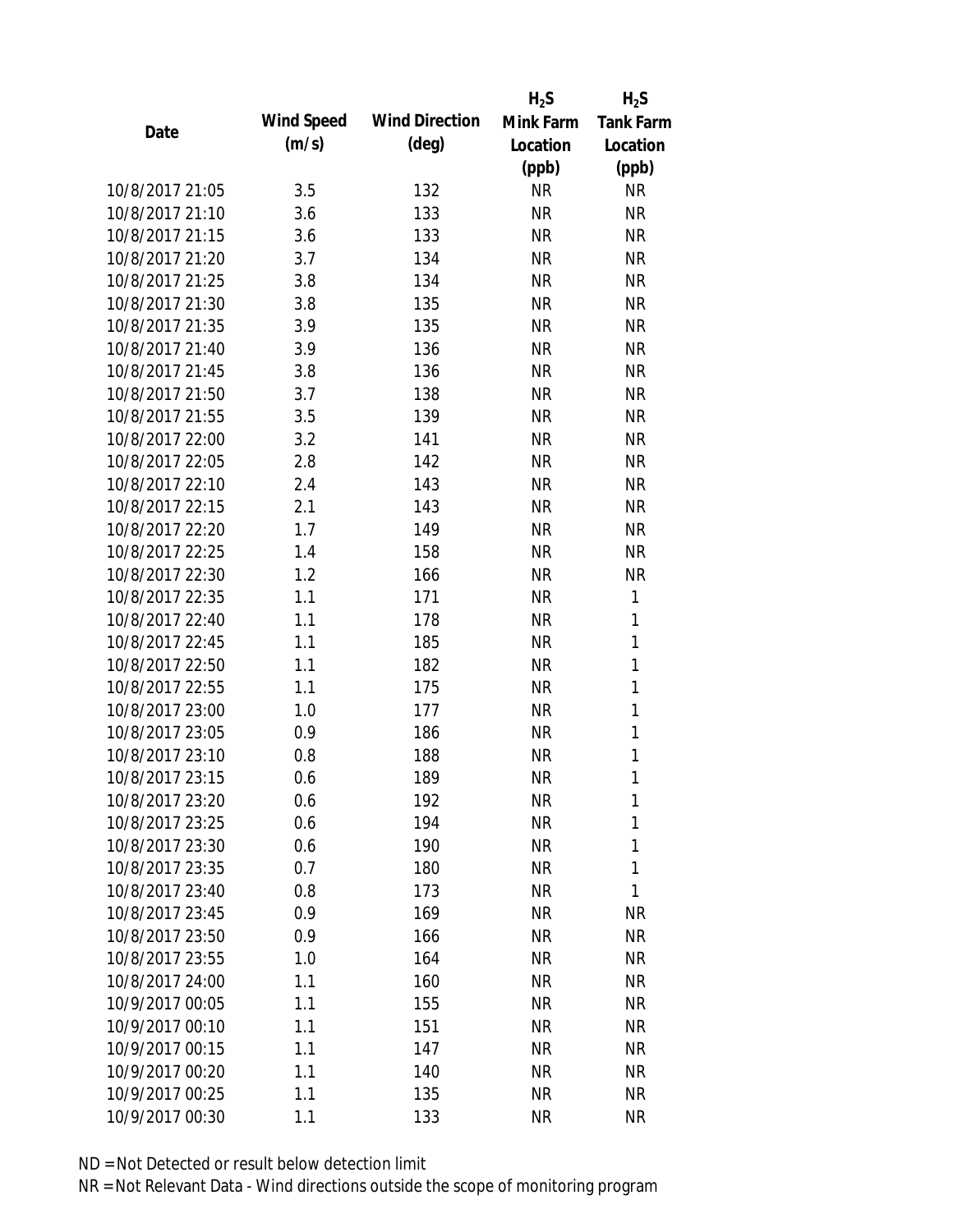| Date | Wind Speed (m/s) | Wind Direction (deg) | $H_2S$ Mink Farm Location (ppb) | $H_2S$ Tank Farm Location (ppb) |
|---|---|---|---|---|
| 10/8/2017 21:05 | 3.5 | 132 | NR | NR |
| 10/8/2017 21:10 | 3.6 | 133 | NR | NR |
| 10/8/2017 21:15 | 3.6 | 133 | NR | NR |
| 10/8/2017 21:20 | 3.7 | 134 | NR | NR |
| 10/8/2017 21:25 | 3.8 | 134 | NR | NR |
| 10/8/2017 21:30 | 3.8 | 135 | NR | NR |
| 10/8/2017 21:35 | 3.9 | 135 | NR | NR |
| 10/8/2017 21:40 | 3.9 | 136 | NR | NR |
| 10/8/2017 21:45 | 3.8 | 136 | NR | NR |
| 10/8/2017 21:50 | 3.7 | 138 | NR | NR |
| 10/8/2017 21:55 | 3.5 | 139 | NR | NR |
| 10/8/2017 22:00 | 3.2 | 141 | NR | NR |
| 10/8/2017 22:05 | 2.8 | 142 | NR | NR |
| 10/8/2017 22:10 | 2.4 | 143 | NR | NR |
| 10/8/2017 22:15 | 2.1 | 143 | NR | NR |
| 10/8/2017 22:20 | 1.7 | 149 | NR | NR |
| 10/8/2017 22:25 | 1.4 | 158 | NR | NR |
| 10/8/2017 22:30 | 1.2 | 166 | NR | NR |
| 10/8/2017 22:35 | 1.1 | 171 | NR | 1 |
| 10/8/2017 22:40 | 1.1 | 178 | NR | 1 |
| 10/8/2017 22:45 | 1.1 | 185 | NR | 1 |
| 10/8/2017 22:50 | 1.1 | 182 | NR | 1 |
| 10/8/2017 22:55 | 1.1 | 175 | NR | 1 |
| 10/8/2017 23:00 | 1.0 | 177 | NR | 1 |
| 10/8/2017 23:05 | 0.9 | 186 | NR | 1 |
| 10/8/2017 23:10 | 0.8 | 188 | NR | 1 |
| 10/8/2017 23:15 | 0.6 | 189 | NR | 1 |
| 10/8/2017 23:20 | 0.6 | 192 | NR | 1 |
| 10/8/2017 23:25 | 0.6 | 194 | NR | 1 |
| 10/8/2017 23:30 | 0.6 | 190 | NR | 1 |
| 10/8/2017 23:35 | 0.7 | 180 | NR | 1 |
| 10/8/2017 23:40 | 0.8 | 173 | NR | 1 |
| 10/8/2017 23:45 | 0.9 | 169 | NR | NR |
| 10/8/2017 23:50 | 0.9 | 166 | NR | NR |
| 10/8/2017 23:55 | 1.0 | 164 | NR | NR |
| 10/8/2017 24:00 | 1.1 | 160 | NR | NR |
| 10/9/2017 00:05 | 1.1 | 155 | NR | NR |
| 10/9/2017 00:10 | 1.1 | 151 | NR | NR |
| 10/9/2017 00:15 | 1.1 | 147 | NR | NR |
| 10/9/2017 00:20 | 1.1 | 140 | NR | NR |
| 10/9/2017 00:25 | 1.1 | 135 | NR | NR |
| 10/9/2017 00:30 | 1.1 | 133 | NR | NR |

ND = Not Detected or result below detection limit

NR = Not Relevant Data - Wind directions outside the scope of monitoring program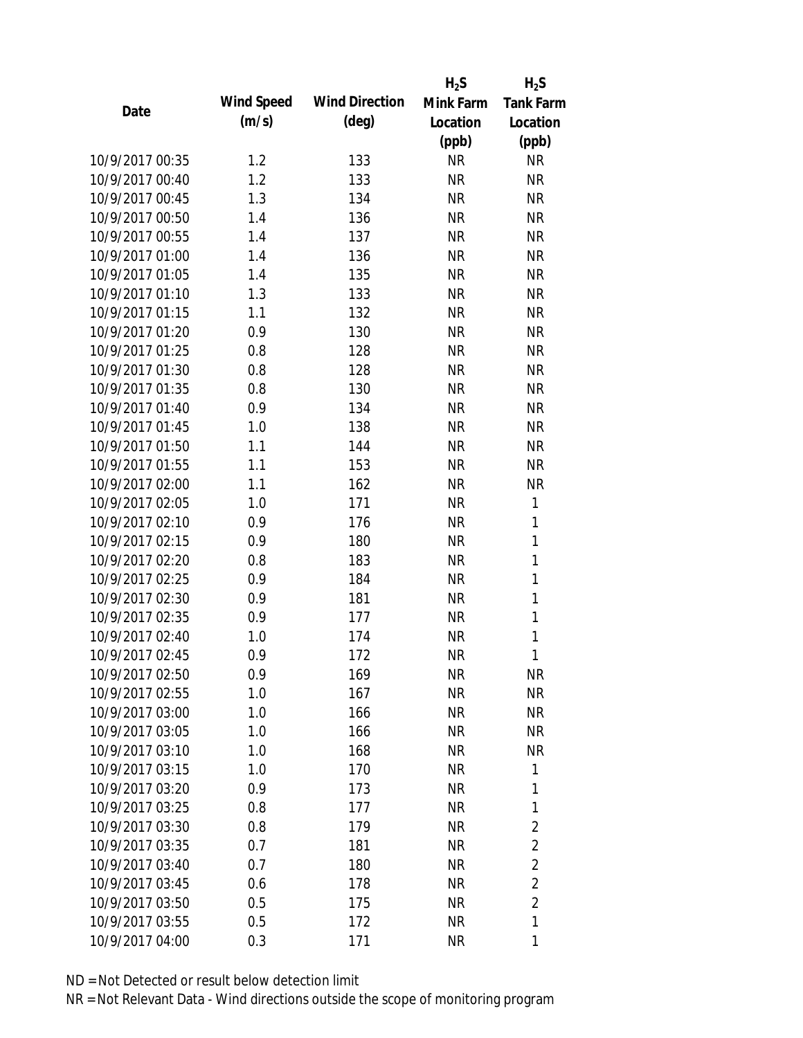| Date | Wind Speed (m/s) | Wind Direction (deg) | $H_2S$ Mink Farm Location (ppb) | $H_2S$ Tank Farm Location (ppb) |
|---|---|---|---|---|
| 10/9/2017 00:35 | 1.2 | 133 | NR | NR |
| 10/9/2017 00:40 | 1.2 | 133 | NR | NR |
| 10/9/2017 00:45 | 1.3 | 134 | NR | NR |
| 10/9/2017 00:50 | 1.4 | 136 | NR | NR |
| 10/9/2017 00:55 | 1.4 | 137 | NR | NR |
| 10/9/2017 01:00 | 1.4 | 136 | NR | NR |
| 10/9/2017 01:05 | 1.4 | 135 | NR | NR |
| 10/9/2017 01:10 | 1.3 | 133 | NR | NR |
| 10/9/2017 01:15 | 1.1 | 132 | NR | NR |
| 10/9/2017 01:20 | 0.9 | 130 | NR | NR |
| 10/9/2017 01:25 | 0.8 | 128 | NR | NR |
| 10/9/2017 01:30 | 0.8 | 128 | NR | NR |
| 10/9/2017 01:35 | 0.8 | 130 | NR | NR |
| 10/9/2017 01:40 | 0.9 | 134 | NR | NR |
| 10/9/2017 01:45 | 1.0 | 138 | NR | NR |
| 10/9/2017 01:50 | 1.1 | 144 | NR | NR |
| 10/9/2017 01:55 | 1.1 | 153 | NR | NR |
| 10/9/2017 02:00 | 1.1 | 162 | NR | NR |
| 10/9/2017 02:05 | 1.0 | 171 | NR | 1 |
| 10/9/2017 02:10 | 0.9 | 176 | NR | 1 |
| 10/9/2017 02:15 | 0.9 | 180 | NR | 1 |
| 10/9/2017 02:20 | 0.8 | 183 | NR | 1 |
| 10/9/2017 02:25 | 0.9 | 184 | NR | 1 |
| 10/9/2017 02:30 | 0.9 | 181 | NR | 1 |
| 10/9/2017 02:35 | 0.9 | 177 | NR | 1 |
| 10/9/2017 02:40 | 1.0 | 174 | NR | 1 |
| 10/9/2017 02:45 | 0.9 | 172 | NR | 1 |
| 10/9/2017 02:50 | 0.9 | 169 | NR | NR |
| 10/9/2017 02:55 | 1.0 | 167 | NR | NR |
| 10/9/2017 03:00 | 1.0 | 166 | NR | NR |
| 10/9/2017 03:05 | 1.0 | 166 | NR | NR |
| 10/9/2017 03:10 | 1.0 | 168 | NR | NR |
| 10/9/2017 03:15 | 1.0 | 170 | NR | 1 |
| 10/9/2017 03:20 | 0.9 | 173 | NR | 1 |
| 10/9/2017 03:25 | 0.8 | 177 | NR | 1 |
| 10/9/2017 03:30 | 0.8 | 179 | NR | 2 |
| 10/9/2017 03:35 | 0.7 | 181 | NR | 2 |
| 10/9/2017 03:40 | 0.7 | 180 | NR | 2 |
| 10/9/2017 03:45 | 0.6 | 178 | NR | 2 |
| 10/9/2017 03:50 | 0.5 | 175 | NR | 2 |
| 10/9/2017 03:55 | 0.5 | 172 | NR | 1 |
| 10/9/2017 04:00 | 0.3 | 171 | NR | 1 |

ND = Not Detected or result below detection limit

NR = Not Relevant Data - Wind directions outside the scope of monitoring program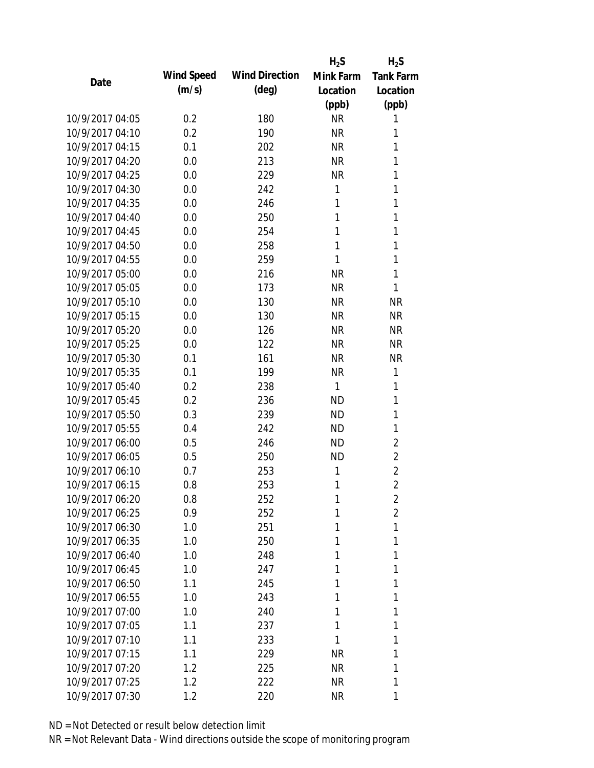| Date | Wind Speed (m/s) | Wind Direction (deg) | $H_2S$ Mink Farm Location (ppb) | $H_2S$ Tank Farm Location (ppb) |
|---|---|---|---|---|
| 10/9/2017 04:05 | 0.2 | 180 | NR | 1 |
| 10/9/2017 04:10 | 0.2 | 190 | NR | 1 |
| 10/9/2017 04:15 | 0.1 | 202 | NR | 1 |
| 10/9/2017 04:20 | 0.0 | 213 | NR | 1 |
| 10/9/2017 04:25 | 0.0 | 229 | NR | 1 |
| 10/9/2017 04:30 | 0.0 | 242 | 1 | 1 |
| 10/9/2017 04:35 | 0.0 | 246 | 1 | 1 |
| 10/9/2017 04:40 | 0.0 | 250 | 1 | 1 |
| 10/9/2017 04:45 | 0.0 | 254 | 1 | 1 |
| 10/9/2017 04:50 | 0.0 | 258 | 1 | 1 |
| 10/9/2017 04:55 | 0.0 | 259 | 1 | 1 |
| 10/9/2017 05:00 | 0.0 | 216 | NR | 1 |
| 10/9/2017 05:05 | 0.0 | 173 | NR | 1 |
| 10/9/2017 05:10 | 0.0 | 130 | NR | NR |
| 10/9/2017 05:15 | 0.0 | 130 | NR | NR |
| 10/9/2017 05:20 | 0.0 | 126 | NR | NR |
| 10/9/2017 05:25 | 0.0 | 122 | NR | NR |
| 10/9/2017 05:30 | 0.1 | 161 | NR | NR |
| 10/9/2017 05:35 | 0.1 | 199 | NR | 1 |
| 10/9/2017 05:40 | 0.2 | 238 | 1 | 1 |
| 10/9/2017 05:45 | 0.2 | 236 | ND | 1 |
| 10/9/2017 05:50 | 0.3 | 239 | ND | 1 |
| 10/9/2017 05:55 | 0.4 | 242 | ND | 1 |
| 10/9/2017 06:00 | 0.5 | 246 | ND | 2 |
| 10/9/2017 06:05 | 0.5 | 250 | ND | 2 |
| 10/9/2017 06:10 | 0.7 | 253 | 1 | 2 |
| 10/9/2017 06:15 | 0.8 | 253 | 1 | 2 |
| 10/9/2017 06:20 | 0.8 | 252 | 1 | 2 |
| 10/9/2017 06:25 | 0.9 | 252 | 1 | 2 |
| 10/9/2017 06:30 | 1.0 | 251 | 1 | 1 |
| 10/9/2017 06:35 | 1.0 | 250 | 1 | 1 |
| 10/9/2017 06:40 | 1.0 | 248 | 1 | 1 |
| 10/9/2017 06:45 | 1.0 | 247 | 1 | 1 |
| 10/9/2017 06:50 | 1.1 | 245 | 1 | 1 |
| 10/9/2017 06:55 | 1.0 | 243 | 1 | 1 |
| 10/9/2017 07:00 | 1.0 | 240 | 1 | 1 |
| 10/9/2017 07:05 | 1.1 | 237 | 1 | 1 |
| 10/9/2017 07:10 | 1.1 | 233 | 1 | 1 |
| 10/9/2017 07:15 | 1.1 | 229 | NR | 1 |
| 10/9/2017 07:20 | 1.2 | 225 | NR | 1 |
| 10/9/2017 07:25 | 1.2 | 222 | NR | 1 |
| 10/9/2017 07:30 | 1.2 | 220 | NR | 1 |

ND = Not Detected or result below detection limit

NR = Not Relevant Data - Wind directions outside the scope of monitoring program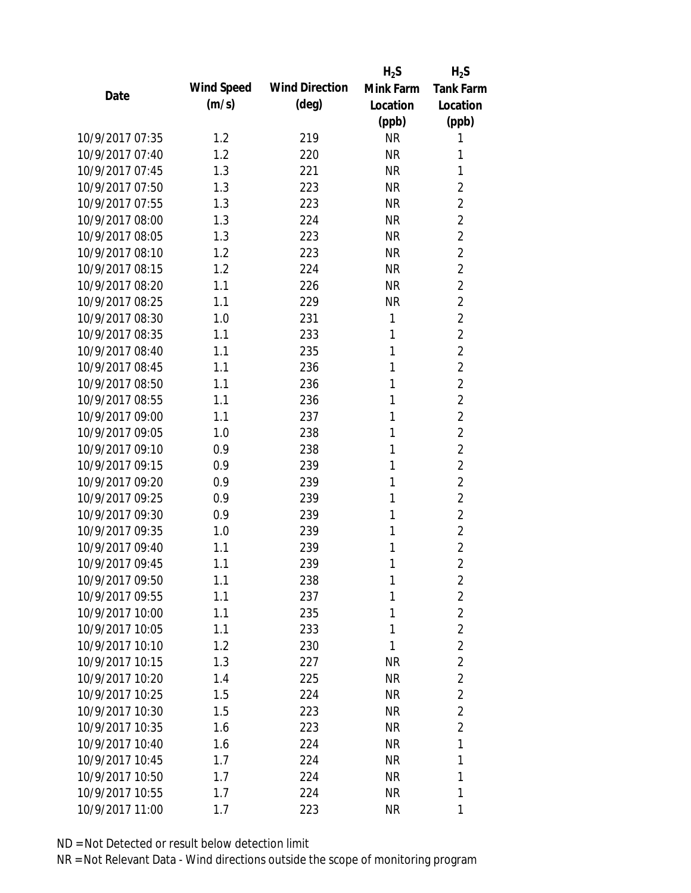| Date | Wind Speed (m/s) | Wind Direction (deg) | $H_2S$ Mink Farm Location (ppb) | $H_2S$ Tank Farm Location (ppb) |
|---|---|---|---|---|
| 10/9/2017 07:35 | 1.2 | 219 | NR | 1 |
| 10/9/2017 07:40 | 1.2 | 220 | NR | 1 |
| 10/9/2017 07:45 | 1.3 | 221 | NR | 1 |
| 10/9/2017 07:50 | 1.3 | 223 | NR | 2 |
| 10/9/2017 07:55 | 1.3 | 223 | NR | 2 |
| 10/9/2017 08:00 | 1.3 | 224 | NR | 2 |
| 10/9/2017 08:05 | 1.3 | 223 | NR | 2 |
| 10/9/2017 08:10 | 1.2 | 223 | NR | 2 |
| 10/9/2017 08:15 | 1.2 | 224 | NR | 2 |
| 10/9/2017 08:20 | 1.1 | 226 | NR | 2 |
| 10/9/2017 08:25 | 1.1 | 229 | NR | 2 |
| 10/9/2017 08:30 | 1.0 | 231 | 1 | 2 |
| 10/9/2017 08:35 | 1.1 | 233 | 1 | 2 |
| 10/9/2017 08:40 | 1.1 | 235 | 1 | 2 |
| 10/9/2017 08:45 | 1.1 | 236 | 1 | 2 |
| 10/9/2017 08:50 | 1.1 | 236 | 1 | 2 |
| 10/9/2017 08:55 | 1.1 | 236 | 1 | 2 |
| 10/9/2017 09:00 | 1.1 | 237 | 1 | 2 |
| 10/9/2017 09:05 | 1.0 | 238 | 1 | 2 |
| 10/9/2017 09:10 | 0.9 | 238 | 1 | 2 |
| 10/9/2017 09:15 | 0.9 | 239 | 1 | 2 |
| 10/9/2017 09:20 | 0.9 | 239 | 1 | 2 |
| 10/9/2017 09:25 | 0.9 | 239 | 1 | 2 |
| 10/9/2017 09:30 | 0.9 | 239 | 1 | 2 |
| 10/9/2017 09:35 | 1.0 | 239 | 1 | 2 |
| 10/9/2017 09:40 | 1.1 | 239 | 1 | 2 |
| 10/9/2017 09:45 | 1.1 | 239 | 1 | 2 |
| 10/9/2017 09:50 | 1.1 | 238 | 1 | 2 |
| 10/9/2017 09:55 | 1.1 | 237 | 1 | 2 |
| 10/9/2017 10:00 | 1.1 | 235 | 1 | 2 |
| 10/9/2017 10:05 | 1.1 | 233 | 1 | 2 |
| 10/9/2017 10:10 | 1.2 | 230 | 1 | 2 |
| 10/9/2017 10:15 | 1.3 | 227 | NR | 2 |
| 10/9/2017 10:20 | 1.4 | 225 | NR | 2 |
| 10/9/2017 10:25 | 1.5 | 224 | NR | 2 |
| 10/9/2017 10:30 | 1.5 | 223 | NR | 2 |
| 10/9/2017 10:35 | 1.6 | 223 | NR | 2 |
| 10/9/2017 10:40 | 1.6 | 224 | NR | 1 |
| 10/9/2017 10:45 | 1.7 | 224 | NR | 1 |
| 10/9/2017 10:50 | 1.7 | 224 | NR | 1 |
| 10/9/2017 10:55 | 1.7 | 224 | NR | 1 |
| 10/9/2017 11:00 | 1.7 | 223 | NR | 1 |

ND = Not Detected or result below detection limit
NR = Not Relevant Data - Wind directions outside the scope of monitoring program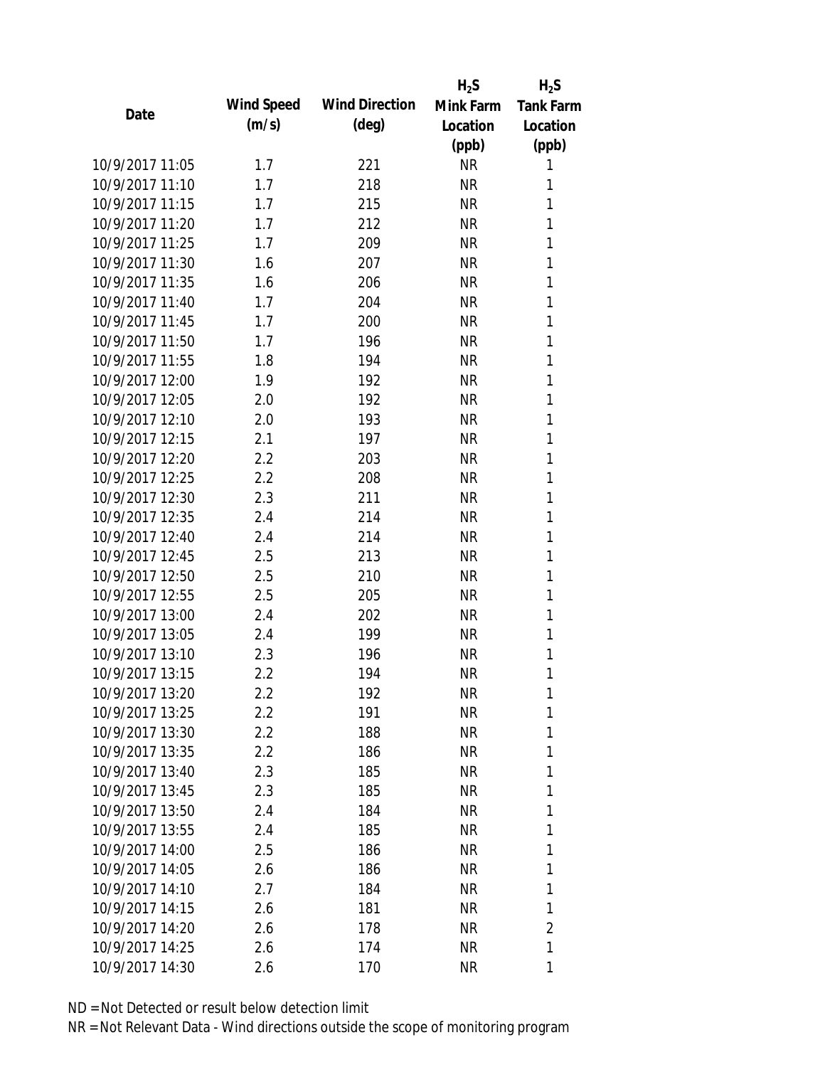| Date | Wind Speed (m/s) | Wind Direction (deg) | $H_2S$ Mink Farm Location (ppb) | $H_2S$ Tank Farm Location (ppb) |
|---|---|---|---|---|
| 10/9/2017 11:05 | 1.7 | 221 | NR | 1 |
| 10/9/2017 11:10 | 1.7 | 218 | NR | 1 |
| 10/9/2017 11:15 | 1.7 | 215 | NR | 1 |
| 10/9/2017 11:20 | 1.7 | 212 | NR | 1 |
| 10/9/2017 11:25 | 1.7 | 209 | NR | 1 |
| 10/9/2017 11:30 | 1.6 | 207 | NR | 1 |
| 10/9/2017 11:35 | 1.6 | 206 | NR | 1 |
| 10/9/2017 11:40 | 1.7 | 204 | NR | 1 |
| 10/9/2017 11:45 | 1.7 | 200 | NR | 1 |
| 10/9/2017 11:50 | 1.7 | 196 | NR | 1 |
| 10/9/2017 11:55 | 1.8 | 194 | NR | 1 |
| 10/9/2017 12:00 | 1.9 | 192 | NR | 1 |
| 10/9/2017 12:05 | 2.0 | 192 | NR | 1 |
| 10/9/2017 12:10 | 2.0 | 193 | NR | 1 |
| 10/9/2017 12:15 | 2.1 | 197 | NR | 1 |
| 10/9/2017 12:20 | 2.2 | 203 | NR | 1 |
| 10/9/2017 12:25 | 2.2 | 208 | NR | 1 |
| 10/9/2017 12:30 | 2.3 | 211 | NR | 1 |
| 10/9/2017 12:35 | 2.4 | 214 | NR | 1 |
| 10/9/2017 12:40 | 2.4 | 214 | NR | 1 |
| 10/9/2017 12:45 | 2.5 | 213 | NR | 1 |
| 10/9/2017 12:50 | 2.5 | 210 | NR | 1 |
| 10/9/2017 12:55 | 2.5 | 205 | NR | 1 |
| 10/9/2017 13:00 | 2.4 | 202 | NR | 1 |
| 10/9/2017 13:05 | 2.4 | 199 | NR | 1 |
| 10/9/2017 13:10 | 2.3 | 196 | NR | 1 |
| 10/9/2017 13:15 | 2.2 | 194 | NR | 1 |
| 10/9/2017 13:20 | 2.2 | 192 | NR | 1 |
| 10/9/2017 13:25 | 2.2 | 191 | NR | 1 |
| 10/9/2017 13:30 | 2.2 | 188 | NR | 1 |
| 10/9/2017 13:35 | 2.2 | 186 | NR | 1 |
| 10/9/2017 13:40 | 2.3 | 185 | NR | 1 |
| 10/9/2017 13:45 | 2.3 | 185 | NR | 1 |
| 10/9/2017 13:50 | 2.4 | 184 | NR | 1 |
| 10/9/2017 13:55 | 2.4 | 185 | NR | 1 |
| 10/9/2017 14:00 | 2.5 | 186 | NR | 1 |
| 10/9/2017 14:05 | 2.6 | 186 | NR | 1 |
| 10/9/2017 14:10 | 2.7 | 184 | NR | 1 |
| 10/9/2017 14:15 | 2.6 | 181 | NR | 1 |
| 10/9/2017 14:20 | 2.6 | 178 | NR | 2 |
| 10/9/2017 14:25 | 2.6 | 174 | NR | 1 |
| 10/9/2017 14:30 | 2.6 | 170 | NR | 1 |

ND = Not Detected or result below detection limit

NR = Not Relevant Data - Wind directions outside the scope of monitoring program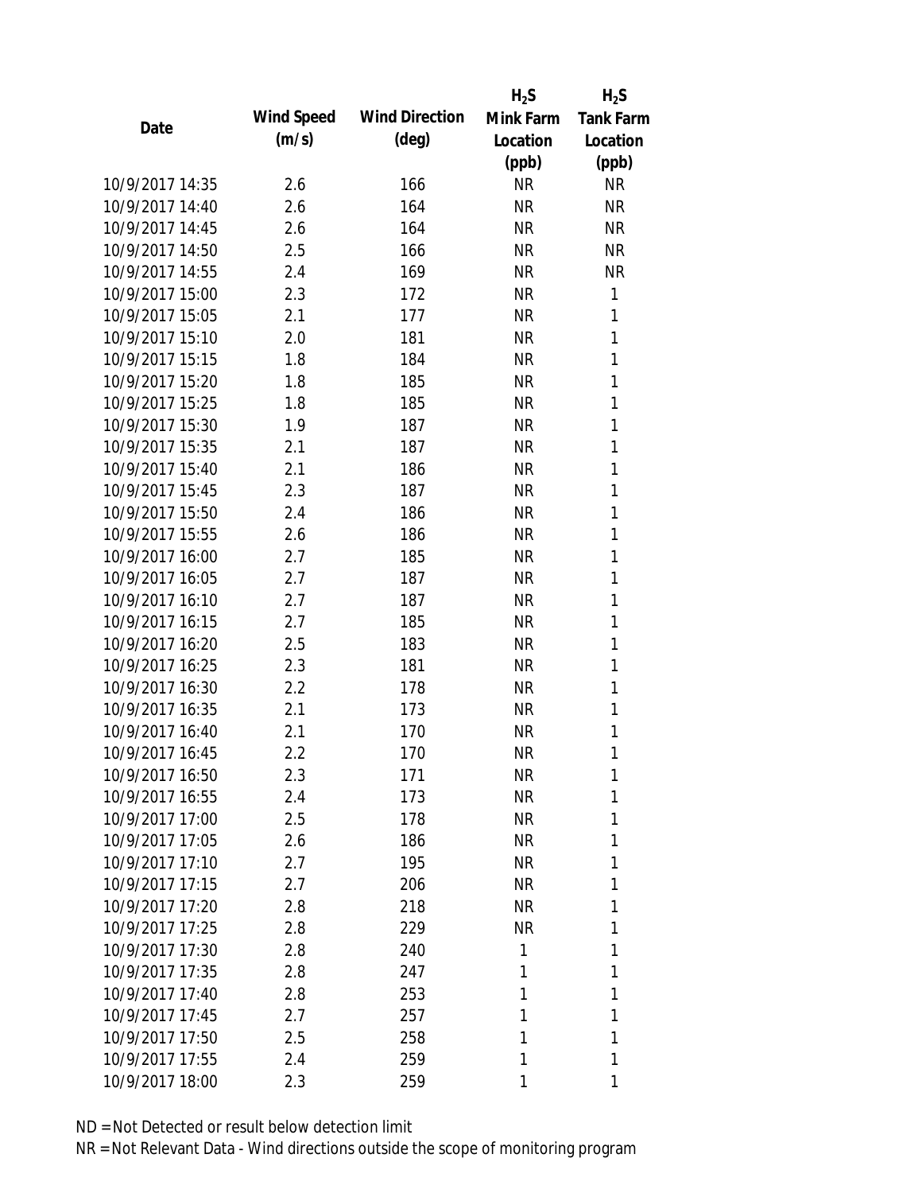| Date | Wind Speed (m/s) | Wind Direction (deg) | $H_2S$ Mink Farm Location (ppb) | $H_2S$ Tank Farm Location (ppb) |
|---|---|---|---|---|
| 10/9/2017 14:35 | 2.6 | 166 | NR | NR |
| 10/9/2017 14:40 | 2.6 | 164 | NR | NR |
| 10/9/2017 14:45 | 2.6 | 164 | NR | NR |
| 10/9/2017 14:50 | 2.5 | 166 | NR | NR |
| 10/9/2017 14:55 | 2.4 | 169 | NR | NR |
| 10/9/2017 15:00 | 2.3 | 172 | NR | 1 |
| 10/9/2017 15:05 | 2.1 | 177 | NR | 1 |
| 10/9/2017 15:10 | 2.0 | 181 | NR | 1 |
| 10/9/2017 15:15 | 1.8 | 184 | NR | 1 |
| 10/9/2017 15:20 | 1.8 | 185 | NR | 1 |
| 10/9/2017 15:25 | 1.8 | 185 | NR | 1 |
| 10/9/2017 15:30 | 1.9 | 187 | NR | 1 |
| 10/9/2017 15:35 | 2.1 | 187 | NR | 1 |
| 10/9/2017 15:40 | 2.1 | 186 | NR | 1 |
| 10/9/2017 15:45 | 2.3 | 187 | NR | 1 |
| 10/9/2017 15:50 | 2.4 | 186 | NR | 1 |
| 10/9/2017 15:55 | 2.6 | 186 | NR | 1 |
| 10/9/2017 16:00 | 2.7 | 185 | NR | 1 |
| 10/9/2017 16:05 | 2.7 | 187 | NR | 1 |
| 10/9/2017 16:10 | 2.7 | 187 | NR | 1 |
| 10/9/2017 16:15 | 2.7 | 185 | NR | 1 |
| 10/9/2017 16:20 | 2.5 | 183 | NR | 1 |
| 10/9/2017 16:25 | 2.3 | 181 | NR | 1 |
| 10/9/2017 16:30 | 2.2 | 178 | NR | 1 |
| 10/9/2017 16:35 | 2.1 | 173 | NR | 1 |
| 10/9/2017 16:40 | 2.1 | 170 | NR | 1 |
| 10/9/2017 16:45 | 2.2 | 170 | NR | 1 |
| 10/9/2017 16:50 | 2.3 | 171 | NR | 1 |
| 10/9/2017 16:55 | 2.4 | 173 | NR | 1 |
| 10/9/2017 17:00 | 2.5 | 178 | NR | 1 |
| 10/9/2017 17:05 | 2.6 | 186 | NR | 1 |
| 10/9/2017 17:10 | 2.7 | 195 | NR | 1 |
| 10/9/2017 17:15 | 2.7 | 206 | NR | 1 |
| 10/9/2017 17:20 | 2.8 | 218 | NR | 1 |
| 10/9/2017 17:25 | 2.8 | 229 | NR | 1 |
| 10/9/2017 17:30 | 2.8 | 240 | 1 | 1 |
| 10/9/2017 17:35 | 2.8 | 247 | 1 | 1 |
| 10/9/2017 17:40 | 2.8 | 253 | 1 | 1 |
| 10/9/2017 17:45 | 2.7 | 257 | 1 | 1 |
| 10/9/2017 17:50 | 2.5 | 258 | 1 | 1 |
| 10/9/2017 17:55 | 2.4 | 259 | 1 | 1 |
| 10/9/2017 18:00 | 2.3 | 259 | 1 | 1 |

ND = Not Detected or result below detection limit

NR = Not Relevant Data - Wind directions outside the scope of monitoring program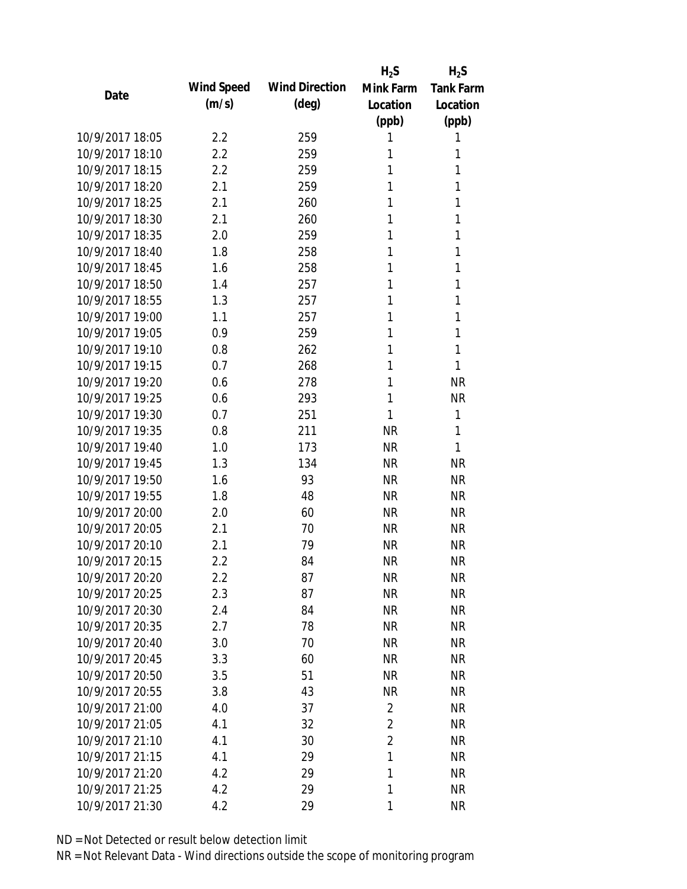| Date | Wind Speed (m/s) | Wind Direction (deg) | $H_2S$ Mink Farm Location (ppb) | $H_2S$ Tank Farm Location (ppb) |
|---|---|---|---|---|
| 10/9/2017 18:05 | 2.2 | 259 | 1 | 1 |
| 10/9/2017 18:10 | 2.2 | 259 | 1 | 1 |
| 10/9/2017 18:15 | 2.2 | 259 | 1 | 1 |
| 10/9/2017 18:20 | 2.1 | 259 | 1 | 1 |
| 10/9/2017 18:25 | 2.1 | 260 | 1 | 1 |
| 10/9/2017 18:30 | 2.1 | 260 | 1 | 1 |
| 10/9/2017 18:35 | 2.0 | 259 | 1 | 1 |
| 10/9/2017 18:40 | 1.8 | 258 | 1 | 1 |
| 10/9/2017 18:45 | 1.6 | 258 | 1 | 1 |
| 10/9/2017 18:50 | 1.4 | 257 | 1 | 1 |
| 10/9/2017 18:55 | 1.3 | 257 | 1 | 1 |
| 10/9/2017 19:00 | 1.1 | 257 | 1 | 1 |
| 10/9/2017 19:05 | 0.9 | 259 | 1 | 1 |
| 10/9/2017 19:10 | 0.8 | 262 | 1 | 1 |
| 10/9/2017 19:15 | 0.7 | 268 | 1 | 1 |
| 10/9/2017 19:20 | 0.6 | 278 | 1 | NR |
| 10/9/2017 19:25 | 0.6 | 293 | 1 | NR |
| 10/9/2017 19:30 | 0.7 | 251 | 1 | 1 |
| 10/9/2017 19:35 | 0.8 | 211 | NR | 1 |
| 10/9/2017 19:40 | 1.0 | 173 | NR | 1 |
| 10/9/2017 19:45 | 1.3 | 134 | NR | NR |
| 10/9/2017 19:50 | 1.6 | 93 | NR | NR |
| 10/9/2017 19:55 | 1.8 | 48 | NR | NR |
| 10/9/2017 20:00 | 2.0 | 60 | NR | NR |
| 10/9/2017 20:05 | 2.1 | 70 | NR | NR |
| 10/9/2017 20:10 | 2.1 | 79 | NR | NR |
| 10/9/2017 20:15 | 2.2 | 84 | NR | NR |
| 10/9/2017 20:20 | 2.2 | 87 | NR | NR |
| 10/9/2017 20:25 | 2.3 | 87 | NR | NR |
| 10/9/2017 20:30 | 2.4 | 84 | NR | NR |
| 10/9/2017 20:35 | 2.7 | 78 | NR | NR |
| 10/9/2017 20:40 | 3.0 | 70 | NR | NR |
| 10/9/2017 20:45 | 3.3 | 60 | NR | NR |
| 10/9/2017 20:50 | 3.5 | 51 | NR | NR |
| 10/9/2017 20:55 | 3.8 | 43 | NR | NR |
| 10/9/2017 21:00 | 4.0 | 37 | 2 | NR |
| 10/9/2017 21:05 | 4.1 | 32 | 2 | NR |
| 10/9/2017 21:10 | 4.1 | 30 | 2 | NR |
| 10/9/2017 21:15 | 4.1 | 29 | 1 | NR |
| 10/9/2017 21:20 | 4.2 | 29 | 1 | NR |
| 10/9/2017 21:25 | 4.2 | 29 | 1 | NR |
| 10/9/2017 21:30 | 4.2 | 29 | 1 | NR |

ND = Not Detected or result below detection limit

NR = Not Relevant Data - Wind directions outside the scope of monitoring program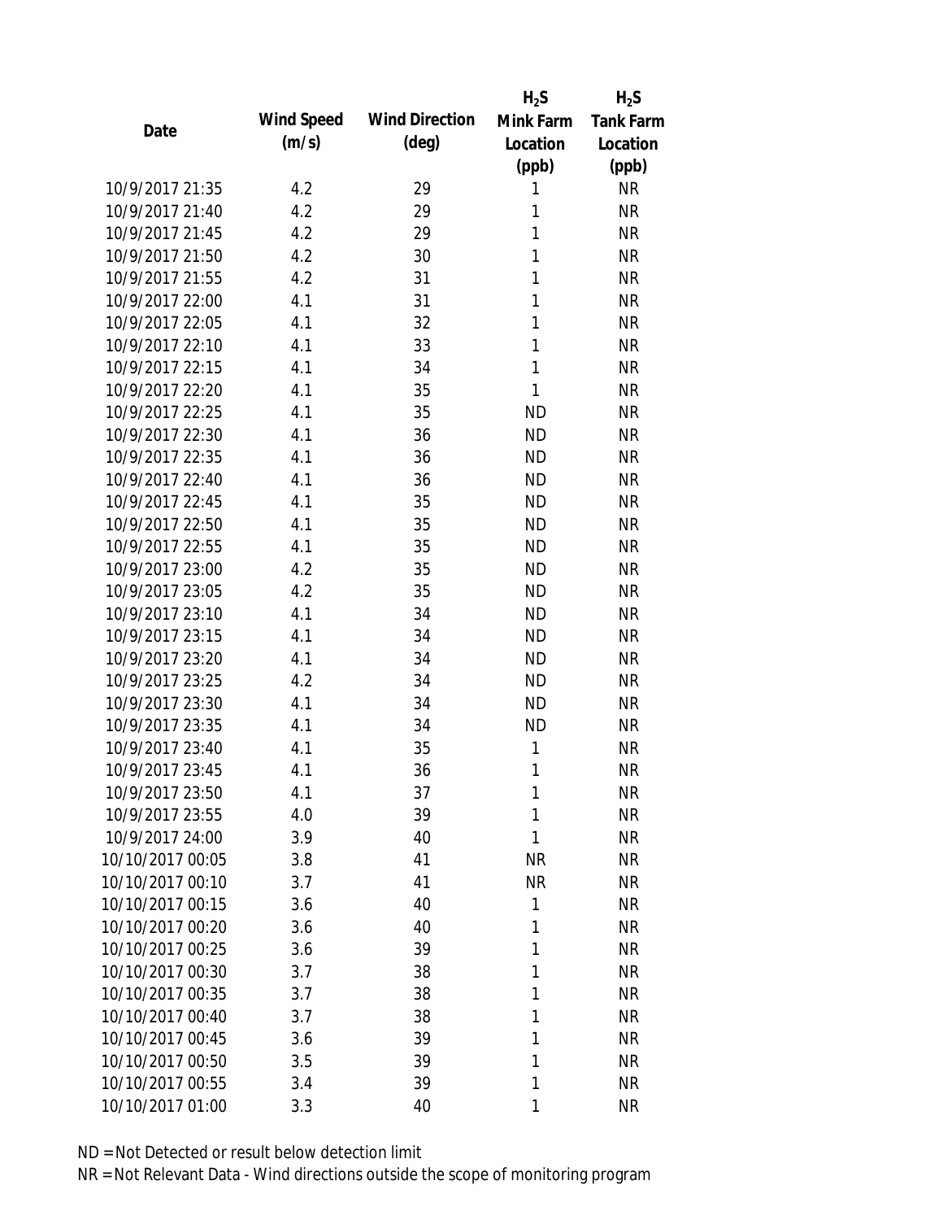| Date | Wind Speed (m/s) | Wind Direction (deg) | $H_2S$ Mink Farm Location (ppb) | $H_2S$ Tank Farm Location (ppb) |
|---|---|---|---|---|
| 10/9/2017 21:35 | 4.2 | 29 | 1 | NR |
| 10/9/2017 21:40 | 4.2 | 29 | 1 | NR |
| 10/9/2017 21:45 | 4.2 | 29 | 1 | NR |
| 10/9/2017 21:50 | 4.2 | 30 | 1 | NR |
| 10/9/2017 21:55 | 4.2 | 31 | 1 | NR |
| 10/9/2017 22:00 | 4.1 | 31 | 1 | NR |
| 10/9/2017 22:05 | 4.1 | 32 | 1 | NR |
| 10/9/2017 22:10 | 4.1 | 33 | 1 | NR |
| 10/9/2017 22:15 | 4.1 | 34 | 1 | NR |
| 10/9/2017 22:20 | 4.1 | 35 | 1 | NR |
| 10/9/2017 22:25 | 4.1 | 35 | ND | NR |
| 10/9/2017 22:30 | 4.1 | 36 | ND | NR |
| 10/9/2017 22:35 | 4.1 | 36 | ND | NR |
| 10/9/2017 22:40 | 4.1 | 36 | ND | NR |
| 10/9/2017 22:45 | 4.1 | 35 | ND | NR |
| 10/9/2017 22:50 | 4.1 | 35 | ND | NR |
| 10/9/2017 22:55 | 4.1 | 35 | ND | NR |
| 10/9/2017 23:00 | 4.2 | 35 | ND | NR |
| 10/9/2017 23:05 | 4.2 | 35 | ND | NR |
| 10/9/2017 23:10 | 4.1 | 34 | ND | NR |
| 10/9/2017 23:15 | 4.1 | 34 | ND | NR |
| 10/9/2017 23:20 | 4.1 | 34 | ND | NR |
| 10/9/2017 23:25 | 4.2 | 34 | ND | NR |
| 10/9/2017 23:30 | 4.1 | 34 | ND | NR |
| 10/9/2017 23:35 | 4.1 | 34 | ND | NR |
| 10/9/2017 23:40 | 4.1 | 35 | 1 | NR |
| 10/9/2017 23:45 | 4.1 | 36 | 1 | NR |
| 10/9/2017 23:50 | 4.1 | 37 | 1 | NR |
| 10/9/2017 23:55 | 4.0 | 39 | 1 | NR |
| 10/9/2017 24:00 | 3.9 | 40 | 1 | NR |
| 10/10/2017 00:05 | 3.8 | 41 | NR | NR |
| 10/10/2017 00:10 | 3.7 | 41 | NR | NR |
| 10/10/2017 00:15 | 3.6 | 40 | 1 | NR |
| 10/10/2017 00:20 | 3.6 | 40 | 1 | NR |
| 10/10/2017 00:25 | 3.6 | 39 | 1 | NR |
| 10/10/2017 00:30 | 3.7 | 38 | 1 | NR |
| 10/10/2017 00:35 | 3.7 | 38 | 1 | NR |
| 10/10/2017 00:40 | 3.7 | 38 | 1 | NR |
| 10/10/2017 00:45 | 3.6 | 39 | 1 | NR |
| 10/10/2017 00:50 | 3.5 | 39 | 1 | NR |
| 10/10/2017 00:55 | 3.4 | 39 | 1 | NR |
| 10/10/2017 01:00 | 3.3 | 40 | 1 | NR |

ND = Not Detected or result below detection limit

NR = Not Relevant Data - Wind directions outside the scope of monitoring program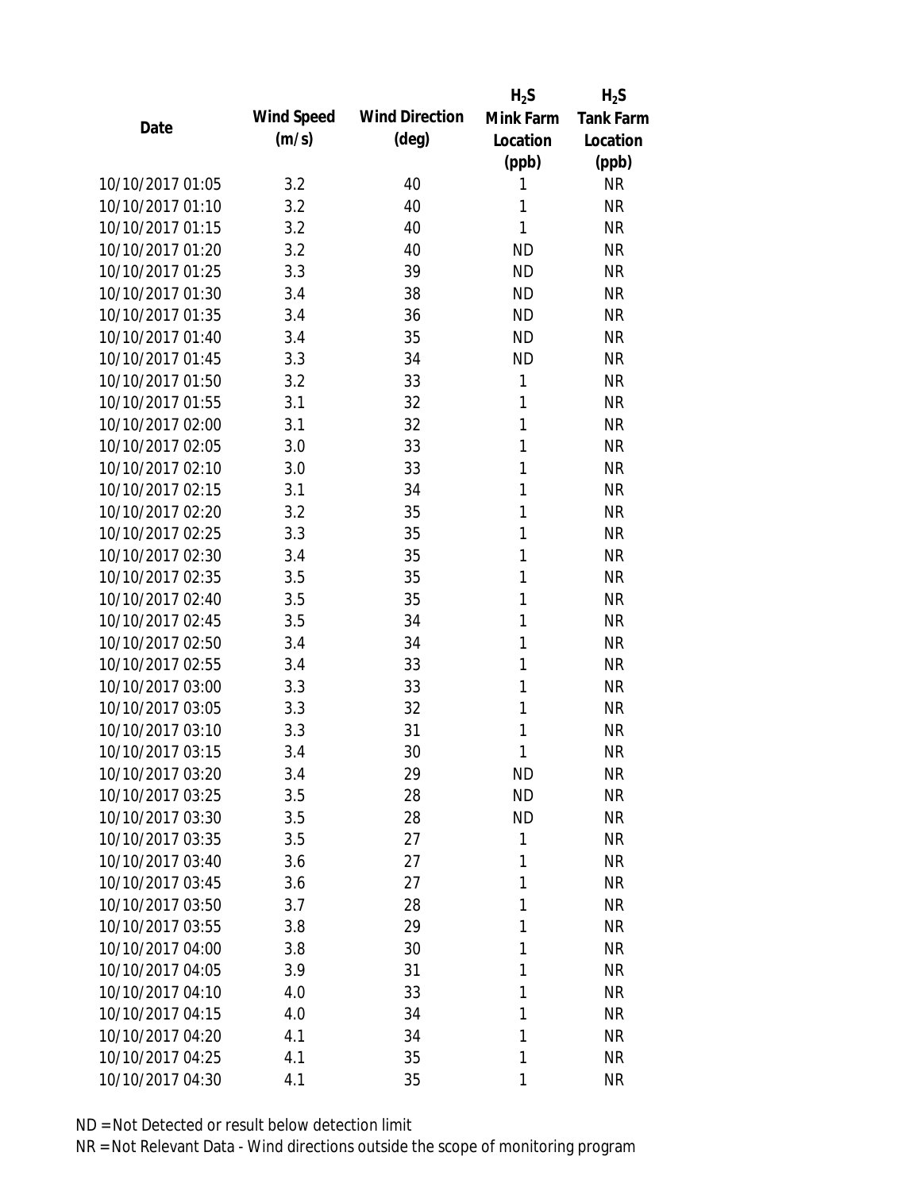| Date | Wind Speed (m/s) | Wind Direction (deg) | $H_2S$ Mink Farm Location (ppb) | $H_2S$ Tank Farm Location (ppb) |
|---|---|---|---|---|
| 10/10/2017 01:05 | 3.2 | 40 | 1 | NR |
| 10/10/2017 01:10 | 3.2 | 40 | 1 | NR |
| 10/10/2017 01:15 | 3.2 | 40 | 1 | NR |
| 10/10/2017 01:20 | 3.2 | 40 | ND | NR |
| 10/10/2017 01:25 | 3.3 | 39 | ND | NR |
| 10/10/2017 01:30 | 3.4 | 38 | ND | NR |
| 10/10/2017 01:35 | 3.4 | 36 | ND | NR |
| 10/10/2017 01:40 | 3.4 | 35 | ND | NR |
| 10/10/2017 01:45 | 3.3 | 34 | ND | NR |
| 10/10/2017 01:50 | 3.2 | 33 | 1 | NR |
| 10/10/2017 01:55 | 3.1 | 32 | 1 | NR |
| 10/10/2017 02:00 | 3.1 | 32 | 1 | NR |
| 10/10/2017 02:05 | 3.0 | 33 | 1 | NR |
| 10/10/2017 02:10 | 3.0 | 33 | 1 | NR |
| 10/10/2017 02:15 | 3.1 | 34 | 1 | NR |
| 10/10/2017 02:20 | 3.2 | 35 | 1 | NR |
| 10/10/2017 02:25 | 3.3 | 35 | 1 | NR |
| 10/10/2017 02:30 | 3.4 | 35 | 1 | NR |
| 10/10/2017 02:35 | 3.5 | 35 | 1 | NR |
| 10/10/2017 02:40 | 3.5 | 35 | 1 | NR |
| 10/10/2017 02:45 | 3.5 | 34 | 1 | NR |
| 10/10/2017 02:50 | 3.4 | 34 | 1 | NR |
| 10/10/2017 02:55 | 3.4 | 33 | 1 | NR |
| 10/10/2017 03:00 | 3.3 | 33 | 1 | NR |
| 10/10/2017 03:05 | 3.3 | 32 | 1 | NR |
| 10/10/2017 03:10 | 3.3 | 31 | 1 | NR |
| 10/10/2017 03:15 | 3.4 | 30 | 1 | NR |
| 10/10/2017 03:20 | 3.4 | 29 | ND | NR |
| 10/10/2017 03:25 | 3.5 | 28 | ND | NR |
| 10/10/2017 03:30 | 3.5 | 28 | ND | NR |
| 10/10/2017 03:35 | 3.5 | 27 | 1 | NR |
| 10/10/2017 03:40 | 3.6 | 27 | 1 | NR |
| 10/10/2017 03:45 | 3.6 | 27 | 1 | NR |
| 10/10/2017 03:50 | 3.7 | 28 | 1 | NR |
| 10/10/2017 03:55 | 3.8 | 29 | 1 | NR |
| 10/10/2017 04:00 | 3.8 | 30 | 1 | NR |
| 10/10/2017 04:05 | 3.9 | 31 | 1 | NR |
| 10/10/2017 04:10 | 4.0 | 33 | 1 | NR |
| 10/10/2017 04:15 | 4.0 | 34 | 1 | NR |
| 10/10/2017 04:20 | 4.1 | 34 | 1 | NR |
| 10/10/2017 04:25 | 4.1 | 35 | 1 | NR |
| 10/10/2017 04:30 | 4.1 | 35 | 1 | NR |

ND = Not Detected or result below detection limit

NR = Not Relevant Data - Wind directions outside the scope of monitoring program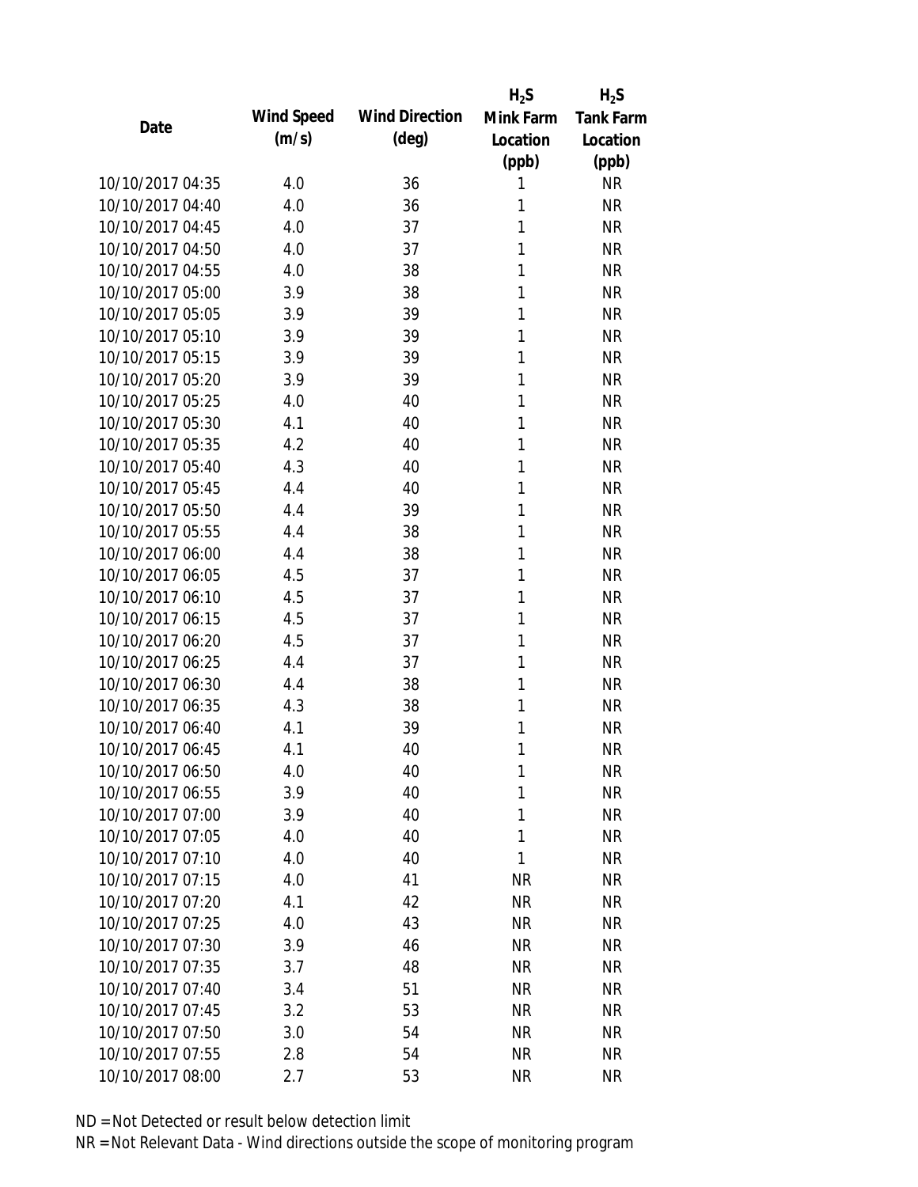| Date | Wind Speed (m/s) | Wind Direction (deg) | $H_2S$ Mink Farm Location (ppb) | $H_2S$ Tank Farm Location (ppb) |
|---|---|---|---|---|
| 10/10/2017 04:35 | 4.0 | 36 | 1 | NR |
| 10/10/2017 04:40 | 4.0 | 36 | 1 | NR |
| 10/10/2017 04:45 | 4.0 | 37 | 1 | NR |
| 10/10/2017 04:50 | 4.0 | 37 | 1 | NR |
| 10/10/2017 04:55 | 4.0 | 38 | 1 | NR |
| 10/10/2017 05:00 | 3.9 | 38 | 1 | NR |
| 10/10/2017 05:05 | 3.9 | 39 | 1 | NR |
| 10/10/2017 05:10 | 3.9 | 39 | 1 | NR |
| 10/10/2017 05:15 | 3.9 | 39 | 1 | NR |
| 10/10/2017 05:20 | 3.9 | 39 | 1 | NR |
| 10/10/2017 05:25 | 4.0 | 40 | 1 | NR |
| 10/10/2017 05:30 | 4.1 | 40 | 1 | NR |
| 10/10/2017 05:35 | 4.2 | 40 | 1 | NR |
| 10/10/2017 05:40 | 4.3 | 40 | 1 | NR |
| 10/10/2017 05:45 | 4.4 | 40 | 1 | NR |
| 10/10/2017 05:50 | 4.4 | 39 | 1 | NR |
| 10/10/2017 05:55 | 4.4 | 38 | 1 | NR |
| 10/10/2017 06:00 | 4.4 | 38 | 1 | NR |
| 10/10/2017 06:05 | 4.5 | 37 | 1 | NR |
| 10/10/2017 06:10 | 4.5 | 37 | 1 | NR |
| 10/10/2017 06:15 | 4.5 | 37 | 1 | NR |
| 10/10/2017 06:20 | 4.5 | 37 | 1 | NR |
| 10/10/2017 06:25 | 4.4 | 37 | 1 | NR |
| 10/10/2017 06:30 | 4.4 | 38 | 1 | NR |
| 10/10/2017 06:35 | 4.3 | 38 | 1 | NR |
| 10/10/2017 06:40 | 4.1 | 39 | 1 | NR |
| 10/10/2017 06:45 | 4.1 | 40 | 1 | NR |
| 10/10/2017 06:50 | 4.0 | 40 | 1 | NR |
| 10/10/2017 06:55 | 3.9 | 40 | 1 | NR |
| 10/10/2017 07:00 | 3.9 | 40 | 1 | NR |
| 10/10/2017 07:05 | 4.0 | 40 | 1 | NR |
| 10/10/2017 07:10 | 4.0 | 40 | 1 | NR |
| 10/10/2017 07:15 | 4.0 | 41 | NR | NR |
| 10/10/2017 07:20 | 4.1 | 42 | NR | NR |
| 10/10/2017 07:25 | 4.0 | 43 | NR | NR |
| 10/10/2017 07:30 | 3.9 | 46 | NR | NR |
| 10/10/2017 07:35 | 3.7 | 48 | NR | NR |
| 10/10/2017 07:40 | 3.4 | 51 | NR | NR |
| 10/10/2017 07:45 | 3.2 | 53 | NR | NR |
| 10/10/2017 07:50 | 3.0 | 54 | NR | NR |
| 10/10/2017 07:55 | 2.8 | 54 | NR | NR |
| 10/10/2017 08:00 | 2.7 | 53 | NR | NR |

ND = Not Detected or result below detection limit
NR = Not Relevant Data - Wind directions outside the scope of monitoring program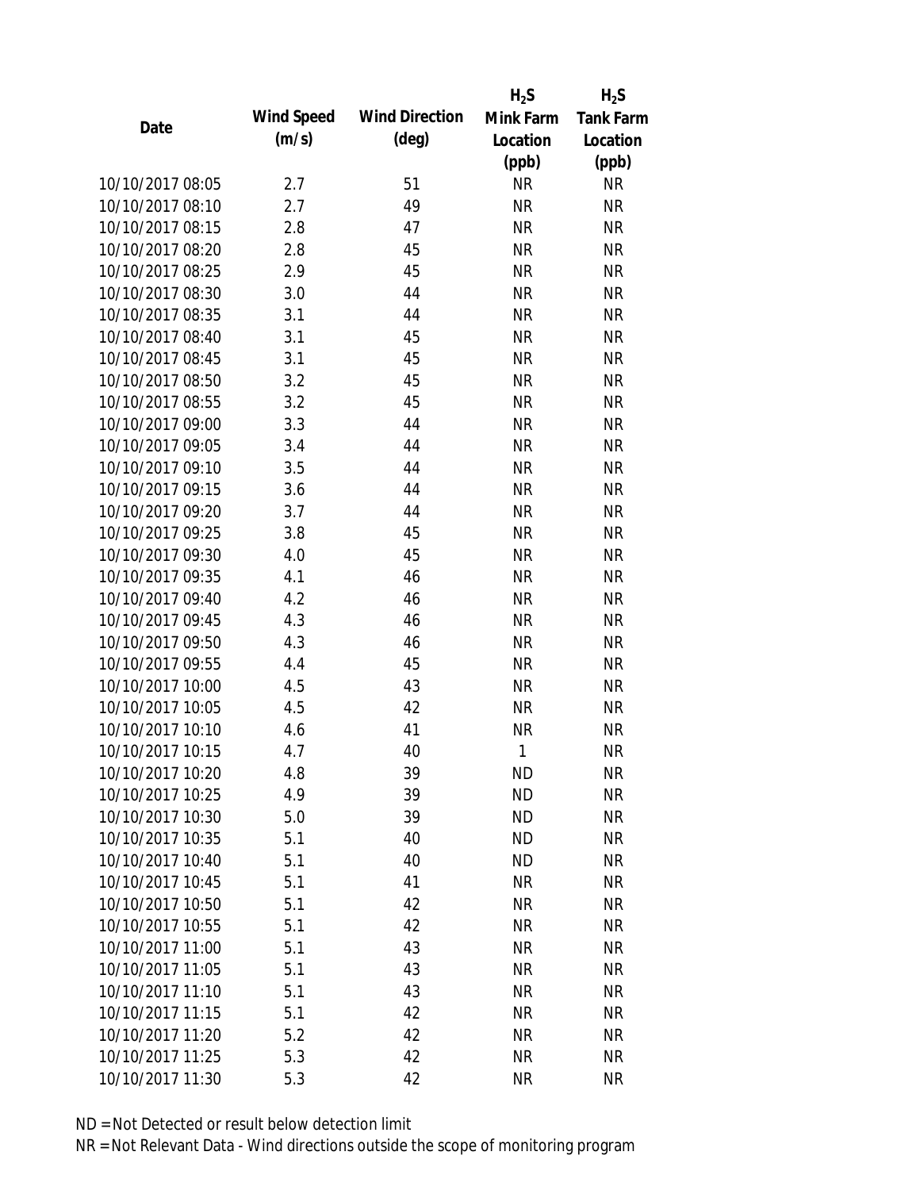| Date | Wind Speed (m/s) | Wind Direction (deg) | $H_2S$ Mink Farm Location (ppb) | $H_2S$ Tank Farm Location (ppb) |
|---|---|---|---|---|
| 10/10/2017 08:05 | 2.7 | 51 | NR | NR |
| 10/10/2017 08:10 | 2.7 | 49 | NR | NR |
| 10/10/2017 08:15 | 2.8 | 47 | NR | NR |
| 10/10/2017 08:20 | 2.8 | 45 | NR | NR |
| 10/10/2017 08:25 | 2.9 | 45 | NR | NR |
| 10/10/2017 08:30 | 3.0 | 44 | NR | NR |
| 10/10/2017 08:35 | 3.1 | 44 | NR | NR |
| 10/10/2017 08:40 | 3.1 | 45 | NR | NR |
| 10/10/2017 08:45 | 3.1 | 45 | NR | NR |
| 10/10/2017 08:50 | 3.2 | 45 | NR | NR |
| 10/10/2017 08:55 | 3.2 | 45 | NR | NR |
| 10/10/2017 09:00 | 3.3 | 44 | NR | NR |
| 10/10/2017 09:05 | 3.4 | 44 | NR | NR |
| 10/10/2017 09:10 | 3.5 | 44 | NR | NR |
| 10/10/2017 09:15 | 3.6 | 44 | NR | NR |
| 10/10/2017 09:20 | 3.7 | 44 | NR | NR |
| 10/10/2017 09:25 | 3.8 | 45 | NR | NR |
| 10/10/2017 09:30 | 4.0 | 45 | NR | NR |
| 10/10/2017 09:35 | 4.1 | 46 | NR | NR |
| 10/10/2017 09:40 | 4.2 | 46 | NR | NR |
| 10/10/2017 09:45 | 4.3 | 46 | NR | NR |
| 10/10/2017 09:50 | 4.3 | 46 | NR | NR |
| 10/10/2017 09:55 | 4.4 | 45 | NR | NR |
| 10/10/2017 10:00 | 4.5 | 43 | NR | NR |
| 10/10/2017 10:05 | 4.5 | 42 | NR | NR |
| 10/10/2017 10:10 | 4.6 | 41 | NR | NR |
| 10/10/2017 10:15 | 4.7 | 40 | 1 | NR |
| 10/10/2017 10:20 | 4.8 | 39 | ND | NR |
| 10/10/2017 10:25 | 4.9 | 39 | ND | NR |
| 10/10/2017 10:30 | 5.0 | 39 | ND | NR |
| 10/10/2017 10:35 | 5.1 | 40 | ND | NR |
| 10/10/2017 10:40 | 5.1 | 40 | ND | NR |
| 10/10/2017 10:45 | 5.1 | 41 | NR | NR |
| 10/10/2017 10:50 | 5.1 | 42 | NR | NR |
| 10/10/2017 10:55 | 5.1 | 42 | NR | NR |
| 10/10/2017 11:00 | 5.1 | 43 | NR | NR |
| 10/10/2017 11:05 | 5.1 | 43 | NR | NR |
| 10/10/2017 11:10 | 5.1 | 43 | NR | NR |
| 10/10/2017 11:15 | 5.1 | 42 | NR | NR |
| 10/10/2017 11:20 | 5.2 | 42 | NR | NR |
| 10/10/2017 11:25 | 5.3 | 42 | NR | NR |
| 10/10/2017 11:30 | 5.3 | 42 | NR | NR |

ND = Not Detected or result below detection limit

NR = Not Relevant Data - Wind directions outside the scope of monitoring program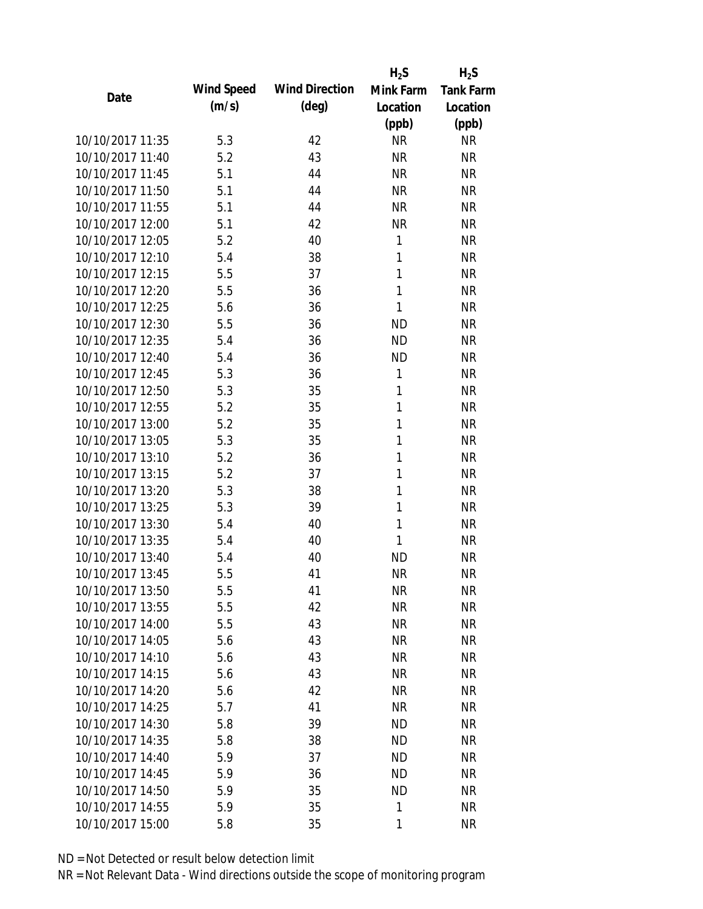| Date | Wind Speed (m/s) | Wind Direction (deg) | $H_2S$ Mink Farm Location (ppb) | $H_2S$ Tank Farm Location (ppb) |
|---|---|---|---|---|
| 10/10/2017 11:35 | 5.3 | 42 | NR | NR |
| 10/10/2017 11:40 | 5.2 | 43 | NR | NR |
| 10/10/2017 11:45 | 5.1 | 44 | NR | NR |
| 10/10/2017 11:50 | 5.1 | 44 | NR | NR |
| 10/10/2017 11:55 | 5.1 | 44 | NR | NR |
| 10/10/2017 12:00 | 5.1 | 42 | NR | NR |
| 10/10/2017 12:05 | 5.2 | 40 | 1 | NR |
| 10/10/2017 12:10 | 5.4 | 38 | 1 | NR |
| 10/10/2017 12:15 | 5.5 | 37 | 1 | NR |
| 10/10/2017 12:20 | 5.5 | 36 | 1 | NR |
| 10/10/2017 12:25 | 5.6 | 36 | 1 | NR |
| 10/10/2017 12:30 | 5.5 | 36 | ND | NR |
| 10/10/2017 12:35 | 5.4 | 36 | ND | NR |
| 10/10/2017 12:40 | 5.4 | 36 | ND | NR |
| 10/10/2017 12:45 | 5.3 | 36 | 1 | NR |
| 10/10/2017 12:50 | 5.3 | 35 | 1 | NR |
| 10/10/2017 12:55 | 5.2 | 35 | 1 | NR |
| 10/10/2017 13:00 | 5.2 | 35 | 1 | NR |
| 10/10/2017 13:05 | 5.3 | 35 | 1 | NR |
| 10/10/2017 13:10 | 5.2 | 36 | 1 | NR |
| 10/10/2017 13:15 | 5.2 | 37 | 1 | NR |
| 10/10/2017 13:20 | 5.3 | 38 | 1 | NR |
| 10/10/2017 13:25 | 5.3 | 39 | 1 | NR |
| 10/10/2017 13:30 | 5.4 | 40 | 1 | NR |
| 10/10/2017 13:35 | 5.4 | 40 | 1 | NR |
| 10/10/2017 13:40 | 5.4 | 40 | ND | NR |
| 10/10/2017 13:45 | 5.5 | 41 | NR | NR |
| 10/10/2017 13:50 | 5.5 | 41 | NR | NR |
| 10/10/2017 13:55 | 5.5 | 42 | NR | NR |
| 10/10/2017 14:00 | 5.5 | 43 | NR | NR |
| 10/10/2017 14:05 | 5.6 | 43 | NR | NR |
| 10/10/2017 14:10 | 5.6 | 43 | NR | NR |
| 10/10/2017 14:15 | 5.6 | 43 | NR | NR |
| 10/10/2017 14:20 | 5.6 | 42 | NR | NR |
| 10/10/2017 14:25 | 5.7 | 41 | NR | NR |
| 10/10/2017 14:30 | 5.8 | 39 | ND | NR |
| 10/10/2017 14:35 | 5.8 | 38 | ND | NR |
| 10/10/2017 14:40 | 5.9 | 37 | ND | NR |
| 10/10/2017 14:45 | 5.9 | 36 | ND | NR |
| 10/10/2017 14:50 | 5.9 | 35 | ND | NR |
| 10/10/2017 14:55 | 5.9 | 35 | 1 | NR |
| 10/10/2017 15:00 | 5.8 | 35 | 1 | NR |

ND = Not Detected or result below detection limit

NR = Not Relevant Data - Wind directions outside the scope of monitoring program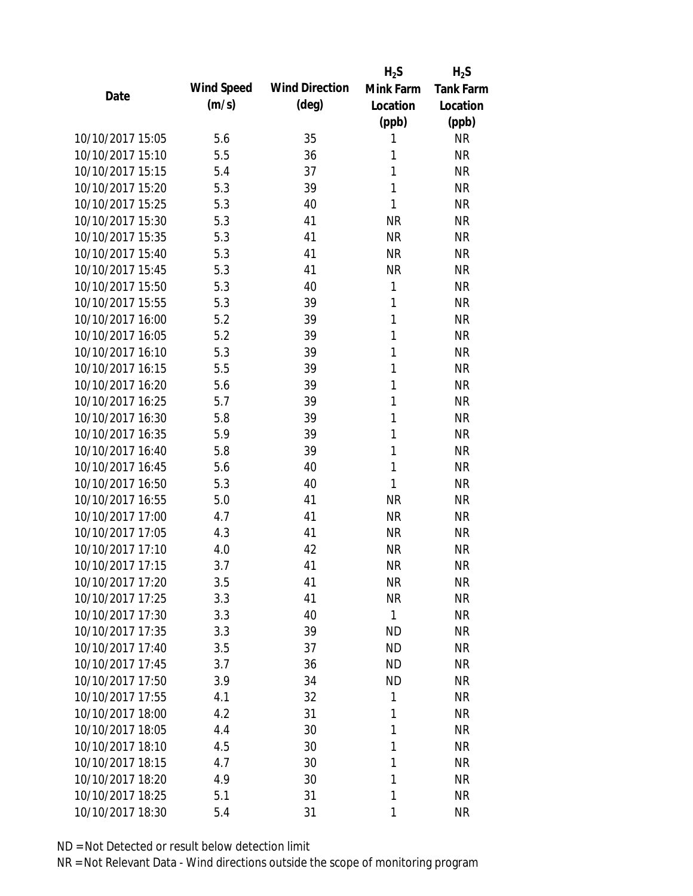| Date | Wind Speed (m/s) | Wind Direction (deg) | $H_2S$ Mink Farm Location (ppb) | $H_2S$ Tank Farm Location (ppb) |
|---|---|---|---|---|
| 10/10/2017 15:05 | 5.6 | 35 | 1 | NR |
| 10/10/2017 15:10 | 5.5 | 36 | 1 | NR |
| 10/10/2017 15:15 | 5.4 | 37 | 1 | NR |
| 10/10/2017 15:20 | 5.3 | 39 | 1 | NR |
| 10/10/2017 15:25 | 5.3 | 40 | 1 | NR |
| 10/10/2017 15:30 | 5.3 | 41 | NR | NR |
| 10/10/2017 15:35 | 5.3 | 41 | NR | NR |
| 10/10/2017 15:40 | 5.3 | 41 | NR | NR |
| 10/10/2017 15:45 | 5.3 | 41 | NR | NR |
| 10/10/2017 15:50 | 5.3 | 40 | 1 | NR |
| 10/10/2017 15:55 | 5.3 | 39 | 1 | NR |
| 10/10/2017 16:00 | 5.2 | 39 | 1 | NR |
| 10/10/2017 16:05 | 5.2 | 39 | 1 | NR |
| 10/10/2017 16:10 | 5.3 | 39 | 1 | NR |
| 10/10/2017 16:15 | 5.5 | 39 | 1 | NR |
| 10/10/2017 16:20 | 5.6 | 39 | 1 | NR |
| 10/10/2017 16:25 | 5.7 | 39 | 1 | NR |
| 10/10/2017 16:30 | 5.8 | 39 | 1 | NR |
| 10/10/2017 16:35 | 5.9 | 39 | 1 | NR |
| 10/10/2017 16:40 | 5.8 | 39 | 1 | NR |
| 10/10/2017 16:45 | 5.6 | 40 | 1 | NR |
| 10/10/2017 16:50 | 5.3 | 40 | 1 | NR |
| 10/10/2017 16:55 | 5.0 | 41 | NR | NR |
| 10/10/2017 17:00 | 4.7 | 41 | NR | NR |
| 10/10/2017 17:05 | 4.3 | 41 | NR | NR |
| 10/10/2017 17:10 | 4.0 | 42 | NR | NR |
| 10/10/2017 17:15 | 3.7 | 41 | NR | NR |
| 10/10/2017 17:20 | 3.5 | 41 | NR | NR |
| 10/10/2017 17:25 | 3.3 | 41 | NR | NR |
| 10/10/2017 17:30 | 3.3 | 40 | 1 | NR |
| 10/10/2017 17:35 | 3.3 | 39 | ND | NR |
| 10/10/2017 17:40 | 3.5 | 37 | ND | NR |
| 10/10/2017 17:45 | 3.7 | 36 | ND | NR |
| 10/10/2017 17:50 | 3.9 | 34 | ND | NR |
| 10/10/2017 17:55 | 4.1 | 32 | 1 | NR |
| 10/10/2017 18:00 | 4.2 | 31 | 1 | NR |
| 10/10/2017 18:05 | 4.4 | 30 | 1 | NR |
| 10/10/2017 18:10 | 4.5 | 30 | 1 | NR |
| 10/10/2017 18:15 | 4.7 | 30 | 1 | NR |
| 10/10/2017 18:20 | 4.9 | 30 | 1 | NR |
| 10/10/2017 18:25 | 5.1 | 31 | 1 | NR |
| 10/10/2017 18:30 | 5.4 | 31 | 1 | NR |

ND = Not Detected or result below detection limit

NR = Not Relevant Data - Wind directions outside the scope of monitoring program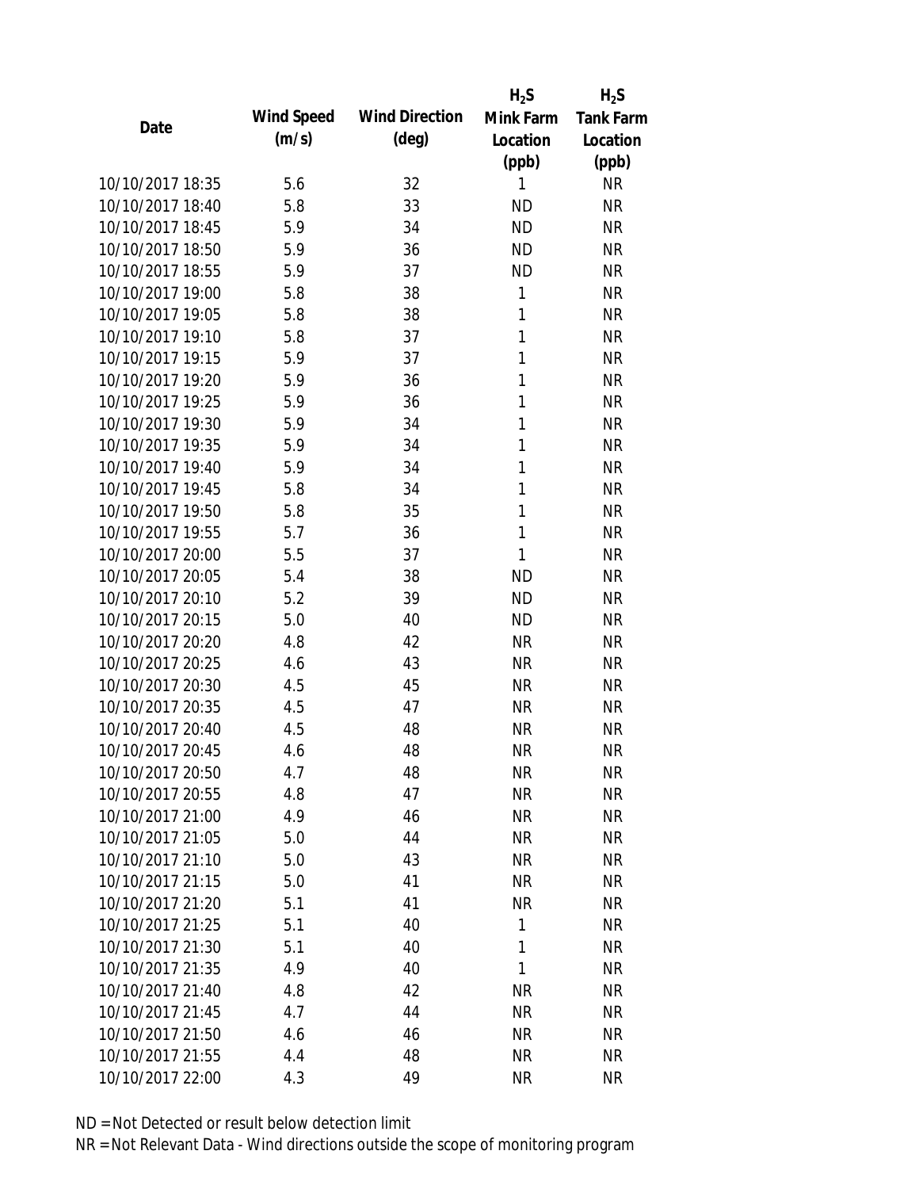| Date | Wind Speed (m/s) | Wind Direction (deg) | $H_2S$ Mink Farm Location (ppb) | $H_2S$ Tank Farm Location (ppb) |
|---|---|---|---|---|
| 10/10/2017 18:35 | 5.6 | 32 | 1 | NR |
| 10/10/2017 18:40 | 5.8 | 33 | ND | NR |
| 10/10/2017 18:45 | 5.9 | 34 | ND | NR |
| 10/10/2017 18:50 | 5.9 | 36 | ND | NR |
| 10/10/2017 18:55 | 5.9 | 37 | ND | NR |
| 10/10/2017 19:00 | 5.8 | 38 | 1 | NR |
| 10/10/2017 19:05 | 5.8 | 38 | 1 | NR |
| 10/10/2017 19:10 | 5.8 | 37 | 1 | NR |
| 10/10/2017 19:15 | 5.9 | 37 | 1 | NR |
| 10/10/2017 19:20 | 5.9 | 36 | 1 | NR |
| 10/10/2017 19:25 | 5.9 | 36 | 1 | NR |
| 10/10/2017 19:30 | 5.9 | 34 | 1 | NR |
| 10/10/2017 19:35 | 5.9 | 34 | 1 | NR |
| 10/10/2017 19:40 | 5.9 | 34 | 1 | NR |
| 10/10/2017 19:45 | 5.8 | 34 | 1 | NR |
| 10/10/2017 19:50 | 5.8 | 35 | 1 | NR |
| 10/10/2017 19:55 | 5.7 | 36 | 1 | NR |
| 10/10/2017 20:00 | 5.5 | 37 | 1 | NR |
| 10/10/2017 20:05 | 5.4 | 38 | ND | NR |
| 10/10/2017 20:10 | 5.2 | 39 | ND | NR |
| 10/10/2017 20:15 | 5.0 | 40 | ND | NR |
| 10/10/2017 20:20 | 4.8 | 42 | NR | NR |
| 10/10/2017 20:25 | 4.6 | 43 | NR | NR |
| 10/10/2017 20:30 | 4.5 | 45 | NR | NR |
| 10/10/2017 20:35 | 4.5 | 47 | NR | NR |
| 10/10/2017 20:40 | 4.5 | 48 | NR | NR |
| 10/10/2017 20:45 | 4.6 | 48 | NR | NR |
| 10/10/2017 20:50 | 4.7 | 48 | NR | NR |
| 10/10/2017 20:55 | 4.8 | 47 | NR | NR |
| 10/10/2017 21:00 | 4.9 | 46 | NR | NR |
| 10/10/2017 21:05 | 5.0 | 44 | NR | NR |
| 10/10/2017 21:10 | 5.0 | 43 | NR | NR |
| 10/10/2017 21:15 | 5.0 | 41 | NR | NR |
| 10/10/2017 21:20 | 5.1 | 41 | NR | NR |
| 10/10/2017 21:25 | 5.1 | 40 | 1 | NR |
| 10/10/2017 21:30 | 5.1 | 40 | 1 | NR |
| 10/10/2017 21:35 | 4.9 | 40 | 1 | NR |
| 10/10/2017 21:40 | 4.8 | 42 | NR | NR |
| 10/10/2017 21:45 | 4.7 | 44 | NR | NR |
| 10/10/2017 21:50 | 4.6 | 46 | NR | NR |
| 10/10/2017 21:55 | 4.4 | 48 | NR | NR |
| 10/10/2017 22:00 | 4.3 | 49 | NR | NR |

ND = Not Detected or result below detection limit

NR = Not Relevant Data - Wind directions outside the scope of monitoring program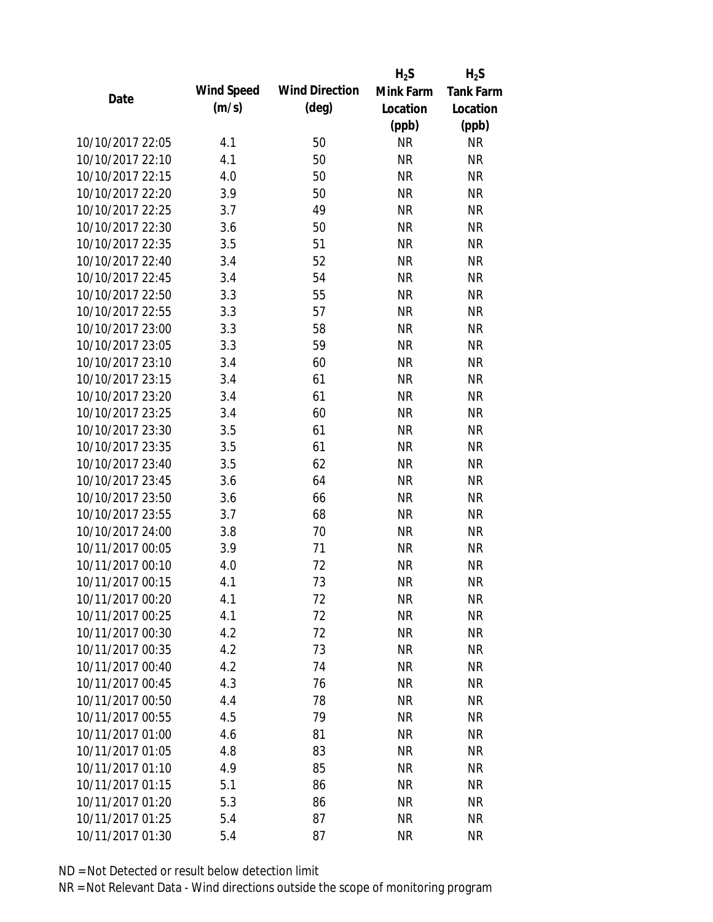| Date | Wind Speed (m/s) | Wind Direction (deg) | $H_2S$ Mink Farm Location (ppb) | $H_2S$ Tank Farm Location (ppb) |
|---|---|---|---|---|
| 10/10/2017 22:05 | 4.1 | 50 | NR | NR |
| 10/10/2017 22:10 | 4.1 | 50 | NR | NR |
| 10/10/2017 22:15 | 4.0 | 50 | NR | NR |
| 10/10/2017 22:20 | 3.9 | 50 | NR | NR |
| 10/10/2017 22:25 | 3.7 | 49 | NR | NR |
| 10/10/2017 22:30 | 3.6 | 50 | NR | NR |
| 10/10/2017 22:35 | 3.5 | 51 | NR | NR |
| 10/10/2017 22:40 | 3.4 | 52 | NR | NR |
| 10/10/2017 22:45 | 3.4 | 54 | NR | NR |
| 10/10/2017 22:50 | 3.3 | 55 | NR | NR |
| 10/10/2017 22:55 | 3.3 | 57 | NR | NR |
| 10/10/2017 23:00 | 3.3 | 58 | NR | NR |
| 10/10/2017 23:05 | 3.3 | 59 | NR | NR |
| 10/10/2017 23:10 | 3.4 | 60 | NR | NR |
| 10/10/2017 23:15 | 3.4 | 61 | NR | NR |
| 10/10/2017 23:20 | 3.4 | 61 | NR | NR |
| 10/10/2017 23:25 | 3.4 | 60 | NR | NR |
| 10/10/2017 23:30 | 3.5 | 61 | NR | NR |
| 10/10/2017 23:35 | 3.5 | 61 | NR | NR |
| 10/10/2017 23:40 | 3.5 | 62 | NR | NR |
| 10/10/2017 23:45 | 3.6 | 64 | NR | NR |
| 10/10/2017 23:50 | 3.6 | 66 | NR | NR |
| 10/10/2017 23:55 | 3.7 | 68 | NR | NR |
| 10/10/2017 24:00 | 3.8 | 70 | NR | NR |
| 10/11/2017 00:05 | 3.9 | 71 | NR | NR |
| 10/11/2017 00:10 | 4.0 | 72 | NR | NR |
| 10/11/2017 00:15 | 4.1 | 73 | NR | NR |
| 10/11/2017 00:20 | 4.1 | 72 | NR | NR |
| 10/11/2017 00:25 | 4.1 | 72 | NR | NR |
| 10/11/2017 00:30 | 4.2 | 72 | NR | NR |
| 10/11/2017 00:35 | 4.2 | 73 | NR | NR |
| 10/11/2017 00:40 | 4.2 | 74 | NR | NR |
| 10/11/2017 00:45 | 4.3 | 76 | NR | NR |
| 10/11/2017 00:50 | 4.4 | 78 | NR | NR |
| 10/11/2017 00:55 | 4.5 | 79 | NR | NR |
| 10/11/2017 01:00 | 4.6 | 81 | NR | NR |
| 10/11/2017 01:05 | 4.8 | 83 | NR | NR |
| 10/11/2017 01:10 | 4.9 | 85 | NR | NR |
| 10/11/2017 01:15 | 5.1 | 86 | NR | NR |
| 10/11/2017 01:20 | 5.3 | 86 | NR | NR |
| 10/11/2017 01:25 | 5.4 | 87 | NR | NR |
| 10/11/2017 01:30 | 5.4 | 87 | NR | NR |

ND = Not Detected or result below detection limit

NR = Not Relevant Data - Wind directions outside the scope of monitoring program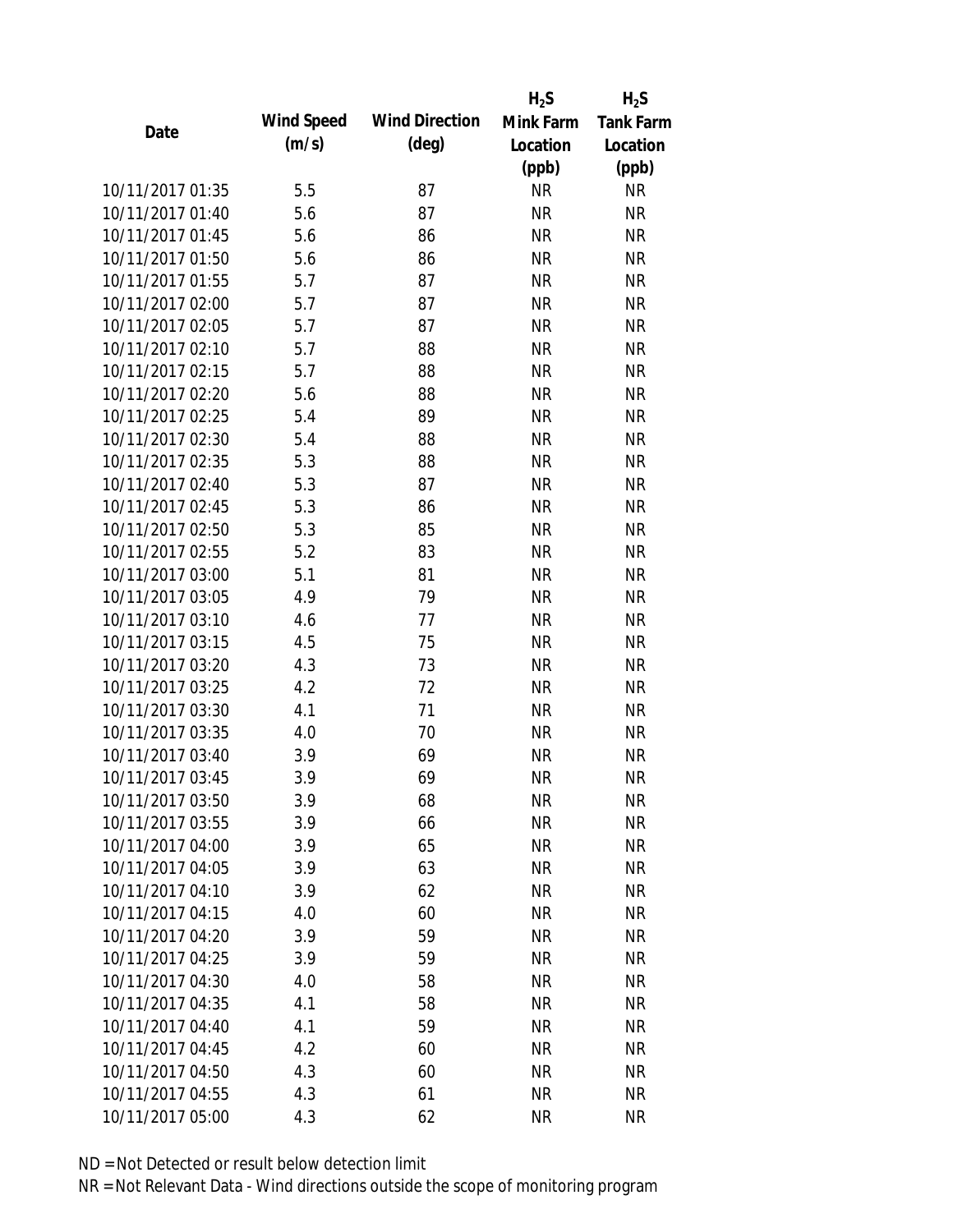| Date | Wind Speed (m/s) | Wind Direction (deg) | $H_2S$ Mink Farm Location (ppb) | $H_2S$ Tank Farm Location (ppb) |
|---|---|---|---|---|
| 10/11/2017 01:35 | 5.5 | 87 | NR | NR |
| 10/11/2017 01:40 | 5.6 | 87 | NR | NR |
| 10/11/2017 01:45 | 5.6 | 86 | NR | NR |
| 10/11/2017 01:50 | 5.6 | 86 | NR | NR |
| 10/11/2017 01:55 | 5.7 | 87 | NR | NR |
| 10/11/2017 02:00 | 5.7 | 87 | NR | NR |
| 10/11/2017 02:05 | 5.7 | 87 | NR | NR |
| 10/11/2017 02:10 | 5.7 | 88 | NR | NR |
| 10/11/2017 02:15 | 5.7 | 88 | NR | NR |
| 10/11/2017 02:20 | 5.6 | 88 | NR | NR |
| 10/11/2017 02:25 | 5.4 | 89 | NR | NR |
| 10/11/2017 02:30 | 5.4 | 88 | NR | NR |
| 10/11/2017 02:35 | 5.3 | 88 | NR | NR |
| 10/11/2017 02:40 | 5.3 | 87 | NR | NR |
| 10/11/2017 02:45 | 5.3 | 86 | NR | NR |
| 10/11/2017 02:50 | 5.3 | 85 | NR | NR |
| 10/11/2017 02:55 | 5.2 | 83 | NR | NR |
| 10/11/2017 03:00 | 5.1 | 81 | NR | NR |
| 10/11/2017 03:05 | 4.9 | 79 | NR | NR |
| 10/11/2017 03:10 | 4.6 | 77 | NR | NR |
| 10/11/2017 03:15 | 4.5 | 75 | NR | NR |
| 10/11/2017 03:20 | 4.3 | 73 | NR | NR |
| 10/11/2017 03:25 | 4.2 | 72 | NR | NR |
| 10/11/2017 03:30 | 4.1 | 71 | NR | NR |
| 10/11/2017 03:35 | 4.0 | 70 | NR | NR |
| 10/11/2017 03:40 | 3.9 | 69 | NR | NR |
| 10/11/2017 03:45 | 3.9 | 69 | NR | NR |
| 10/11/2017 03:50 | 3.9 | 68 | NR | NR |
| 10/11/2017 03:55 | 3.9 | 66 | NR | NR |
| 10/11/2017 04:00 | 3.9 | 65 | NR | NR |
| 10/11/2017 04:05 | 3.9 | 63 | NR | NR |
| 10/11/2017 04:10 | 3.9 | 62 | NR | NR |
| 10/11/2017 04:15 | 4.0 | 60 | NR | NR |
| 10/11/2017 04:20 | 3.9 | 59 | NR | NR |
| 10/11/2017 04:25 | 3.9 | 59 | NR | NR |
| 10/11/2017 04:30 | 4.0 | 58 | NR | NR |
| 10/11/2017 04:35 | 4.1 | 58 | NR | NR |
| 10/11/2017 04:40 | 4.1 | 59 | NR | NR |
| 10/11/2017 04:45 | 4.2 | 60 | NR | NR |
| 10/11/2017 04:50 | 4.3 | 60 | NR | NR |
| 10/11/2017 04:55 | 4.3 | 61 | NR | NR |
| 10/11/2017 05:00 | 4.3 | 62 | NR | NR |

ND = Not Detected or result below detection limit

NR = Not Relevant Data - Wind directions outside the scope of monitoring program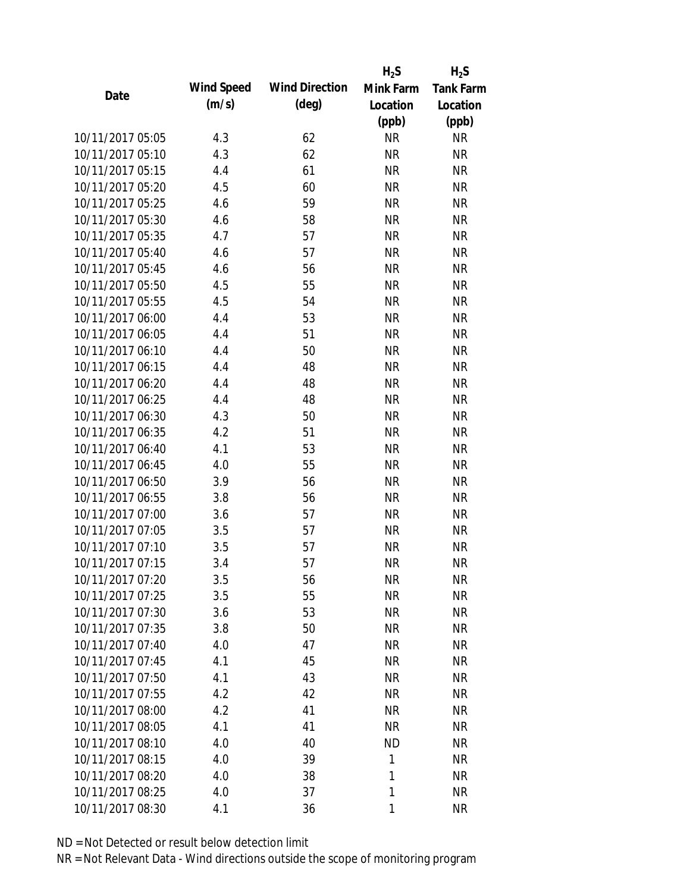| Date | Wind Speed (m/s) | Wind Direction (deg) | $H_2S$ Mink Farm Location (ppb) | $H_2S$ Tank Farm Location (ppb) |
|---|---|---|---|---|
| 10/11/2017 05:05 | 4.3 | 62 | NR | NR |
| 10/11/2017 05:10 | 4.3 | 62 | NR | NR |
| 10/11/2017 05:15 | 4.4 | 61 | NR | NR |
| 10/11/2017 05:20 | 4.5 | 60 | NR | NR |
| 10/11/2017 05:25 | 4.6 | 59 | NR | NR |
| 10/11/2017 05:30 | 4.6 | 58 | NR | NR |
| 10/11/2017 05:35 | 4.7 | 57 | NR | NR |
| 10/11/2017 05:40 | 4.6 | 57 | NR | NR |
| 10/11/2017 05:45 | 4.6 | 56 | NR | NR |
| 10/11/2017 05:50 | 4.5 | 55 | NR | NR |
| 10/11/2017 05:55 | 4.5 | 54 | NR | NR |
| 10/11/2017 06:00 | 4.4 | 53 | NR | NR |
| 10/11/2017 06:05 | 4.4 | 51 | NR | NR |
| 10/11/2017 06:10 | 4.4 | 50 | NR | NR |
| 10/11/2017 06:15 | 4.4 | 48 | NR | NR |
| 10/11/2017 06:20 | 4.4 | 48 | NR | NR |
| 10/11/2017 06:25 | 4.4 | 48 | NR | NR |
| 10/11/2017 06:30 | 4.3 | 50 | NR | NR |
| 10/11/2017 06:35 | 4.2 | 51 | NR | NR |
| 10/11/2017 06:40 | 4.1 | 53 | NR | NR |
| 10/11/2017 06:45 | 4.0 | 55 | NR | NR |
| 10/11/2017 06:50 | 3.9 | 56 | NR | NR |
| 10/11/2017 06:55 | 3.8 | 56 | NR | NR |
| 10/11/2017 07:00 | 3.6 | 57 | NR | NR |
| 10/11/2017 07:05 | 3.5 | 57 | NR | NR |
| 10/11/2017 07:10 | 3.5 | 57 | NR | NR |
| 10/11/2017 07:15 | 3.4 | 57 | NR | NR |
| 10/11/2017 07:20 | 3.5 | 56 | NR | NR |
| 10/11/2017 07:25 | 3.5 | 55 | NR | NR |
| 10/11/2017 07:30 | 3.6 | 53 | NR | NR |
| 10/11/2017 07:35 | 3.8 | 50 | NR | NR |
| 10/11/2017 07:40 | 4.0 | 47 | NR | NR |
| 10/11/2017 07:45 | 4.1 | 45 | NR | NR |
| 10/11/2017 07:50 | 4.1 | 43 | NR | NR |
| 10/11/2017 07:55 | 4.2 | 42 | NR | NR |
| 10/11/2017 08:00 | 4.2 | 41 | NR | NR |
| 10/11/2017 08:05 | 4.1 | 41 | NR | NR |
| 10/11/2017 08:10 | 4.0 | 40 | ND | NR |
| 10/11/2017 08:15 | 4.0 | 39 | 1 | NR |
| 10/11/2017 08:20 | 4.0 | 38 | 1 | NR |
| 10/11/2017 08:25 | 4.0 | 37 | 1 | NR |
| 10/11/2017 08:30 | 4.1 | 36 | 1 | NR |

ND = Not Detected or result below detection limit

NR = Not Relevant Data - Wind directions outside the scope of monitoring program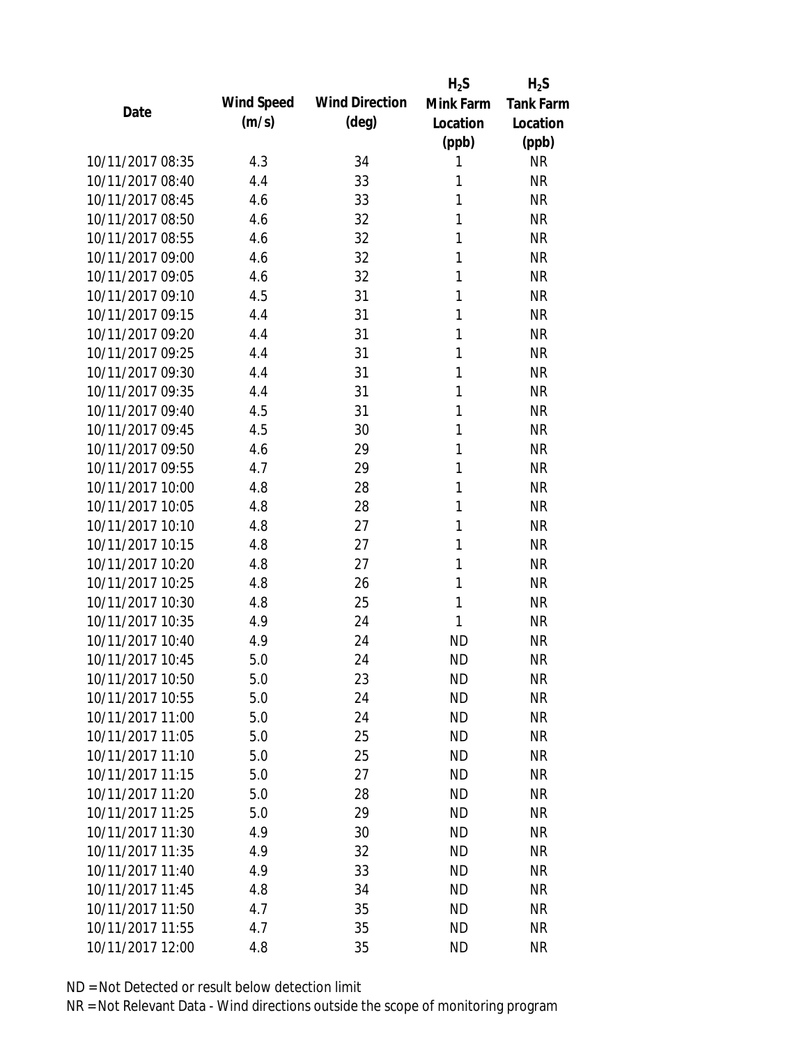| Date | Wind Speed (m/s) | Wind Direction (deg) | $H_2S$ Mink Farm Location (ppb) | $H_2S$ Tank Farm Location (ppb) |
|---|---|---|---|---|
| 10/11/2017 08:35 | 4.3 | 34 | 1 | NR |
| 10/11/2017 08:40 | 4.4 | 33 | 1 | NR |
| 10/11/2017 08:45 | 4.6 | 33 | 1 | NR |
| 10/11/2017 08:50 | 4.6 | 32 | 1 | NR |
| 10/11/2017 08:55 | 4.6 | 32 | 1 | NR |
| 10/11/2017 09:00 | 4.6 | 32 | 1 | NR |
| 10/11/2017 09:05 | 4.6 | 32 | 1 | NR |
| 10/11/2017 09:10 | 4.5 | 31 | 1 | NR |
| 10/11/2017 09:15 | 4.4 | 31 | 1 | NR |
| 10/11/2017 09:20 | 4.4 | 31 | 1 | NR |
| 10/11/2017 09:25 | 4.4 | 31 | 1 | NR |
| 10/11/2017 09:30 | 4.4 | 31 | 1 | NR |
| 10/11/2017 09:35 | 4.4 | 31 | 1 | NR |
| 10/11/2017 09:40 | 4.5 | 31 | 1 | NR |
| 10/11/2017 09:45 | 4.5 | 30 | 1 | NR |
| 10/11/2017 09:50 | 4.6 | 29 | 1 | NR |
| 10/11/2017 09:55 | 4.7 | 29 | 1 | NR |
| 10/11/2017 10:00 | 4.8 | 28 | 1 | NR |
| 10/11/2017 10:05 | 4.8 | 28 | 1 | NR |
| 10/11/2017 10:10 | 4.8 | 27 | 1 | NR |
| 10/11/2017 10:15 | 4.8 | 27 | 1 | NR |
| 10/11/2017 10:20 | 4.8 | 27 | 1 | NR |
| 10/11/2017 10:25 | 4.8 | 26 | 1 | NR |
| 10/11/2017 10:30 | 4.8 | 25 | 1 | NR |
| 10/11/2017 10:35 | 4.9 | 24 | 1 | NR |
| 10/11/2017 10:40 | 4.9 | 24 | ND | NR |
| 10/11/2017 10:45 | 5.0 | 24 | ND | NR |
| 10/11/2017 10:50 | 5.0 | 23 | ND | NR |
| 10/11/2017 10:55 | 5.0 | 24 | ND | NR |
| 10/11/2017 11:00 | 5.0 | 24 | ND | NR |
| 10/11/2017 11:05 | 5.0 | 25 | ND | NR |
| 10/11/2017 11:10 | 5.0 | 25 | ND | NR |
| 10/11/2017 11:15 | 5.0 | 27 | ND | NR |
| 10/11/2017 11:20 | 5.0 | 28 | ND | NR |
| 10/11/2017 11:25 | 5.0 | 29 | ND | NR |
| 10/11/2017 11:30 | 4.9 | 30 | ND | NR |
| 10/11/2017 11:35 | 4.9 | 32 | ND | NR |
| 10/11/2017 11:40 | 4.9 | 33 | ND | NR |
| 10/11/2017 11:45 | 4.8 | 34 | ND | NR |
| 10/11/2017 11:50 | 4.7 | 35 | ND | NR |
| 10/11/2017 11:55 | 4.7 | 35 | ND | NR |
| 10/11/2017 12:00 | 4.8 | 35 | ND | NR |

ND = Not Detected or result below detection limit

NR = Not Relevant Data - Wind directions outside the scope of monitoring program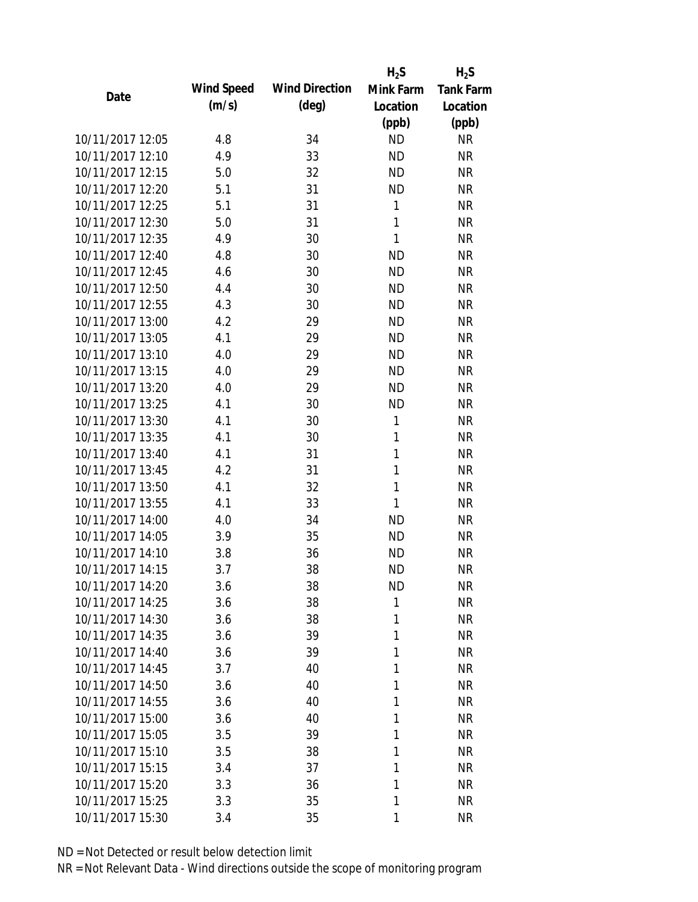| Date | Wind Speed (m/s) | Wind Direction (deg) | $H_2S$ Mink Farm Location (ppb) | $H_2S$ Tank Farm Location (ppb) |
|---|---|---|---|---|
| 10/11/2017 12:05 | 4.8 | 34 | ND | NR |
| 10/11/2017 12:10 | 4.9 | 33 | ND | NR |
| 10/11/2017 12:15 | 5.0 | 32 | ND | NR |
| 10/11/2017 12:20 | 5.1 | 31 | ND | NR |
| 10/11/2017 12:25 | 5.1 | 31 | 1 | NR |
| 10/11/2017 12:30 | 5.0 | 31 | 1 | NR |
| 10/11/2017 12:35 | 4.9 | 30 | 1 | NR |
| 10/11/2017 12:40 | 4.8 | 30 | ND | NR |
| 10/11/2017 12:45 | 4.6 | 30 | ND | NR |
| 10/11/2017 12:50 | 4.4 | 30 | ND | NR |
| 10/11/2017 12:55 | 4.3 | 30 | ND | NR |
| 10/11/2017 13:00 | 4.2 | 29 | ND | NR |
| 10/11/2017 13:05 | 4.1 | 29 | ND | NR |
| 10/11/2017 13:10 | 4.0 | 29 | ND | NR |
| 10/11/2017 13:15 | 4.0 | 29 | ND | NR |
| 10/11/2017 13:20 | 4.0 | 29 | ND | NR |
| 10/11/2017 13:25 | 4.1 | 30 | ND | NR |
| 10/11/2017 13:30 | 4.1 | 30 | 1 | NR |
| 10/11/2017 13:35 | 4.1 | 30 | 1 | NR |
| 10/11/2017 13:40 | 4.1 | 31 | 1 | NR |
| 10/11/2017 13:45 | 4.2 | 31 | 1 | NR |
| 10/11/2017 13:50 | 4.1 | 32 | 1 | NR |
| 10/11/2017 13:55 | 4.1 | 33 | 1 | NR |
| 10/11/2017 14:00 | 4.0 | 34 | ND | NR |
| 10/11/2017 14:05 | 3.9 | 35 | ND | NR |
| 10/11/2017 14:10 | 3.8 | 36 | ND | NR |
| 10/11/2017 14:15 | 3.7 | 38 | ND | NR |
| 10/11/2017 14:20 | 3.6 | 38 | ND | NR |
| 10/11/2017 14:25 | 3.6 | 38 | 1 | NR |
| 10/11/2017 14:30 | 3.6 | 38 | 1 | NR |
| 10/11/2017 14:35 | 3.6 | 39 | 1 | NR |
| 10/11/2017 14:40 | 3.6 | 39 | 1 | NR |
| 10/11/2017 14:45 | 3.7 | 40 | 1 | NR |
| 10/11/2017 14:50 | 3.6 | 40 | 1 | NR |
| 10/11/2017 14:55 | 3.6 | 40 | 1 | NR |
| 10/11/2017 15:00 | 3.6 | 40 | 1 | NR |
| 10/11/2017 15:05 | 3.5 | 39 | 1 | NR |
| 10/11/2017 15:10 | 3.5 | 38 | 1 | NR |
| 10/11/2017 15:15 | 3.4 | 37 | 1 | NR |
| 10/11/2017 15:20 | 3.3 | 36 | 1 | NR |
| 10/11/2017 15:25 | 3.3 | 35 | 1 | NR |
| 10/11/2017 15:30 | 3.4 | 35 | 1 | NR |

ND = Not Detected or result below detection limit

NR = Not Relevant Data - Wind directions outside the scope of monitoring program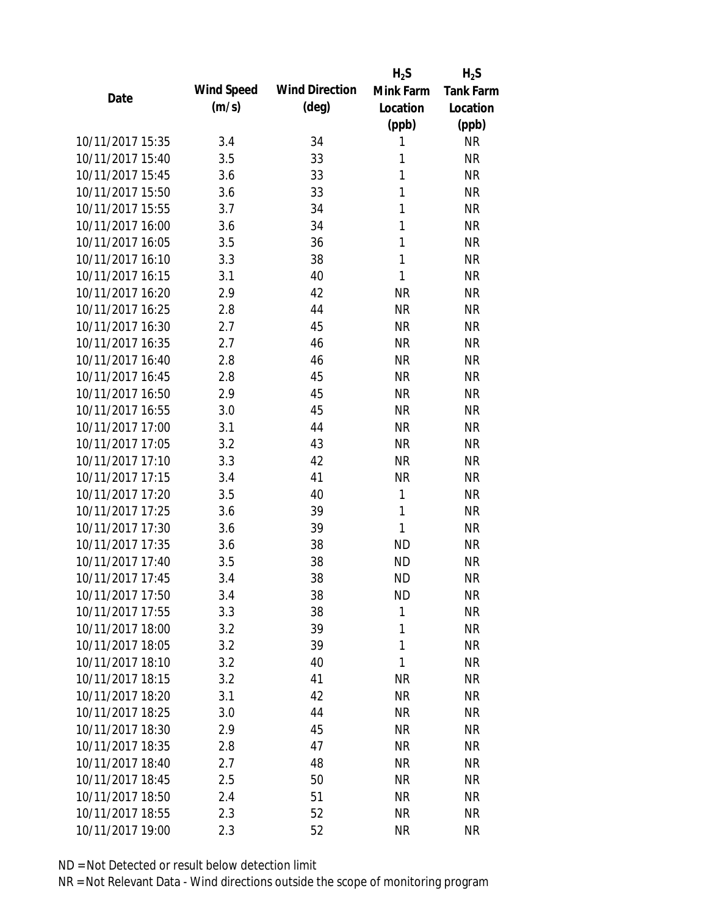| Date | Wind Speed (m/s) | Wind Direction (deg) | $H_2S$ Mink Farm Location (ppb) | $H_2S$ Tank Farm Location (ppb) |
|---|---|---|---|---|
| 10/11/2017 15:35 | 3.4 | 34 | 1 | NR |
| 10/11/2017 15:40 | 3.5 | 33 | 1 | NR |
| 10/11/2017 15:45 | 3.6 | 33 | 1 | NR |
| 10/11/2017 15:50 | 3.6 | 33 | 1 | NR |
| 10/11/2017 15:55 | 3.7 | 34 | 1 | NR |
| 10/11/2017 16:00 | 3.6 | 34 | 1 | NR |
| 10/11/2017 16:05 | 3.5 | 36 | 1 | NR |
| 10/11/2017 16:10 | 3.3 | 38 | 1 | NR |
| 10/11/2017 16:15 | 3.1 | 40 | 1 | NR |
| 10/11/2017 16:20 | 2.9 | 42 | NR | NR |
| 10/11/2017 16:25 | 2.8 | 44 | NR | NR |
| 10/11/2017 16:30 | 2.7 | 45 | NR | NR |
| 10/11/2017 16:35 | 2.7 | 46 | NR | NR |
| 10/11/2017 16:40 | 2.8 | 46 | NR | NR |
| 10/11/2017 16:45 | 2.8 | 45 | NR | NR |
| 10/11/2017 16:50 | 2.9 | 45 | NR | NR |
| 10/11/2017 16:55 | 3.0 | 45 | NR | NR |
| 10/11/2017 17:00 | 3.1 | 44 | NR | NR |
| 10/11/2017 17:05 | 3.2 | 43 | NR | NR |
| 10/11/2017 17:10 | 3.3 | 42 | NR | NR |
| 10/11/2017 17:15 | 3.4 | 41 | NR | NR |
| 10/11/2017 17:20 | 3.5 | 40 | 1 | NR |
| 10/11/2017 17:25 | 3.6 | 39 | 1 | NR |
| 10/11/2017 17:30 | 3.6 | 39 | 1 | NR |
| 10/11/2017 17:35 | 3.6 | 38 | ND | NR |
| 10/11/2017 17:40 | 3.5 | 38 | ND | NR |
| 10/11/2017 17:45 | 3.4 | 38 | ND | NR |
| 10/11/2017 17:50 | 3.4 | 38 | ND | NR |
| 10/11/2017 17:55 | 3.3 | 38 | 1 | NR |
| 10/11/2017 18:00 | 3.2 | 39 | 1 | NR |
| 10/11/2017 18:05 | 3.2 | 39 | 1 | NR |
| 10/11/2017 18:10 | 3.2 | 40 | 1 | NR |
| 10/11/2017 18:15 | 3.2 | 41 | NR | NR |
| 10/11/2017 18:20 | 3.1 | 42 | NR | NR |
| 10/11/2017 18:25 | 3.0 | 44 | NR | NR |
| 10/11/2017 18:30 | 2.9 | 45 | NR | NR |
| 10/11/2017 18:35 | 2.8 | 47 | NR | NR |
| 10/11/2017 18:40 | 2.7 | 48 | NR | NR |
| 10/11/2017 18:45 | 2.5 | 50 | NR | NR |
| 10/11/2017 18:50 | 2.4 | 51 | NR | NR |
| 10/11/2017 18:55 | 2.3 | 52 | NR | NR |
| 10/11/2017 19:00 | 2.3 | 52 | NR | NR |

ND = Not Detected or result below detection limit

NR = Not Relevant Data - Wind directions outside the scope of monitoring program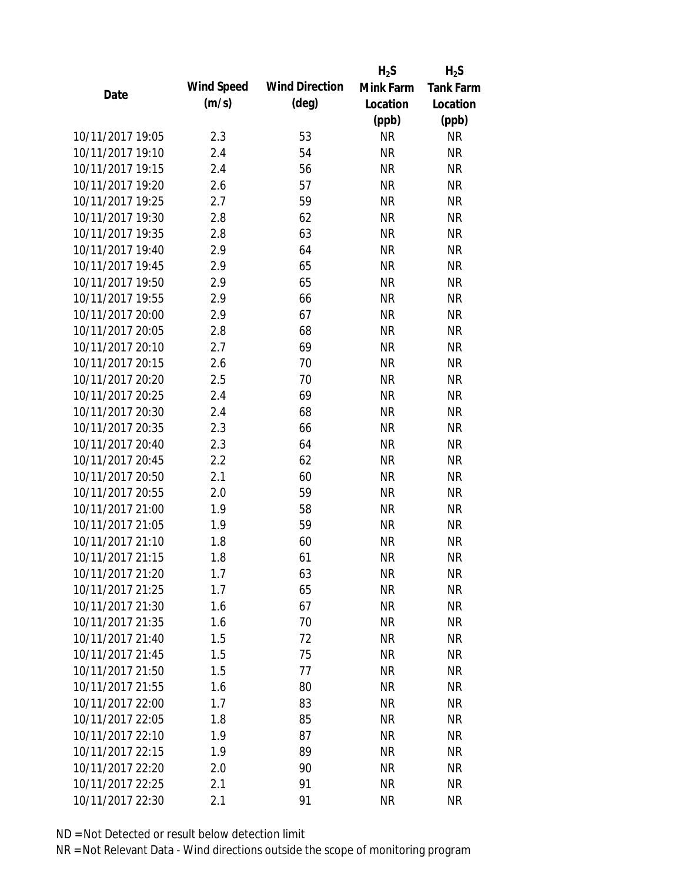| Date | Wind Speed (m/s) | Wind Direction (deg) | $H_2S$ Mink Farm Location (ppb) | $H_2S$ Tank Farm Location (ppb) |
|---|---|---|---|---|
| 10/11/2017 19:05 | 2.3 | 53 | NR | NR |
| 10/11/2017 19:10 | 2.4 | 54 | NR | NR |
| 10/11/2017 19:15 | 2.4 | 56 | NR | NR |
| 10/11/2017 19:20 | 2.6 | 57 | NR | NR |
| 10/11/2017 19:25 | 2.7 | 59 | NR | NR |
| 10/11/2017 19:30 | 2.8 | 62 | NR | NR |
| 10/11/2017 19:35 | 2.8 | 63 | NR | NR |
| 10/11/2017 19:40 | 2.9 | 64 | NR | NR |
| 10/11/2017 19:45 | 2.9 | 65 | NR | NR |
| 10/11/2017 19:50 | 2.9 | 65 | NR | NR |
| 10/11/2017 19:55 | 2.9 | 66 | NR | NR |
| 10/11/2017 20:00 | 2.9 | 67 | NR | NR |
| 10/11/2017 20:05 | 2.8 | 68 | NR | NR |
| 10/11/2017 20:10 | 2.7 | 69 | NR | NR |
| 10/11/2017 20:15 | 2.6 | 70 | NR | NR |
| 10/11/2017 20:20 | 2.5 | 70 | NR | NR |
| 10/11/2017 20:25 | 2.4 | 69 | NR | NR |
| 10/11/2017 20:30 | 2.4 | 68 | NR | NR |
| 10/11/2017 20:35 | 2.3 | 66 | NR | NR |
| 10/11/2017 20:40 | 2.3 | 64 | NR | NR |
| 10/11/2017 20:45 | 2.2 | 62 | NR | NR |
| 10/11/2017 20:50 | 2.1 | 60 | NR | NR |
| 10/11/2017 20:55 | 2.0 | 59 | NR | NR |
| 10/11/2017 21:00 | 1.9 | 58 | NR | NR |
| 10/11/2017 21:05 | 1.9 | 59 | NR | NR |
| 10/11/2017 21:10 | 1.8 | 60 | NR | NR |
| 10/11/2017 21:15 | 1.8 | 61 | NR | NR |
| 10/11/2017 21:20 | 1.7 | 63 | NR | NR |
| 10/11/2017 21:25 | 1.7 | 65 | NR | NR |
| 10/11/2017 21:30 | 1.6 | 67 | NR | NR |
| 10/11/2017 21:35 | 1.6 | 70 | NR | NR |
| 10/11/2017 21:40 | 1.5 | 72 | NR | NR |
| 10/11/2017 21:45 | 1.5 | 75 | NR | NR |
| 10/11/2017 21:50 | 1.5 | 77 | NR | NR |
| 10/11/2017 21:55 | 1.6 | 80 | NR | NR |
| 10/11/2017 22:00 | 1.7 | 83 | NR | NR |
| 10/11/2017 22:05 | 1.8 | 85 | NR | NR |
| 10/11/2017 22:10 | 1.9 | 87 | NR | NR |
| 10/11/2017 22:15 | 1.9 | 89 | NR | NR |
| 10/11/2017 22:20 | 2.0 | 90 | NR | NR |
| 10/11/2017 22:25 | 2.1 | 91 | NR | NR |
| 10/11/2017 22:30 | 2.1 | 91 | NR | NR |

ND = Not Detected or result below detection limit

NR = Not Relevant Data - Wind directions outside the scope of monitoring program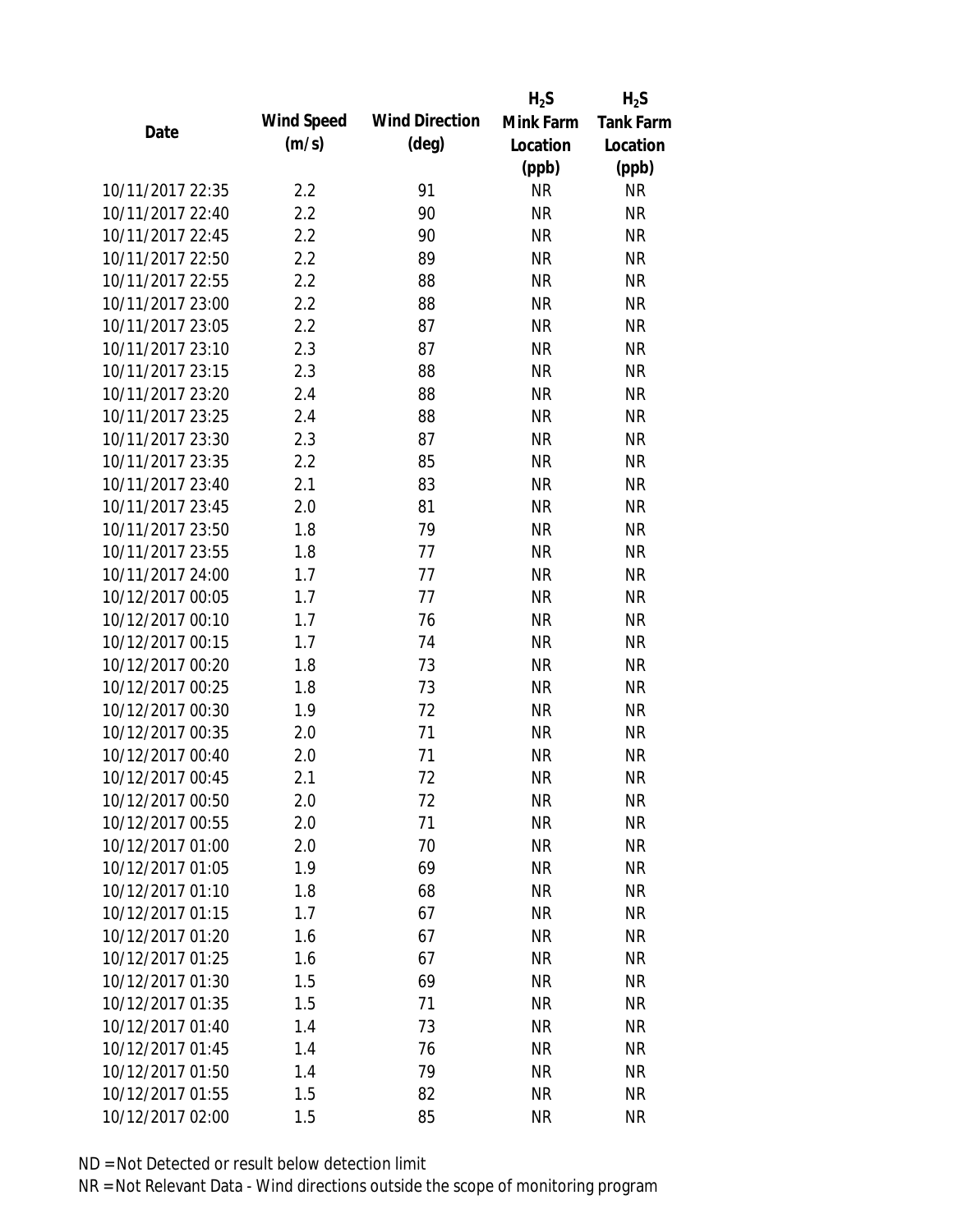| Date | Wind Speed (m/s) | Wind Direction (deg) | $H_2S$ Mink Farm Location (ppb) | $H_2S$ Tank Farm Location (ppb) |
|---|---|---|---|---|
| 10/11/2017 22:35 | 2.2 | 91 | NR | NR |
| 10/11/2017 22:40 | 2.2 | 90 | NR | NR |
| 10/11/2017 22:45 | 2.2 | 90 | NR | NR |
| 10/11/2017 22:50 | 2.2 | 89 | NR | NR |
| 10/11/2017 22:55 | 2.2 | 88 | NR | NR |
| 10/11/2017 23:00 | 2.2 | 88 | NR | NR |
| 10/11/2017 23:05 | 2.2 | 87 | NR | NR |
| 10/11/2017 23:10 | 2.3 | 87 | NR | NR |
| 10/11/2017 23:15 | 2.3 | 88 | NR | NR |
| 10/11/2017 23:20 | 2.4 | 88 | NR | NR |
| 10/11/2017 23:25 | 2.4 | 88 | NR | NR |
| 10/11/2017 23:30 | 2.3 | 87 | NR | NR |
| 10/11/2017 23:35 | 2.2 | 85 | NR | NR |
| 10/11/2017 23:40 | 2.1 | 83 | NR | NR |
| 10/11/2017 23:45 | 2.0 | 81 | NR | NR |
| 10/11/2017 23:50 | 1.8 | 79 | NR | NR |
| 10/11/2017 23:55 | 1.8 | 77 | NR | NR |
| 10/11/2017 24:00 | 1.7 | 77 | NR | NR |
| 10/12/2017 00:05 | 1.7 | 77 | NR | NR |
| 10/12/2017 00:10 | 1.7 | 76 | NR | NR |
| 10/12/2017 00:15 | 1.7 | 74 | NR | NR |
| 10/12/2017 00:20 | 1.8 | 73 | NR | NR |
| 10/12/2017 00:25 | 1.8 | 73 | NR | NR |
| 10/12/2017 00:30 | 1.9 | 72 | NR | NR |
| 10/12/2017 00:35 | 2.0 | 71 | NR | NR |
| 10/12/2017 00:40 | 2.0 | 71 | NR | NR |
| 10/12/2017 00:45 | 2.1 | 72 | NR | NR |
| 10/12/2017 00:50 | 2.0 | 72 | NR | NR |
| 10/12/2017 00:55 | 2.0 | 71 | NR | NR |
| 10/12/2017 01:00 | 2.0 | 70 | NR | NR |
| 10/12/2017 01:05 | 1.9 | 69 | NR | NR |
| 10/12/2017 01:10 | 1.8 | 68 | NR | NR |
| 10/12/2017 01:15 | 1.7 | 67 | NR | NR |
| 10/12/2017 01:20 | 1.6 | 67 | NR | NR |
| 10/12/2017 01:25 | 1.6 | 67 | NR | NR |
| 10/12/2017 01:30 | 1.5 | 69 | NR | NR |
| 10/12/2017 01:35 | 1.5 | 71 | NR | NR |
| 10/12/2017 01:40 | 1.4 | 73 | NR | NR |
| 10/12/2017 01:45 | 1.4 | 76 | NR | NR |
| 10/12/2017 01:50 | 1.4 | 79 | NR | NR |
| 10/12/2017 01:55 | 1.5 | 82 | NR | NR |
| 10/12/2017 02:00 | 1.5 | 85 | NR | NR |

ND = Not Detected or result below detection limit

NR = Not Relevant Data - Wind directions outside the scope of monitoring program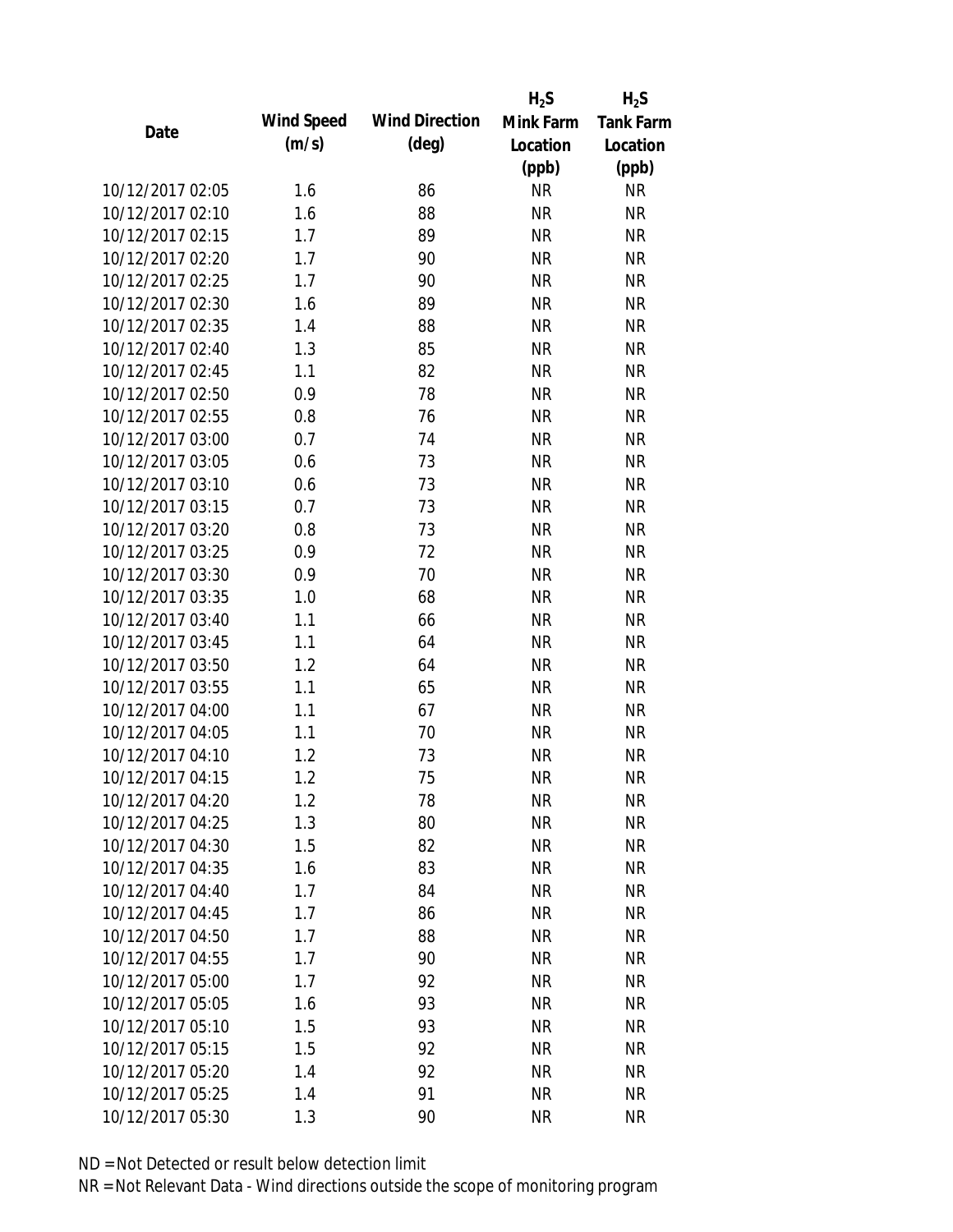| Date | Wind Speed (m/s) | Wind Direction (deg) | $H_2S$ Mink Farm Location (ppb) | $H_2S$ Tank Farm Location (ppb) |
|---|---|---|---|---|
| 10/12/2017 02:05 | 1.6 | 86 | NR | NR |
| 10/12/2017 02:10 | 1.6 | 88 | NR | NR |
| 10/12/2017 02:15 | 1.7 | 89 | NR | NR |
| 10/12/2017 02:20 | 1.7 | 90 | NR | NR |
| 10/12/2017 02:25 | 1.7 | 90 | NR | NR |
| 10/12/2017 02:30 | 1.6 | 89 | NR | NR |
| 10/12/2017 02:35 | 1.4 | 88 | NR | NR |
| 10/12/2017 02:40 | 1.3 | 85 | NR | NR |
| 10/12/2017 02:45 | 1.1 | 82 | NR | NR |
| 10/12/2017 02:50 | 0.9 | 78 | NR | NR |
| 10/12/2017 02:55 | 0.8 | 76 | NR | NR |
| 10/12/2017 03:00 | 0.7 | 74 | NR | NR |
| 10/12/2017 03:05 | 0.6 | 73 | NR | NR |
| 10/12/2017 03:10 | 0.6 | 73 | NR | NR |
| 10/12/2017 03:15 | 0.7 | 73 | NR | NR |
| 10/12/2017 03:20 | 0.8 | 73 | NR | NR |
| 10/12/2017 03:25 | 0.9 | 72 | NR | NR |
| 10/12/2017 03:30 | 0.9 | 70 | NR | NR |
| 10/12/2017 03:35 | 1.0 | 68 | NR | NR |
| 10/12/2017 03:40 | 1.1 | 66 | NR | NR |
| 10/12/2017 03:45 | 1.1 | 64 | NR | NR |
| 10/12/2017 03:50 | 1.2 | 64 | NR | NR |
| 10/12/2017 03:55 | 1.1 | 65 | NR | NR |
| 10/12/2017 04:00 | 1.1 | 67 | NR | NR |
| 10/12/2017 04:05 | 1.1 | 70 | NR | NR |
| 10/12/2017 04:10 | 1.2 | 73 | NR | NR |
| 10/12/2017 04:15 | 1.2 | 75 | NR | NR |
| 10/12/2017 04:20 | 1.2 | 78 | NR | NR |
| 10/12/2017 04:25 | 1.3 | 80 | NR | NR |
| 10/12/2017 04:30 | 1.5 | 82 | NR | NR |
| 10/12/2017 04:35 | 1.6 | 83 | NR | NR |
| 10/12/2017 04:40 | 1.7 | 84 | NR | NR |
| 10/12/2017 04:45 | 1.7 | 86 | NR | NR |
| 10/12/2017 04:50 | 1.7 | 88 | NR | NR |
| 10/12/2017 04:55 | 1.7 | 90 | NR | NR |
| 10/12/2017 05:00 | 1.7 | 92 | NR | NR |
| 10/12/2017 05:05 | 1.6 | 93 | NR | NR |
| 10/12/2017 05:10 | 1.5 | 93 | NR | NR |
| 10/12/2017 05:15 | 1.5 | 92 | NR | NR |
| 10/12/2017 05:20 | 1.4 | 92 | NR | NR |
| 10/12/2017 05:25 | 1.4 | 91 | NR | NR |
| 10/12/2017 05:30 | 1.3 | 90 | NR | NR |

ND = Not Detected or result below detection limit

NR = Not Relevant Data - Wind directions outside the scope of monitoring program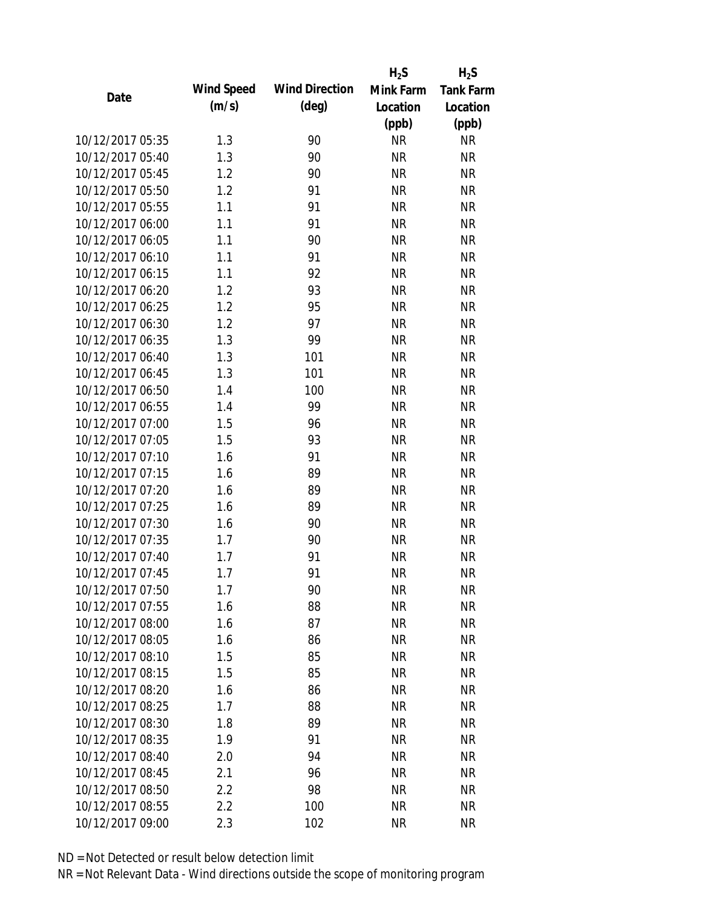| Date | Wind Speed (m/s) | Wind Direction (deg) | $H_2S$ Mink Farm Location (ppb) | $H_2S$ Tank Farm Location (ppb) |
|---|---|---|---|---|
| 10/12/2017 05:35 | 1.3 | 90 | NR | NR |
| 10/12/2017 05:40 | 1.3 | 90 | NR | NR |
| 10/12/2017 05:45 | 1.2 | 90 | NR | NR |
| 10/12/2017 05:50 | 1.2 | 91 | NR | NR |
| 10/12/2017 05:55 | 1.1 | 91 | NR | NR |
| 10/12/2017 06:00 | 1.1 | 91 | NR | NR |
| 10/12/2017 06:05 | 1.1 | 90 | NR | NR |
| 10/12/2017 06:10 | 1.1 | 91 | NR | NR |
| 10/12/2017 06:15 | 1.1 | 92 | NR | NR |
| 10/12/2017 06:20 | 1.2 | 93 | NR | NR |
| 10/12/2017 06:25 | 1.2 | 95 | NR | NR |
| 10/12/2017 06:30 | 1.2 | 97 | NR | NR |
| 10/12/2017 06:35 | 1.3 | 99 | NR | NR |
| 10/12/2017 06:40 | 1.3 | 101 | NR | NR |
| 10/12/2017 06:45 | 1.3 | 101 | NR | NR |
| 10/12/2017 06:50 | 1.4 | 100 | NR | NR |
| 10/12/2017 06:55 | 1.4 | 99 | NR | NR |
| 10/12/2017 07:00 | 1.5 | 96 | NR | NR |
| 10/12/2017 07:05 | 1.5 | 93 | NR | NR |
| 10/12/2017 07:10 | 1.6 | 91 | NR | NR |
| 10/12/2017 07:15 | 1.6 | 89 | NR | NR |
| 10/12/2017 07:20 | 1.6 | 89 | NR | NR |
| 10/12/2017 07:25 | 1.6 | 89 | NR | NR |
| 10/12/2017 07:30 | 1.6 | 90 | NR | NR |
| 10/12/2017 07:35 | 1.7 | 90 | NR | NR |
| 10/12/2017 07:40 | 1.7 | 91 | NR | NR |
| 10/12/2017 07:45 | 1.7 | 91 | NR | NR |
| 10/12/2017 07:50 | 1.7 | 90 | NR | NR |
| 10/12/2017 07:55 | 1.6 | 88 | NR | NR |
| 10/12/2017 08:00 | 1.6 | 87 | NR | NR |
| 10/12/2017 08:05 | 1.6 | 86 | NR | NR |
| 10/12/2017 08:10 | 1.5 | 85 | NR | NR |
| 10/12/2017 08:15 | 1.5 | 85 | NR | NR |
| 10/12/2017 08:20 | 1.6 | 86 | NR | NR |
| 10/12/2017 08:25 | 1.7 | 88 | NR | NR |
| 10/12/2017 08:30 | 1.8 | 89 | NR | NR |
| 10/12/2017 08:35 | 1.9 | 91 | NR | NR |
| 10/12/2017 08:40 | 2.0 | 94 | NR | NR |
| 10/12/2017 08:45 | 2.1 | 96 | NR | NR |
| 10/12/2017 08:50 | 2.2 | 98 | NR | NR |
| 10/12/2017 08:55 | 2.2 | 100 | NR | NR |
| 10/12/2017 09:00 | 2.3 | 102 | NR | NR |

ND = Not Detected or result below detection limit

NR = Not Relevant Data - Wind directions outside the scope of monitoring program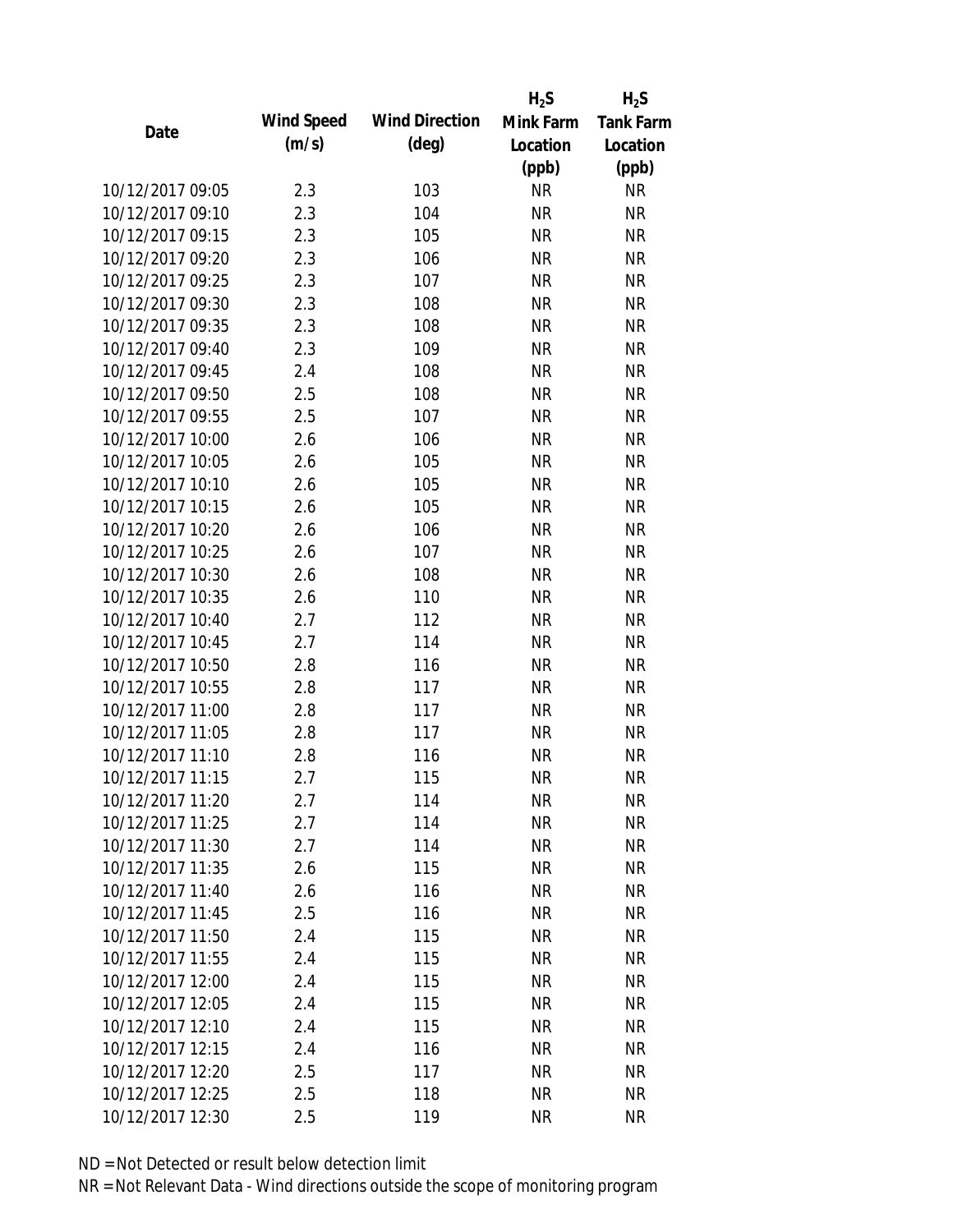| Date | Wind Speed (m/s) | Wind Direction (deg) | $H_2S$ Mink Farm Location (ppb) | $H_2S$ Tank Farm Location (ppb) |
| --- | --- | --- | --- | --- |
| 10/12/2017 09:05 | 2.3 | 103 | NR | NR |
| 10/12/2017 09:10 | 2.3 | 104 | NR | NR |
| 10/12/2017 09:15 | 2.3 | 105 | NR | NR |
| 10/12/2017 09:20 | 2.3 | 106 | NR | NR |
| 10/12/2017 09:25 | 2.3 | 107 | NR | NR |
| 10/12/2017 09:30 | 2.3 | 108 | NR | NR |
| 10/12/2017 09:35 | 2.3 | 108 | NR | NR |
| 10/12/2017 09:40 | 2.3 | 109 | NR | NR |
| 10/12/2017 09:45 | 2.4 | 108 | NR | NR |
| 10/12/2017 09:50 | 2.5 | 108 | NR | NR |
| 10/12/2017 09:55 | 2.5 | 107 | NR | NR |
| 10/12/2017 10:00 | 2.6 | 106 | NR | NR |
| 10/12/2017 10:05 | 2.6 | 105 | NR | NR |
| 10/12/2017 10:10 | 2.6 | 105 | NR | NR |
| 10/12/2017 10:15 | 2.6 | 105 | NR | NR |
| 10/12/2017 10:20 | 2.6 | 106 | NR | NR |
| 10/12/2017 10:25 | 2.6 | 107 | NR | NR |
| 10/12/2017 10:30 | 2.6 | 108 | NR | NR |
| 10/12/2017 10:35 | 2.6 | 110 | NR | NR |
| 10/12/2017 10:40 | 2.7 | 112 | NR | NR |
| 10/12/2017 10:45 | 2.7 | 114 | NR | NR |
| 10/12/2017 10:50 | 2.8 | 116 | NR | NR |
| 10/12/2017 10:55 | 2.8 | 117 | NR | NR |
| 10/12/2017 11:00 | 2.8 | 117 | NR | NR |
| 10/12/2017 11:05 | 2.8 | 117 | NR | NR |
| 10/12/2017 11:10 | 2.8 | 116 | NR | NR |
| 10/12/2017 11:15 | 2.7 | 115 | NR | NR |
| 10/12/2017 11:20 | 2.7 | 114 | NR | NR |
| 10/12/2017 11:25 | 2.7 | 114 | NR | NR |
| 10/12/2017 11:30 | 2.7 | 114 | NR | NR |
| 10/12/2017 11:35 | 2.6 | 115 | NR | NR |
| 10/12/2017 11:40 | 2.6 | 116 | NR | NR |
| 10/12/2017 11:45 | 2.5 | 116 | NR | NR |
| 10/12/2017 11:50 | 2.4 | 115 | NR | NR |
| 10/12/2017 11:55 | 2.4 | 115 | NR | NR |
| 10/12/2017 12:00 | 2.4 | 115 | NR | NR |
| 10/12/2017 12:05 | 2.4 | 115 | NR | NR |
| 10/12/2017 12:10 | 2.4 | 115 | NR | NR |
| 10/12/2017 12:15 | 2.4 | 116 | NR | NR |
| 10/12/2017 12:20 | 2.5 | 117 | NR | NR |
| 10/12/2017 12:25 | 2.5 | 118 | NR | NR |
| 10/12/2017 12:30 | 2.5 | 119 | NR | NR |

ND = Not Detected or result below detection limit

NR = Not Relevant Data - Wind directions outside the scope of monitoring program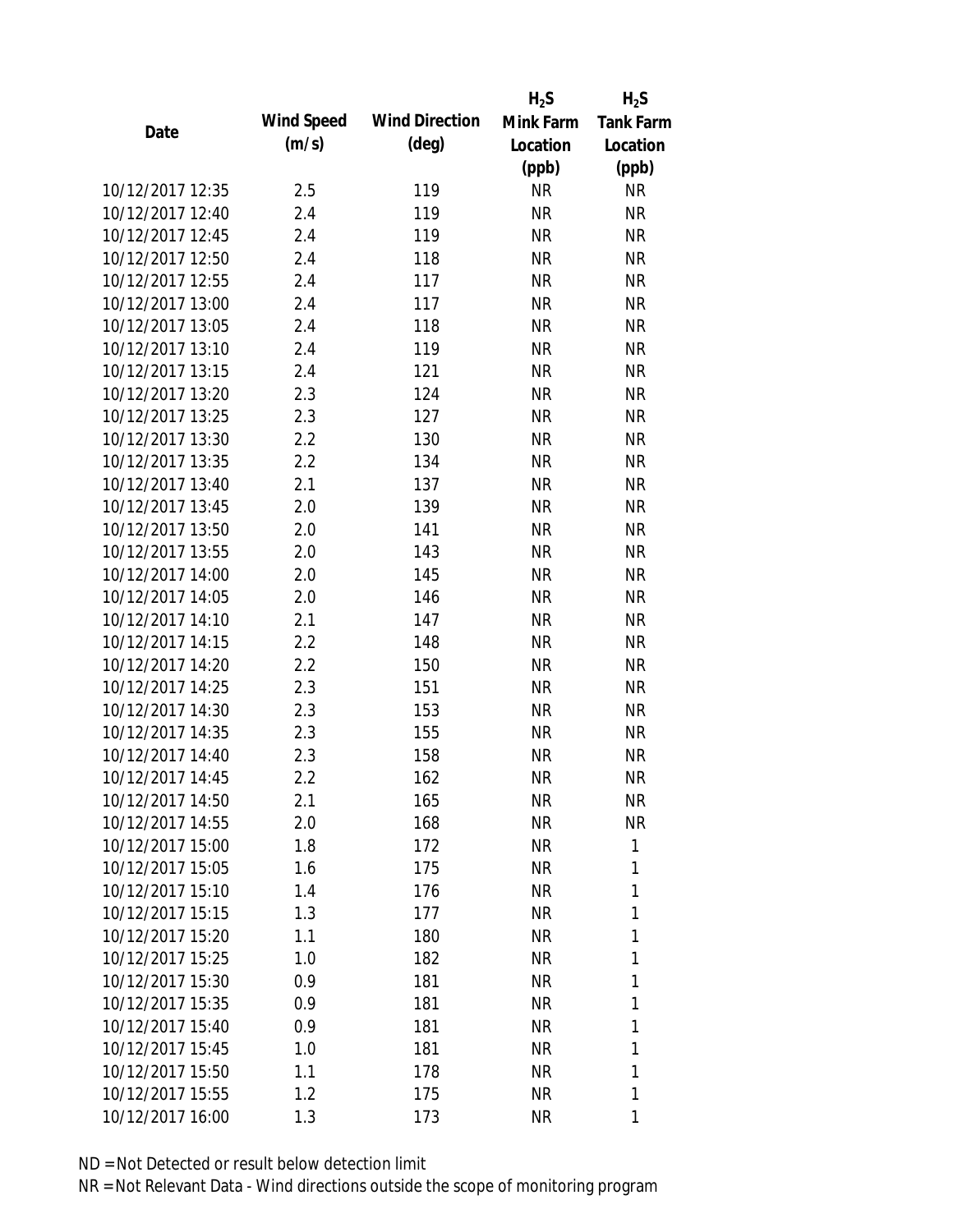| Date | Wind Speed (m/s) | Wind Direction (deg) | $H_2S$ Mink Farm Location (ppb) | $H_2S$ Tank Farm Location (ppb) |
|---|---|---|---|---|
| 10/12/2017 12:35 | 2.5 | 119 | NR | NR |
| 10/12/2017 12:40 | 2.4 | 119 | NR | NR |
| 10/12/2017 12:45 | 2.4 | 119 | NR | NR |
| 10/12/2017 12:50 | 2.4 | 118 | NR | NR |
| 10/12/2017 12:55 | 2.4 | 117 | NR | NR |
| 10/12/2017 13:00 | 2.4 | 117 | NR | NR |
| 10/12/2017 13:05 | 2.4 | 118 | NR | NR |
| 10/12/2017 13:10 | 2.4 | 119 | NR | NR |
| 10/12/2017 13:15 | 2.4 | 121 | NR | NR |
| 10/12/2017 13:20 | 2.3 | 124 | NR | NR |
| 10/12/2017 13:25 | 2.3 | 127 | NR | NR |
| 10/12/2017 13:30 | 2.2 | 130 | NR | NR |
| 10/12/2017 13:35 | 2.2 | 134 | NR | NR |
| 10/12/2017 13:40 | 2.1 | 137 | NR | NR |
| 10/12/2017 13:45 | 2.0 | 139 | NR | NR |
| 10/12/2017 13:50 | 2.0 | 141 | NR | NR |
| 10/12/2017 13:55 | 2.0 | 143 | NR | NR |
| 10/12/2017 14:00 | 2.0 | 145 | NR | NR |
| 10/12/2017 14:05 | 2.0 | 146 | NR | NR |
| 10/12/2017 14:10 | 2.1 | 147 | NR | NR |
| 10/12/2017 14:15 | 2.2 | 148 | NR | NR |
| 10/12/2017 14:20 | 2.2 | 150 | NR | NR |
| 10/12/2017 14:25 | 2.3 | 151 | NR | NR |
| 10/12/2017 14:30 | 2.3 | 153 | NR | NR |
| 10/12/2017 14:35 | 2.3 | 155 | NR | NR |
| 10/12/2017 14:40 | 2.3 | 158 | NR | NR |
| 10/12/2017 14:45 | 2.2 | 162 | NR | NR |
| 10/12/2017 14:50 | 2.1 | 165 | NR | NR |
| 10/12/2017 14:55 | 2.0 | 168 | NR | NR |
| 10/12/2017 15:00 | 1.8 | 172 | NR | 1 |
| 10/12/2017 15:05 | 1.6 | 175 | NR | 1 |
| 10/12/2017 15:10 | 1.4 | 176 | NR | 1 |
| 10/12/2017 15:15 | 1.3 | 177 | NR | 1 |
| 10/12/2017 15:20 | 1.1 | 180 | NR | 1 |
| 10/12/2017 15:25 | 1.0 | 182 | NR | 1 |
| 10/12/2017 15:30 | 0.9 | 181 | NR | 1 |
| 10/12/2017 15:35 | 0.9 | 181 | NR | 1 |
| 10/12/2017 15:40 | 0.9 | 181 | NR | 1 |
| 10/12/2017 15:45 | 1.0 | 181 | NR | 1 |
| 10/12/2017 15:50 | 1.1 | 178 | NR | 1 |
| 10/12/2017 15:55 | 1.2 | 175 | NR | 1 |
| 10/12/2017 16:00 | 1.3 | 173 | NR | 1 |

ND = Not Detected or result below detection limit

NR = Not Relevant Data - Wind directions outside the scope of monitoring program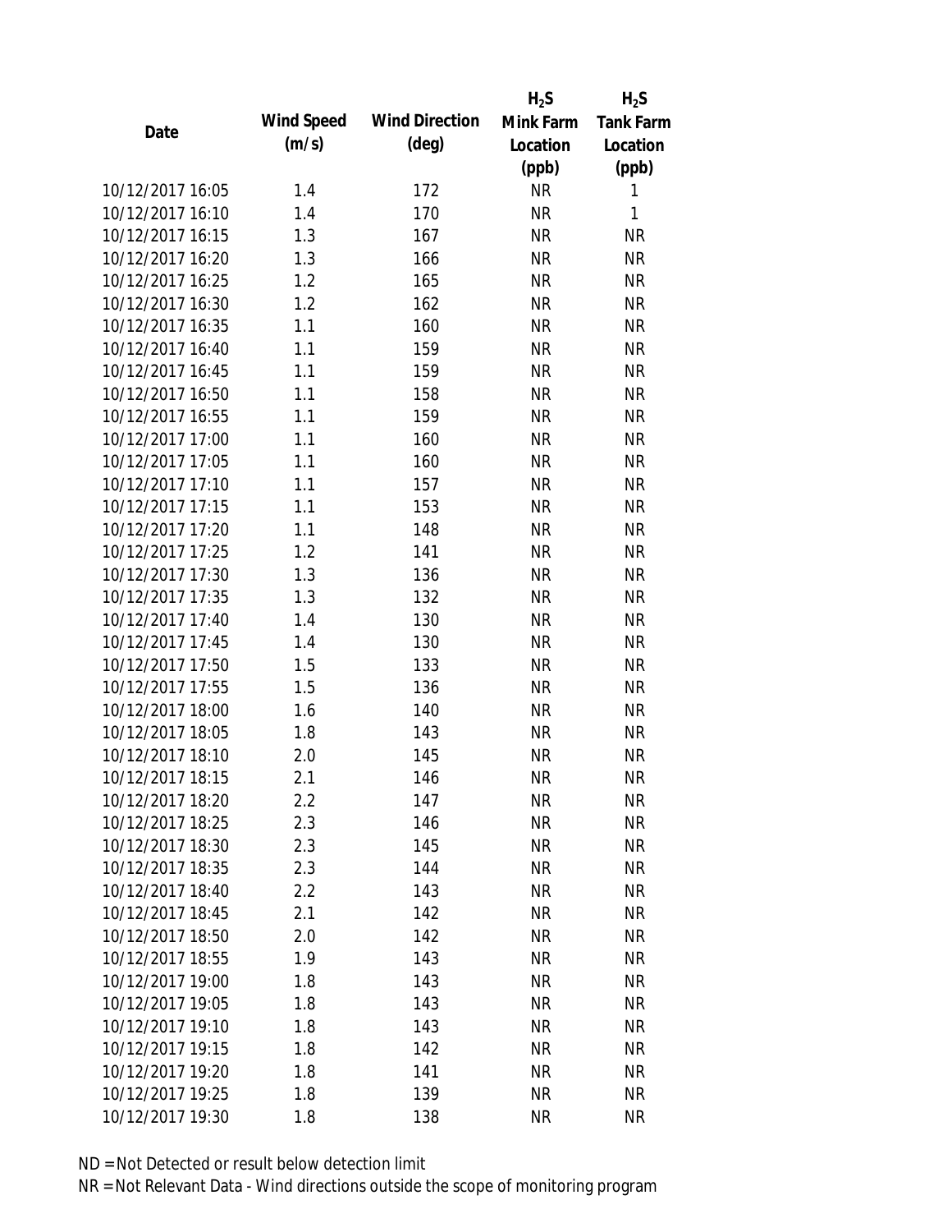| Date | Wind Speed (m/s) | Wind Direction (deg) | $H_2S$ Mink Farm Location (ppb) | $H_2S$ Tank Farm Location (ppb) |
|---|---|---|---|---|
| 10/12/2017 16:05 | 1.4 | 172 | NR | 1 |
| 10/12/2017 16:10 | 1.4 | 170 | NR | 1 |
| 10/12/2017 16:15 | 1.3 | 167 | NR | NR |
| 10/12/2017 16:20 | 1.3 | 166 | NR | NR |
| 10/12/2017 16:25 | 1.2 | 165 | NR | NR |
| 10/12/2017 16:30 | 1.2 | 162 | NR | NR |
| 10/12/2017 16:35 | 1.1 | 160 | NR | NR |
| 10/12/2017 16:40 | 1.1 | 159 | NR | NR |
| 10/12/2017 16:45 | 1.1 | 159 | NR | NR |
| 10/12/2017 16:50 | 1.1 | 158 | NR | NR |
| 10/12/2017 16:55 | 1.1 | 159 | NR | NR |
| 10/12/2017 17:00 | 1.1 | 160 | NR | NR |
| 10/12/2017 17:05 | 1.1 | 160 | NR | NR |
| 10/12/2017 17:10 | 1.1 | 157 | NR | NR |
| 10/12/2017 17:15 | 1.1 | 153 | NR | NR |
| 10/12/2017 17:20 | 1.1 | 148 | NR | NR |
| 10/12/2017 17:25 | 1.2 | 141 | NR | NR |
| 10/12/2017 17:30 | 1.3 | 136 | NR | NR |
| 10/12/2017 17:35 | 1.3 | 132 | NR | NR |
| 10/12/2017 17:40 | 1.4 | 130 | NR | NR |
| 10/12/2017 17:45 | 1.4 | 130 | NR | NR |
| 10/12/2017 17:50 | 1.5 | 133 | NR | NR |
| 10/12/2017 17:55 | 1.5 | 136 | NR | NR |
| 10/12/2017 18:00 | 1.6 | 140 | NR | NR |
| 10/12/2017 18:05 | 1.8 | 143 | NR | NR |
| 10/12/2017 18:10 | 2.0 | 145 | NR | NR |
| 10/12/2017 18:15 | 2.1 | 146 | NR | NR |
| 10/12/2017 18:20 | 2.2 | 147 | NR | NR |
| 10/12/2017 18:25 | 2.3 | 146 | NR | NR |
| 10/12/2017 18:30 | 2.3 | 145 | NR | NR |
| 10/12/2017 18:35 | 2.3 | 144 | NR | NR |
| 10/12/2017 18:40 | 2.2 | 143 | NR | NR |
| 10/12/2017 18:45 | 2.1 | 142 | NR | NR |
| 10/12/2017 18:50 | 2.0 | 142 | NR | NR |
| 10/12/2017 18:55 | 1.9 | 143 | NR | NR |
| 10/12/2017 19:00 | 1.8 | 143 | NR | NR |
| 10/12/2017 19:05 | 1.8 | 143 | NR | NR |
| 10/12/2017 19:10 | 1.8 | 143 | NR | NR |
| 10/12/2017 19:15 | 1.8 | 142 | NR | NR |
| 10/12/2017 19:20 | 1.8 | 141 | NR | NR |
| 10/12/2017 19:25 | 1.8 | 139 | NR | NR |
| 10/12/2017 19:30 | 1.8 | 138 | NR | NR |

ND = Not Detected or result below detection limit

NR = Not Relevant Data - Wind directions outside the scope of monitoring program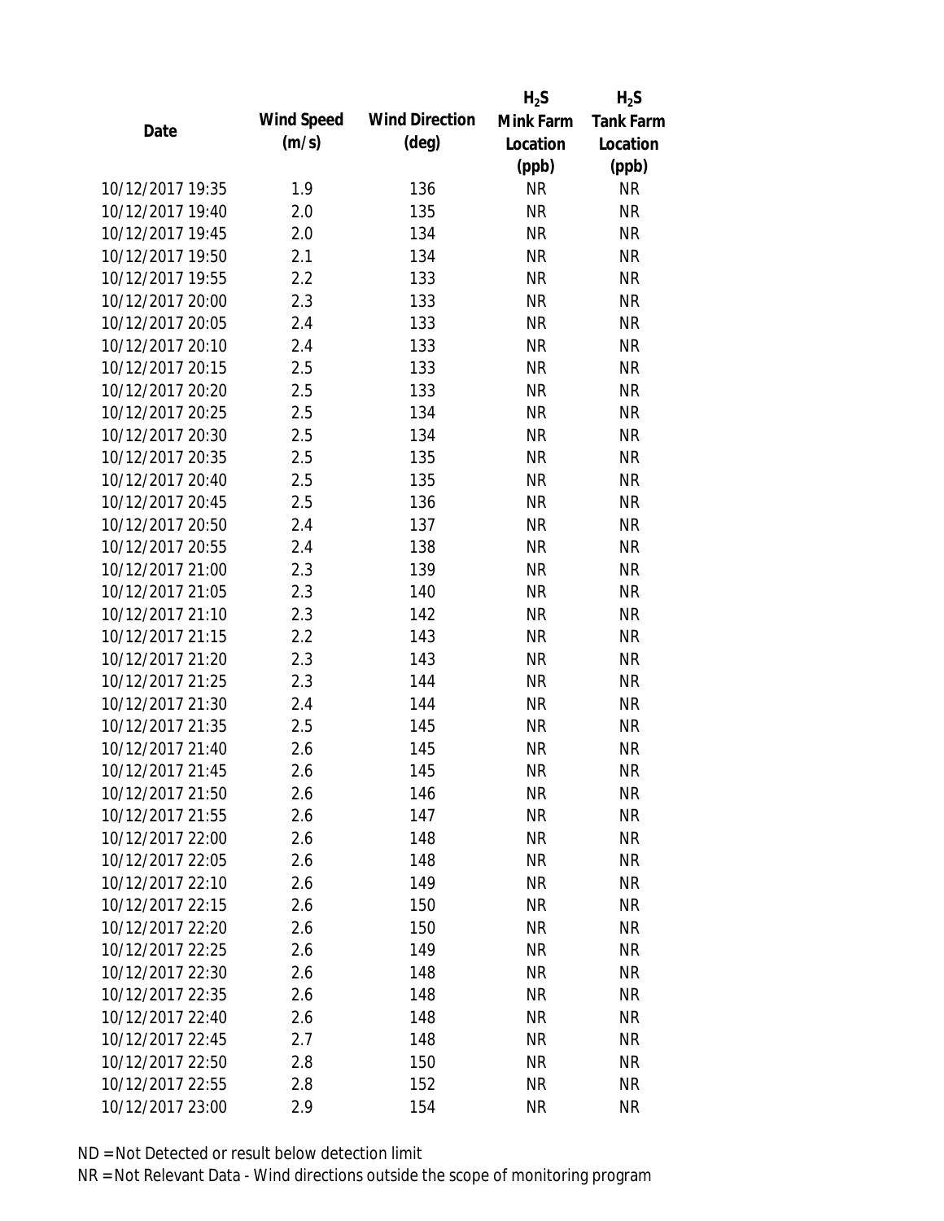| Date | Wind Speed (m/s) | Wind Direction (deg) | $H_2S$ Mink Farm Location (ppb) | $H_2S$ Tank Farm Location (ppb) |
|---|---|---|---|---|
| 10/12/2017 19:35 | 1.9 | 136 | NR | NR |
| 10/12/2017 19:40 | 2.0 | 135 | NR | NR |
| 10/12/2017 19:45 | 2.0 | 134 | NR | NR |
| 10/12/2017 19:50 | 2.1 | 134 | NR | NR |
| 10/12/2017 19:55 | 2.2 | 133 | NR | NR |
| 10/12/2017 20:00 | 2.3 | 133 | NR | NR |
| 10/12/2017 20:05 | 2.4 | 133 | NR | NR |
| 10/12/2017 20:10 | 2.4 | 133 | NR | NR |
| 10/12/2017 20:15 | 2.5 | 133 | NR | NR |
| 10/12/2017 20:20 | 2.5 | 133 | NR | NR |
| 10/12/2017 20:25 | 2.5 | 134 | NR | NR |
| 10/12/2017 20:30 | 2.5 | 134 | NR | NR |
| 10/12/2017 20:35 | 2.5 | 135 | NR | NR |
| 10/12/2017 20:40 | 2.5 | 135 | NR | NR |
| 10/12/2017 20:45 | 2.5 | 136 | NR | NR |
| 10/12/2017 20:50 | 2.4 | 137 | NR | NR |
| 10/12/2017 20:55 | 2.4 | 138 | NR | NR |
| 10/12/2017 21:00 | 2.3 | 139 | NR | NR |
| 10/12/2017 21:05 | 2.3 | 140 | NR | NR |
| 10/12/2017 21:10 | 2.3 | 142 | NR | NR |
| 10/12/2017 21:15 | 2.2 | 143 | NR | NR |
| 10/12/2017 21:20 | 2.3 | 143 | NR | NR |
| 10/12/2017 21:25 | 2.3 | 144 | NR | NR |
| 10/12/2017 21:30 | 2.4 | 144 | NR | NR |
| 10/12/2017 21:35 | 2.5 | 145 | NR | NR |
| 10/12/2017 21:40 | 2.6 | 145 | NR | NR |
| 10/12/2017 21:45 | 2.6 | 145 | NR | NR |
| 10/12/2017 21:50 | 2.6 | 146 | NR | NR |
| 10/12/2017 21:55 | 2.6 | 147 | NR | NR |
| 10/12/2017 22:00 | 2.6 | 148 | NR | NR |
| 10/12/2017 22:05 | 2.6 | 148 | NR | NR |
| 10/12/2017 22:10 | 2.6 | 149 | NR | NR |
| 10/12/2017 22:15 | 2.6 | 150 | NR | NR |
| 10/12/2017 22:20 | 2.6 | 150 | NR | NR |
| 10/12/2017 22:25 | 2.6 | 149 | NR | NR |
| 10/12/2017 22:30 | 2.6 | 148 | NR | NR |
| 10/12/2017 22:35 | 2.6 | 148 | NR | NR |
| 10/12/2017 22:40 | 2.6 | 148 | NR | NR |
| 10/12/2017 22:45 | 2.7 | 148 | NR | NR |
| 10/12/2017 22:50 | 2.8 | 150 | NR | NR |
| 10/12/2017 22:55 | 2.8 | 152 | NR | NR |
| 10/12/2017 23:00 | 2.9 | 154 | NR | NR |

ND = Not Detected or result below detection limit

NR = Not Relevant Data - Wind directions outside the scope of monitoring program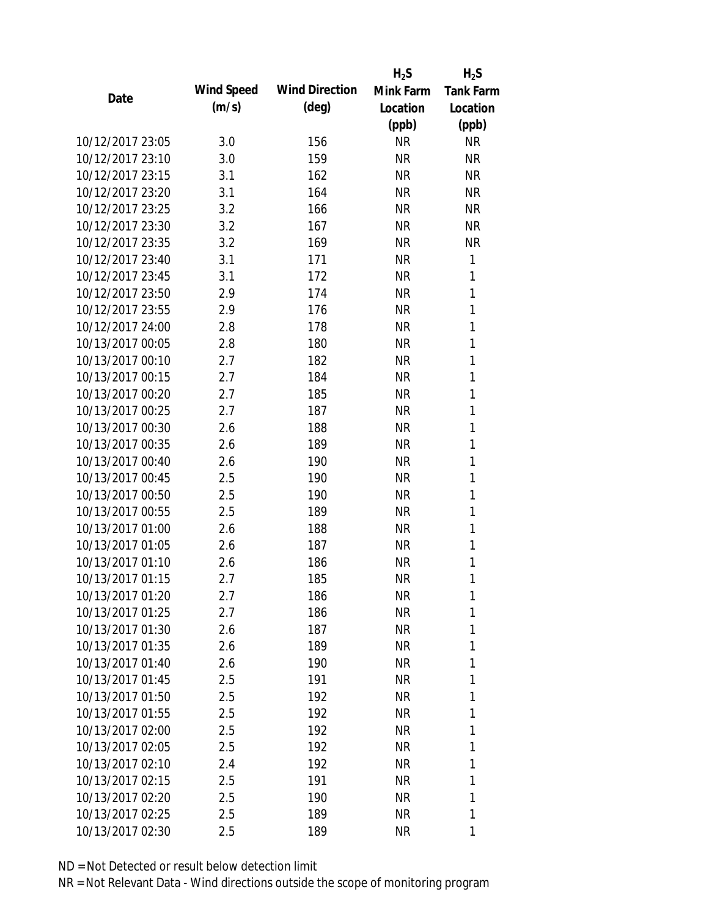| Date | Wind Speed (m/s) | Wind Direction (deg) | $H_2S$ Mink Farm Location (ppb) | $H_2S$ Tank Farm Location (ppb) |
| --- | --- | --- | --- | --- |
| 10/12/2017 23:05 | 3.0 | 156 | NR | NR |
| 10/12/2017 23:10 | 3.0 | 159 | NR | NR |
| 10/12/2017 23:15 | 3.1 | 162 | NR | NR |
| 10/12/2017 23:20 | 3.1 | 164 | NR | NR |
| 10/12/2017 23:25 | 3.2 | 166 | NR | NR |
| 10/12/2017 23:30 | 3.2 | 167 | NR | NR |
| 10/12/2017 23:35 | 3.2 | 169 | NR | NR |
| 10/12/2017 23:40 | 3.1 | 171 | NR | 1 |
| 10/12/2017 23:45 | 3.1 | 172 | NR | 1 |
| 10/12/2017 23:50 | 2.9 | 174 | NR | 1 |
| 10/12/2017 23:55 | 2.9 | 176 | NR | 1 |
| 10/12/2017 24:00 | 2.8 | 178 | NR | 1 |
| 10/13/2017 00:05 | 2.8 | 180 | NR | 1 |
| 10/13/2017 00:10 | 2.7 | 182 | NR | 1 |
| 10/13/2017 00:15 | 2.7 | 184 | NR | 1 |
| 10/13/2017 00:20 | 2.7 | 185 | NR | 1 |
| 10/13/2017 00:25 | 2.7 | 187 | NR | 1 |
| 10/13/2017 00:30 | 2.6 | 188 | NR | 1 |
| 10/13/2017 00:35 | 2.6 | 189 | NR | 1 |
| 10/13/2017 00:40 | 2.6 | 190 | NR | 1 |
| 10/13/2017 00:45 | 2.5 | 190 | NR | 1 |
| 10/13/2017 00:50 | 2.5 | 190 | NR | 1 |
| 10/13/2017 00:55 | 2.5 | 189 | NR | 1 |
| 10/13/2017 01:00 | 2.6 | 188 | NR | 1 |
| 10/13/2017 01:05 | 2.6 | 187 | NR | 1 |
| 10/13/2017 01:10 | 2.6 | 186 | NR | 1 |
| 10/13/2017 01:15 | 2.7 | 185 | NR | 1 |
| 10/13/2017 01:20 | 2.7 | 186 | NR | 1 |
| 10/13/2017 01:25 | 2.7 | 186 | NR | 1 |
| 10/13/2017 01:30 | 2.6 | 187 | NR | 1 |
| 10/13/2017 01:35 | 2.6 | 189 | NR | 1 |
| 10/13/2017 01:40 | 2.6 | 190 | NR | 1 |
| 10/13/2017 01:45 | 2.5 | 191 | NR | 1 |
| 10/13/2017 01:50 | 2.5 | 192 | NR | 1 |
| 10/13/2017 01:55 | 2.5 | 192 | NR | 1 |
| 10/13/2017 02:00 | 2.5 | 192 | NR | 1 |
| 10/13/2017 02:05 | 2.5 | 192 | NR | 1 |
| 10/13/2017 02:10 | 2.4 | 192 | NR | 1 |
| 10/13/2017 02:15 | 2.5 | 191 | NR | 1 |
| 10/13/2017 02:20 | 2.5 | 190 | NR | 1 |
| 10/13/2017 02:25 | 2.5 | 189 | NR | 1 |
| 10/13/2017 02:30 | 2.5 | 189 | NR | 1 |

ND = Not Detected or result below detection limit

NR = Not Relevant Data - Wind directions outside the scope of monitoring program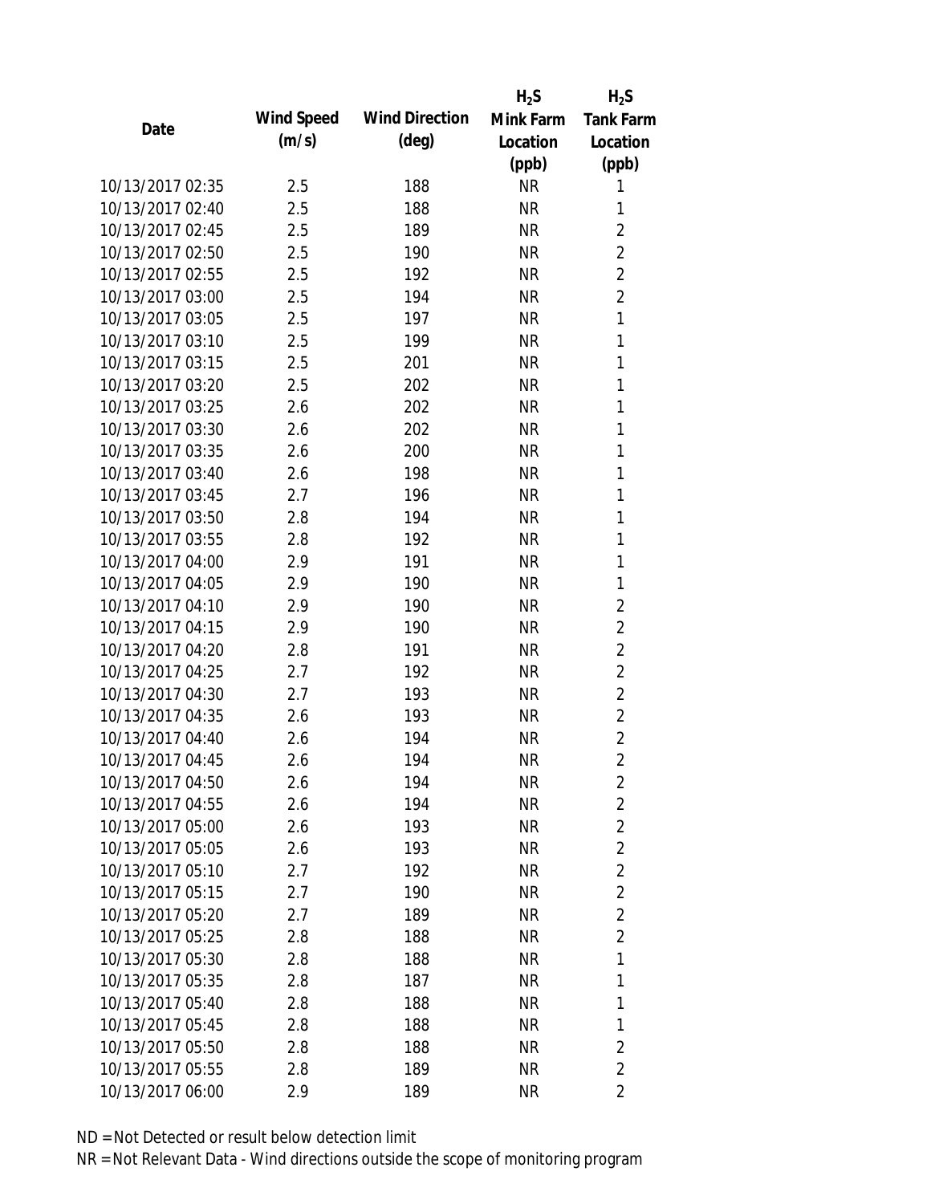| Date | Wind Speed (m/s) | Wind Direction (deg) | $H_2S$ Mink Farm Location (ppb) | $H_2S$ Tank Farm Location (ppb) |
|---|---|---|---|---|
| 10/13/2017 02:35 | 2.5 | 188 | NR | 1 |
| 10/13/2017 02:40 | 2.5 | 188 | NR | 1 |
| 10/13/2017 02:45 | 2.5 | 189 | NR | 2 |
| 10/13/2017 02:50 | 2.5 | 190 | NR | 2 |
| 10/13/2017 02:55 | 2.5 | 192 | NR | 2 |
| 10/13/2017 03:00 | 2.5 | 194 | NR | 2 |
| 10/13/2017 03:05 | 2.5 | 197 | NR | 1 |
| 10/13/2017 03:10 | 2.5 | 199 | NR | 1 |
| 10/13/2017 03:15 | 2.5 | 201 | NR | 1 |
| 10/13/2017 03:20 | 2.5 | 202 | NR | 1 |
| 10/13/2017 03:25 | 2.6 | 202 | NR | 1 |
| 10/13/2017 03:30 | 2.6 | 202 | NR | 1 |
| 10/13/2017 03:35 | 2.6 | 200 | NR | 1 |
| 10/13/2017 03:40 | 2.6 | 198 | NR | 1 |
| 10/13/2017 03:45 | 2.7 | 196 | NR | 1 |
| 10/13/2017 03:50 | 2.8 | 194 | NR | 1 |
| 10/13/2017 03:55 | 2.8 | 192 | NR | 1 |
| 10/13/2017 04:00 | 2.9 | 191 | NR | 1 |
| 10/13/2017 04:05 | 2.9 | 190 | NR | 1 |
| 10/13/2017 04:10 | 2.9 | 190 | NR | 2 |
| 10/13/2017 04:15 | 2.9 | 190 | NR | 2 |
| 10/13/2017 04:20 | 2.8 | 191 | NR | 2 |
| 10/13/2017 04:25 | 2.7 | 192 | NR | 2 |
| 10/13/2017 04:30 | 2.7 | 193 | NR | 2 |
| 10/13/2017 04:35 | 2.6 | 193 | NR | 2 |
| 10/13/2017 04:40 | 2.6 | 194 | NR | 2 |
| 10/13/2017 04:45 | 2.6 | 194 | NR | 2 |
| 10/13/2017 04:50 | 2.6 | 194 | NR | 2 |
| 10/13/2017 04:55 | 2.6 | 194 | NR | 2 |
| 10/13/2017 05:00 | 2.6 | 193 | NR | 2 |
| 10/13/2017 05:05 | 2.6 | 193 | NR | 2 |
| 10/13/2017 05:10 | 2.7 | 192 | NR | 2 |
| 10/13/2017 05:15 | 2.7 | 190 | NR | 2 |
| 10/13/2017 05:20 | 2.7 | 189 | NR | 2 |
| 10/13/2017 05:25 | 2.8 | 188 | NR | 2 |
| 10/13/2017 05:30 | 2.8 | 188 | NR | 1 |
| 10/13/2017 05:35 | 2.8 | 187 | NR | 1 |
| 10/13/2017 05:40 | 2.8 | 188 | NR | 1 |
| 10/13/2017 05:45 | 2.8 | 188 | NR | 1 |
| 10/13/2017 05:50 | 2.8 | 188 | NR | 2 |
| 10/13/2017 05:55 | 2.8 | 189 | NR | 2 |
| 10/13/2017 06:00 | 2.9 | 189 | NR | 2 |

ND = Not Detected or result below detection limit

NR = Not Relevant Data - Wind directions outside the scope of monitoring program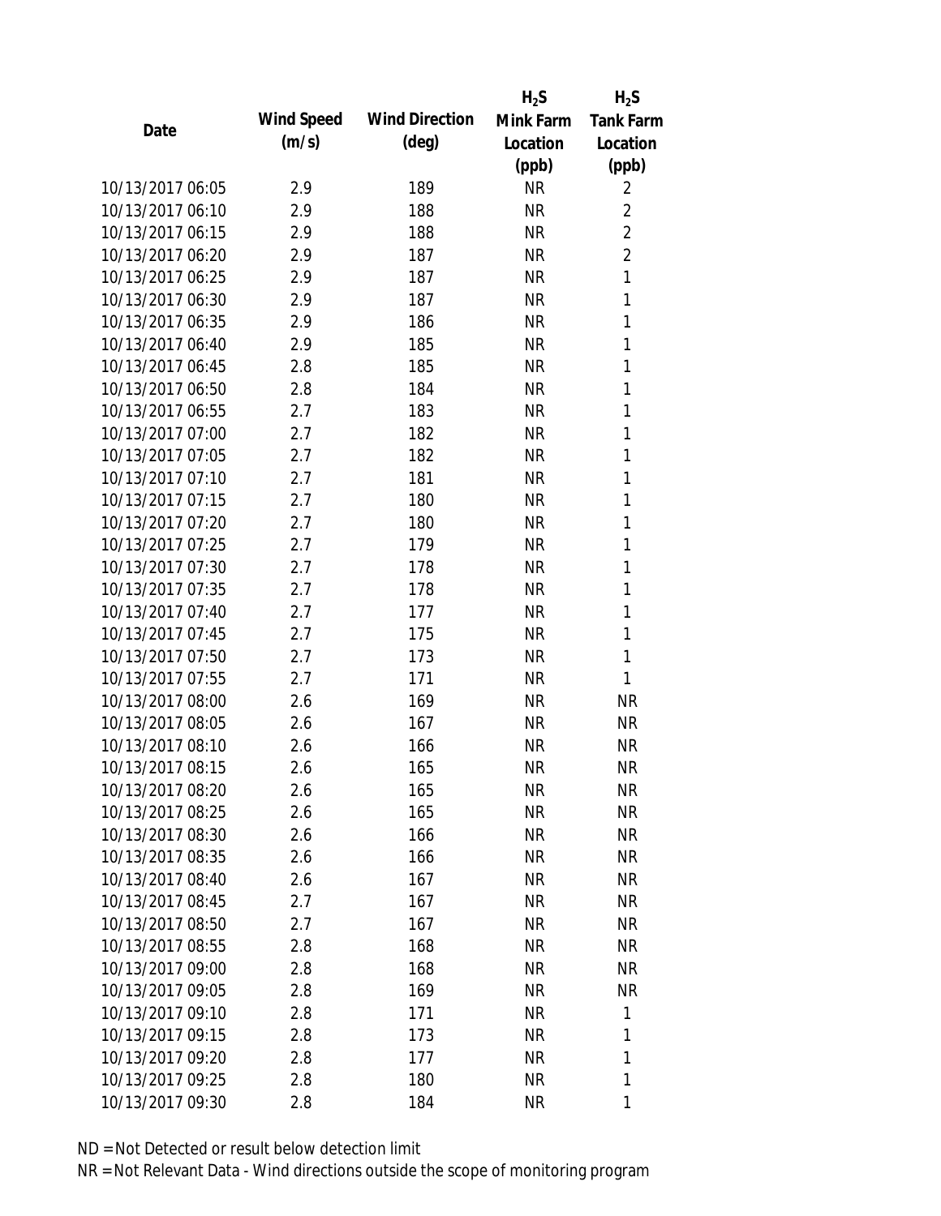| Date | Wind Speed (m/s) | Wind Direction (deg) | $H_2S$ Mink Farm Location (ppb) | $H_2S$ Tank Farm Location (ppb) |
|---|---|---|---|---|
| 10/13/2017 06:05 | 2.9 | 189 | NR | 2 |
| 10/13/2017 06:10 | 2.9 | 188 | NR | 2 |
| 10/13/2017 06:15 | 2.9 | 188 | NR | 2 |
| 10/13/2017 06:20 | 2.9 | 187 | NR | 2 |
| 10/13/2017 06:25 | 2.9 | 187 | NR | 1 |
| 10/13/2017 06:30 | 2.9 | 187 | NR | 1 |
| 10/13/2017 06:35 | 2.9 | 186 | NR | 1 |
| 10/13/2017 06:40 | 2.9 | 185 | NR | 1 |
| 10/13/2017 06:45 | 2.8 | 185 | NR | 1 |
| 10/13/2017 06:50 | 2.8 | 184 | NR | 1 |
| 10/13/2017 06:55 | 2.7 | 183 | NR | 1 |
| 10/13/2017 07:00 | 2.7 | 182 | NR | 1 |
| 10/13/2017 07:05 | 2.7 | 182 | NR | 1 |
| 10/13/2017 07:10 | 2.7 | 181 | NR | 1 |
| 10/13/2017 07:15 | 2.7 | 180 | NR | 1 |
| 10/13/2017 07:20 | 2.7 | 180 | NR | 1 |
| 10/13/2017 07:25 | 2.7 | 179 | NR | 1 |
| 10/13/2017 07:30 | 2.7 | 178 | NR | 1 |
| 10/13/2017 07:35 | 2.7 | 178 | NR | 1 |
| 10/13/2017 07:40 | 2.7 | 177 | NR | 1 |
| 10/13/2017 07:45 | 2.7 | 175 | NR | 1 |
| 10/13/2017 07:50 | 2.7 | 173 | NR | 1 |
| 10/13/2017 07:55 | 2.7 | 171 | NR | 1 |
| 10/13/2017 08:00 | 2.6 | 169 | NR | NR |
| 10/13/2017 08:05 | 2.6 | 167 | NR | NR |
| 10/13/2017 08:10 | 2.6 | 166 | NR | NR |
| 10/13/2017 08:15 | 2.6 | 165 | NR | NR |
| 10/13/2017 08:20 | 2.6 | 165 | NR | NR |
| 10/13/2017 08:25 | 2.6 | 165 | NR | NR |
| 10/13/2017 08:30 | 2.6 | 166 | NR | NR |
| 10/13/2017 08:35 | 2.6 | 166 | NR | NR |
| 10/13/2017 08:40 | 2.6 | 167 | NR | NR |
| 10/13/2017 08:45 | 2.7 | 167 | NR | NR |
| 10/13/2017 08:50 | 2.7 | 167 | NR | NR |
| 10/13/2017 08:55 | 2.8 | 168 | NR | NR |
| 10/13/2017 09:00 | 2.8 | 168 | NR | NR |
| 10/13/2017 09:05 | 2.8 | 169 | NR | NR |
| 10/13/2017 09:10 | 2.8 | 171 | NR | 1 |
| 10/13/2017 09:15 | 2.8 | 173 | NR | 1 |
| 10/13/2017 09:20 | 2.8 | 177 | NR | 1 |
| 10/13/2017 09:25 | 2.8 | 180 | NR | 1 |
| 10/13/2017 09:30 | 2.8 | 184 | NR | 1 |

ND = Not Detected or result below detection limit
NR = Not Relevant Data - Wind directions outside the scope of monitoring program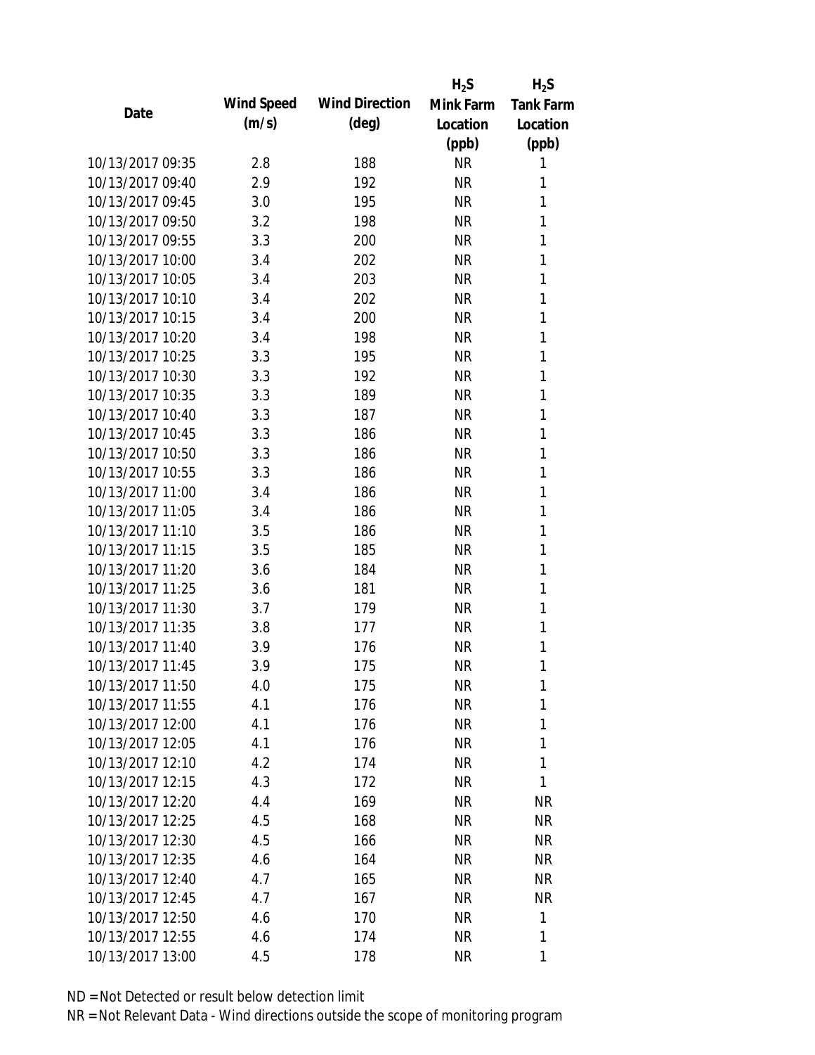| Date | Wind Speed (m/s) | Wind Direction (deg) | $H_2S$ Mink Farm Location (ppb) | $H_2S$ Tank Farm Location (ppb) |
|---|---|---|---|---|
| 10/13/2017 09:35 | 2.8 | 188 | NR | 1 |
| 10/13/2017 09:40 | 2.9 | 192 | NR | 1 |
| 10/13/2017 09:45 | 3.0 | 195 | NR | 1 |
| 10/13/2017 09:50 | 3.2 | 198 | NR | 1 |
| 10/13/2017 09:55 | 3.3 | 200 | NR | 1 |
| 10/13/2017 10:00 | 3.4 | 202 | NR | 1 |
| 10/13/2017 10:05 | 3.4 | 203 | NR | 1 |
| 10/13/2017 10:10 | 3.4 | 202 | NR | 1 |
| 10/13/2017 10:15 | 3.4 | 200 | NR | 1 |
| 10/13/2017 10:20 | 3.4 | 198 | NR | 1 |
| 10/13/2017 10:25 | 3.3 | 195 | NR | 1 |
| 10/13/2017 10:30 | 3.3 | 192 | NR | 1 |
| 10/13/2017 10:35 | 3.3 | 189 | NR | 1 |
| 10/13/2017 10:40 | 3.3 | 187 | NR | 1 |
| 10/13/2017 10:45 | 3.3 | 186 | NR | 1 |
| 10/13/2017 10:50 | 3.3 | 186 | NR | 1 |
| 10/13/2017 10:55 | 3.3 | 186 | NR | 1 |
| 10/13/2017 11:00 | 3.4 | 186 | NR | 1 |
| 10/13/2017 11:05 | 3.4 | 186 | NR | 1 |
| 10/13/2017 11:10 | 3.5 | 186 | NR | 1 |
| 10/13/2017 11:15 | 3.5 | 185 | NR | 1 |
| 10/13/2017 11:20 | 3.6 | 184 | NR | 1 |
| 10/13/2017 11:25 | 3.6 | 181 | NR | 1 |
| 10/13/2017 11:30 | 3.7 | 179 | NR | 1 |
| 10/13/2017 11:35 | 3.8 | 177 | NR | 1 |
| 10/13/2017 11:40 | 3.9 | 176 | NR | 1 |
| 10/13/2017 11:45 | 3.9 | 175 | NR | 1 |
| 10/13/2017 11:50 | 4.0 | 175 | NR | 1 |
| 10/13/2017 11:55 | 4.1 | 176 | NR | 1 |
| 10/13/2017 12:00 | 4.1 | 176 | NR | 1 |
| 10/13/2017 12:05 | 4.1 | 176 | NR | 1 |
| 10/13/2017 12:10 | 4.2 | 174 | NR | 1 |
| 10/13/2017 12:15 | 4.3 | 172 | NR | 1 |
| 10/13/2017 12:20 | 4.4 | 169 | NR | NR |
| 10/13/2017 12:25 | 4.5 | 168 | NR | NR |
| 10/13/2017 12:30 | 4.5 | 166 | NR | NR |
| 10/13/2017 12:35 | 4.6 | 164 | NR | NR |
| 10/13/2017 12:40 | 4.7 | 165 | NR | NR |
| 10/13/2017 12:45 | 4.7 | 167 | NR | NR |
| 10/13/2017 12:50 | 4.6 | 170 | NR | 1 |
| 10/13/2017 12:55 | 4.6 | 174 | NR | 1 |
| 10/13/2017 13:00 | 4.5 | 178 | NR | 1 |

ND = Not Detected or result below detection limit

NR = Not Relevant Data - Wind directions outside the scope of monitoring program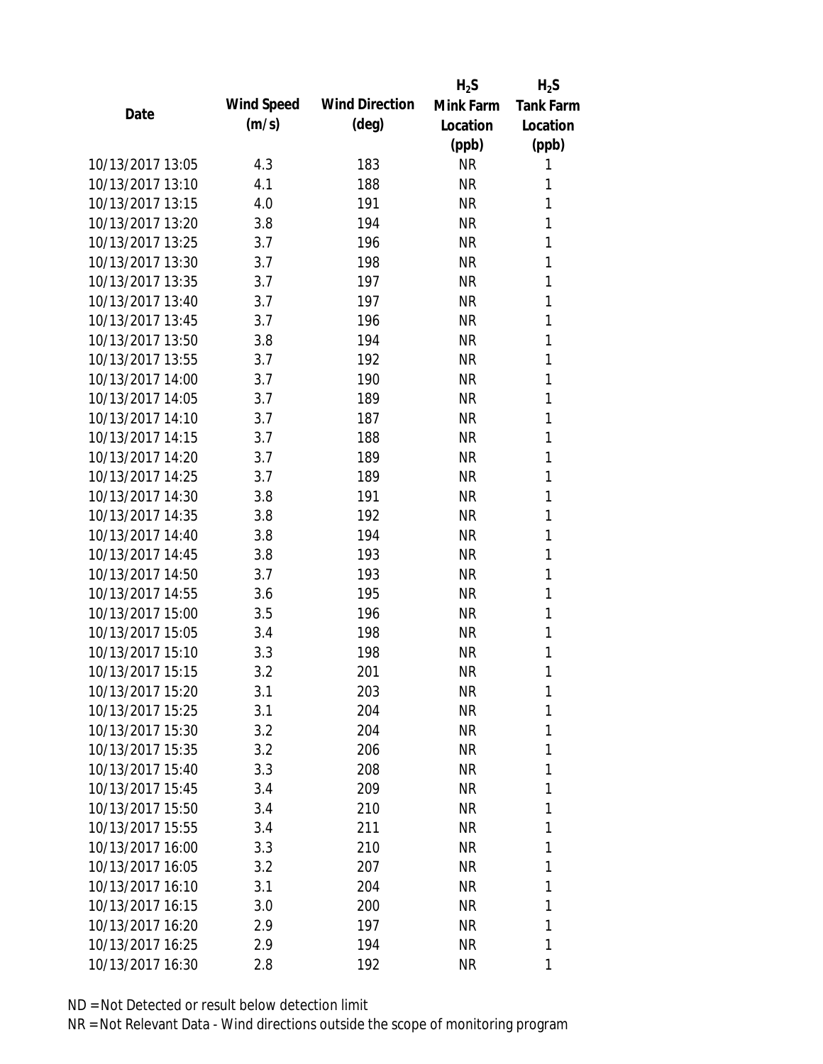| Date | Wind Speed (m/s) | Wind Direction (deg) | $H_2S$ Mink Farm Location (ppb) | $H_2S$ Tank Farm Location (ppb) |
|---|---|---|---|---|
| 10/13/2017 13:05 | 4.3 | 183 | NR | 1 |
| 10/13/2017 13:10 | 4.1 | 188 | NR | 1 |
| 10/13/2017 13:15 | 4.0 | 191 | NR | 1 |
| 10/13/2017 13:20 | 3.8 | 194 | NR | 1 |
| 10/13/2017 13:25 | 3.7 | 196 | NR | 1 |
| 10/13/2017 13:30 | 3.7 | 198 | NR | 1 |
| 10/13/2017 13:35 | 3.7 | 197 | NR | 1 |
| 10/13/2017 13:40 | 3.7 | 197 | NR | 1 |
| 10/13/2017 13:45 | 3.7 | 196 | NR | 1 |
| 10/13/2017 13:50 | 3.8 | 194 | NR | 1 |
| 10/13/2017 13:55 | 3.7 | 192 | NR | 1 |
| 10/13/2017 14:00 | 3.7 | 190 | NR | 1 |
| 10/13/2017 14:05 | 3.7 | 189 | NR | 1 |
| 10/13/2017 14:10 | 3.7 | 187 | NR | 1 |
| 10/13/2017 14:15 | 3.7 | 188 | NR | 1 |
| 10/13/2017 14:20 | 3.7 | 189 | NR | 1 |
| 10/13/2017 14:25 | 3.7 | 189 | NR | 1 |
| 10/13/2017 14:30 | 3.8 | 191 | NR | 1 |
| 10/13/2017 14:35 | 3.8 | 192 | NR | 1 |
| 10/13/2017 14:40 | 3.8 | 194 | NR | 1 |
| 10/13/2017 14:45 | 3.8 | 193 | NR | 1 |
| 10/13/2017 14:50 | 3.7 | 193 | NR | 1 |
| 10/13/2017 14:55 | 3.6 | 195 | NR | 1 |
| 10/13/2017 15:00 | 3.5 | 196 | NR | 1 |
| 10/13/2017 15:05 | 3.4 | 198 | NR | 1 |
| 10/13/2017 15:10 | 3.3 | 198 | NR | 1 |
| 10/13/2017 15:15 | 3.2 | 201 | NR | 1 |
| 10/13/2017 15:20 | 3.1 | 203 | NR | 1 |
| 10/13/2017 15:25 | 3.1 | 204 | NR | 1 |
| 10/13/2017 15:30 | 3.2 | 204 | NR | 1 |
| 10/13/2017 15:35 | 3.2 | 206 | NR | 1 |
| 10/13/2017 15:40 | 3.3 | 208 | NR | 1 |
| 10/13/2017 15:45 | 3.4 | 209 | NR | 1 |
| 10/13/2017 15:50 | 3.4 | 210 | NR | 1 |
| 10/13/2017 15:55 | 3.4 | 211 | NR | 1 |
| 10/13/2017 16:00 | 3.3 | 210 | NR | 1 |
| 10/13/2017 16:05 | 3.2 | 207 | NR | 1 |
| 10/13/2017 16:10 | 3.1 | 204 | NR | 1 |
| 10/13/2017 16:15 | 3.0 | 200 | NR | 1 |
| 10/13/2017 16:20 | 2.9 | 197 | NR | 1 |
| 10/13/2017 16:25 | 2.9 | 194 | NR | 1 |
| 10/13/2017 16:30 | 2.8 | 192 | NR | 1 |

ND = Not Detected or result below detection limit

NR = Not Relevant Data - Wind directions outside the scope of monitoring program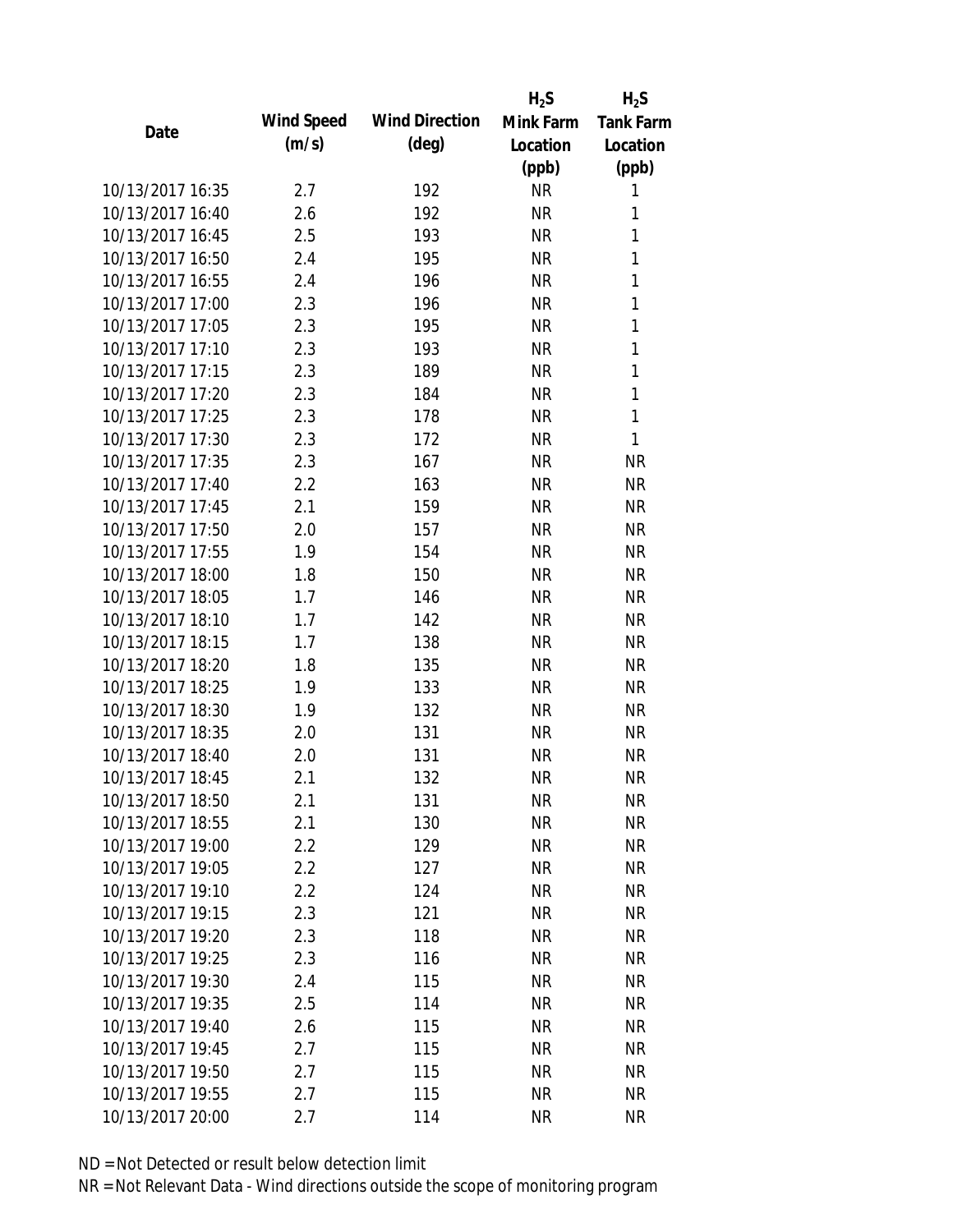| Date | Wind Speed (m/s) | Wind Direction (deg) | $H_2S$ Mink Farm Location (ppb) | $H_2S$ Tank Farm Location (ppb) |
|---|---|---|---|---|
| 10/13/2017 16:35 | 2.7 | 192 | NR | 1 |
| 10/13/2017 16:40 | 2.6 | 192 | NR | 1 |
| 10/13/2017 16:45 | 2.5 | 193 | NR | 1 |
| 10/13/2017 16:50 | 2.4 | 195 | NR | 1 |
| 10/13/2017 16:55 | 2.4 | 196 | NR | 1 |
| 10/13/2017 17:00 | 2.3 | 196 | NR | 1 |
| 10/13/2017 17:05 | 2.3 | 195 | NR | 1 |
| 10/13/2017 17:10 | 2.3 | 193 | NR | 1 |
| 10/13/2017 17:15 | 2.3 | 189 | NR | 1 |
| 10/13/2017 17:20 | 2.3 | 184 | NR | 1 |
| 10/13/2017 17:25 | 2.3 | 178 | NR | 1 |
| 10/13/2017 17:30 | 2.3 | 172 | NR | 1 |
| 10/13/2017 17:35 | 2.3 | 167 | NR | NR |
| 10/13/2017 17:40 | 2.2 | 163 | NR | NR |
| 10/13/2017 17:45 | 2.1 | 159 | NR | NR |
| 10/13/2017 17:50 | 2.0 | 157 | NR | NR |
| 10/13/2017 17:55 | 1.9 | 154 | NR | NR |
| 10/13/2017 18:00 | 1.8 | 150 | NR | NR |
| 10/13/2017 18:05 | 1.7 | 146 | NR | NR |
| 10/13/2017 18:10 | 1.7 | 142 | NR | NR |
| 10/13/2017 18:15 | 1.7 | 138 | NR | NR |
| 10/13/2017 18:20 | 1.8 | 135 | NR | NR |
| 10/13/2017 18:25 | 1.9 | 133 | NR | NR |
| 10/13/2017 18:30 | 1.9 | 132 | NR | NR |
| 10/13/2017 18:35 | 2.0 | 131 | NR | NR |
| 10/13/2017 18:40 | 2.0 | 131 | NR | NR |
| 10/13/2017 18:45 | 2.1 | 132 | NR | NR |
| 10/13/2017 18:50 | 2.1 | 131 | NR | NR |
| 10/13/2017 18:55 | 2.1 | 130 | NR | NR |
| 10/13/2017 19:00 | 2.2 | 129 | NR | NR |
| 10/13/2017 19:05 | 2.2 | 127 | NR | NR |
| 10/13/2017 19:10 | 2.2 | 124 | NR | NR |
| 10/13/2017 19:15 | 2.3 | 121 | NR | NR |
| 10/13/2017 19:20 | 2.3 | 118 | NR | NR |
| 10/13/2017 19:25 | 2.3 | 116 | NR | NR |
| 10/13/2017 19:30 | 2.4 | 115 | NR | NR |
| 10/13/2017 19:35 | 2.5 | 114 | NR | NR |
| 10/13/2017 19:40 | 2.6 | 115 | NR | NR |
| 10/13/2017 19:45 | 2.7 | 115 | NR | NR |
| 10/13/2017 19:50 | 2.7 | 115 | NR | NR |
| 10/13/2017 19:55 | 2.7 | 115 | NR | NR |
| 10/13/2017 20:00 | 2.7 | 114 | NR | NR |

ND = Not Detected or result below detection limit

NR = Not Relevant Data - Wind directions outside the scope of monitoring program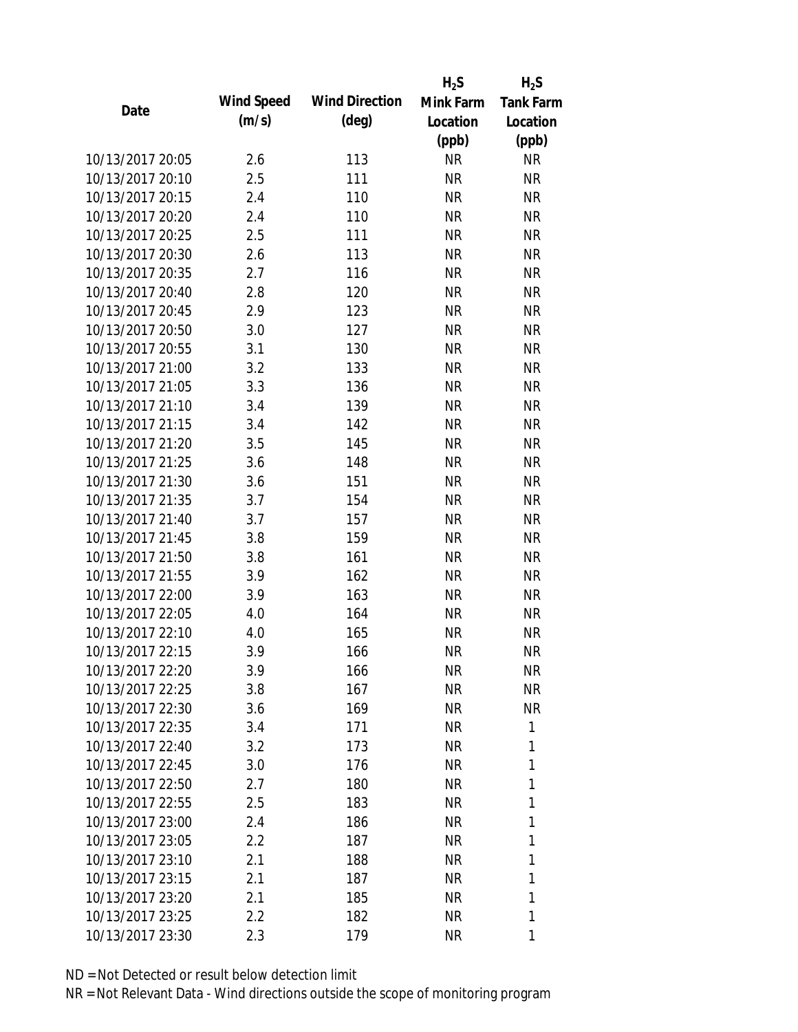| Date | Wind Speed (m/s) | Wind Direction (deg) | $H_2S$ Mink Farm Location (ppb) | $H_2S$ Tank Farm Location (ppb) |
| --- | --- | --- | --- | --- |
| 10/13/2017 20:05 | 2.6 | 113 | NR | NR |
| 10/13/2017 20:10 | 2.5 | 111 | NR | NR |
| 10/13/2017 20:15 | 2.4 | 110 | NR | NR |
| 10/13/2017 20:20 | 2.4 | 110 | NR | NR |
| 10/13/2017 20:25 | 2.5 | 111 | NR | NR |
| 10/13/2017 20:30 | 2.6 | 113 | NR | NR |
| 10/13/2017 20:35 | 2.7 | 116 | NR | NR |
| 10/13/2017 20:40 | 2.8 | 120 | NR | NR |
| 10/13/2017 20:45 | 2.9 | 123 | NR | NR |
| 10/13/2017 20:50 | 3.0 | 127 | NR | NR |
| 10/13/2017 20:55 | 3.1 | 130 | NR | NR |
| 10/13/2017 21:00 | 3.2 | 133 | NR | NR |
| 10/13/2017 21:05 | 3.3 | 136 | NR | NR |
| 10/13/2017 21:10 | 3.4 | 139 | NR | NR |
| 10/13/2017 21:15 | 3.4 | 142 | NR | NR |
| 10/13/2017 21:20 | 3.5 | 145 | NR | NR |
| 10/13/2017 21:25 | 3.6 | 148 | NR | NR |
| 10/13/2017 21:30 | 3.6 | 151 | NR | NR |
| 10/13/2017 21:35 | 3.7 | 154 | NR | NR |
| 10/13/2017 21:40 | 3.7 | 157 | NR | NR |
| 10/13/2017 21:45 | 3.8 | 159 | NR | NR |
| 10/13/2017 21:50 | 3.8 | 161 | NR | NR |
| 10/13/2017 21:55 | 3.9 | 162 | NR | NR |
| 10/13/2017 22:00 | 3.9 | 163 | NR | NR |
| 10/13/2017 22:05 | 4.0 | 164 | NR | NR |
| 10/13/2017 22:10 | 4.0 | 165 | NR | NR |
| 10/13/2017 22:15 | 3.9 | 166 | NR | NR |
| 10/13/2017 22:20 | 3.9 | 166 | NR | NR |
| 10/13/2017 22:25 | 3.8 | 167 | NR | NR |
| 10/13/2017 22:30 | 3.6 | 169 | NR | NR |
| 10/13/2017 22:35 | 3.4 | 171 | NR | 1 |
| 10/13/2017 22:40 | 3.2 | 173 | NR | 1 |
| 10/13/2017 22:45 | 3.0 | 176 | NR | 1 |
| 10/13/2017 22:50 | 2.7 | 180 | NR | 1 |
| 10/13/2017 22:55 | 2.5 | 183 | NR | 1 |
| 10/13/2017 23:00 | 2.4 | 186 | NR | 1 |
| 10/13/2017 23:05 | 2.2 | 187 | NR | 1 |
| 10/13/2017 23:10 | 2.1 | 188 | NR | 1 |
| 10/13/2017 23:15 | 2.1 | 187 | NR | 1 |
| 10/13/2017 23:20 | 2.1 | 185 | NR | 1 |
| 10/13/2017 23:25 | 2.2 | 182 | NR | 1 |
| 10/13/2017 23:30 | 2.3 | 179 | NR | 1 |

ND = Not Detected or result below detection limit

NR = Not Relevant Data - Wind directions outside the scope of monitoring program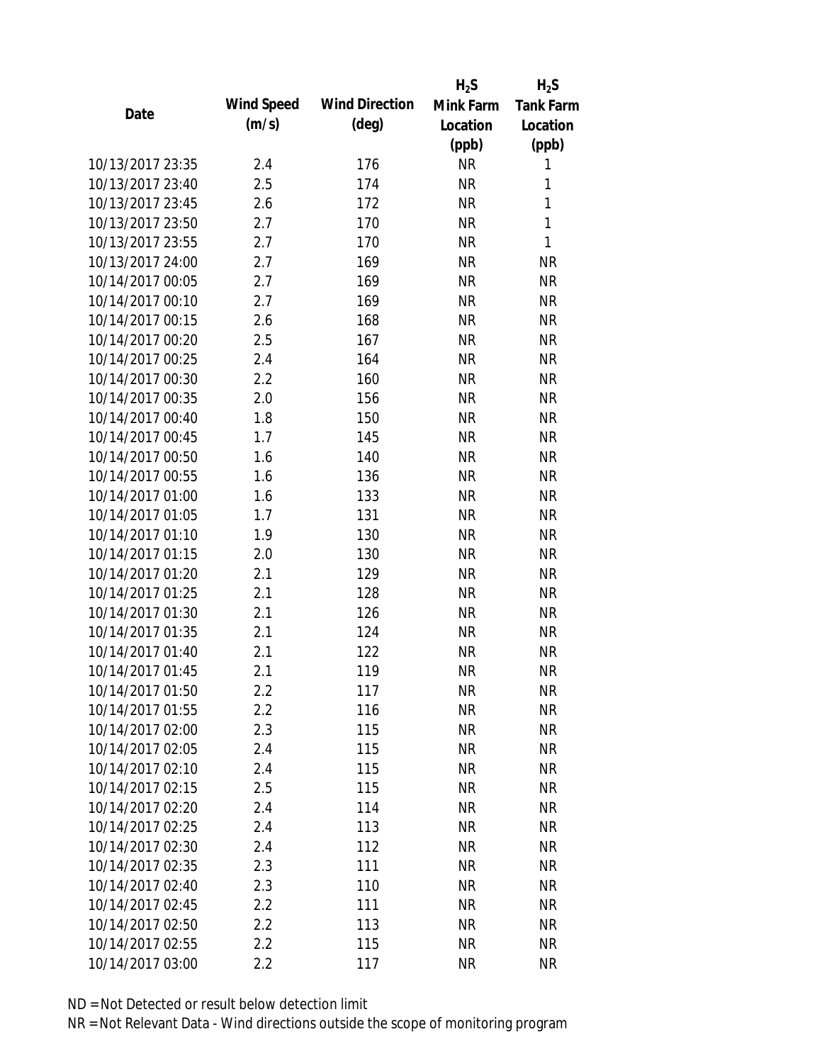| Date | Wind Speed (m/s) | Wind Direction (deg) | $H_2S$ Mink Farm Location (ppb) | $H_2S$ Tank Farm Location (ppb) |
|---|---|---|---|---|
| 10/13/2017 23:35 | 2.4 | 176 | NR | 1 |
| 10/13/2017 23:40 | 2.5 | 174 | NR | 1 |
| 10/13/2017 23:45 | 2.6 | 172 | NR | 1 |
| 10/13/2017 23:50 | 2.7 | 170 | NR | 1 |
| 10/13/2017 23:55 | 2.7 | 170 | NR | 1 |
| 10/13/2017 24:00 | 2.7 | 169 | NR | NR |
| 10/14/2017 00:05 | 2.7 | 169 | NR | NR |
| 10/14/2017 00:10 | 2.7 | 169 | NR | NR |
| 10/14/2017 00:15 | 2.6 | 168 | NR | NR |
| 10/14/2017 00:20 | 2.5 | 167 | NR | NR |
| 10/14/2017 00:25 | 2.4 | 164 | NR | NR |
| 10/14/2017 00:30 | 2.2 | 160 | NR | NR |
| 10/14/2017 00:35 | 2.0 | 156 | NR | NR |
| 10/14/2017 00:40 | 1.8 | 150 | NR | NR |
| 10/14/2017 00:45 | 1.7 | 145 | NR | NR |
| 10/14/2017 00:50 | 1.6 | 140 | NR | NR |
| 10/14/2017 00:55 | 1.6 | 136 | NR | NR |
| 10/14/2017 01:00 | 1.6 | 133 | NR | NR |
| 10/14/2017 01:05 | 1.7 | 131 | NR | NR |
| 10/14/2017 01:10 | 1.9 | 130 | NR | NR |
| 10/14/2017 01:15 | 2.0 | 130 | NR | NR |
| 10/14/2017 01:20 | 2.1 | 129 | NR | NR |
| 10/14/2017 01:25 | 2.1 | 128 | NR | NR |
| 10/14/2017 01:30 | 2.1 | 126 | NR | NR |
| 10/14/2017 01:35 | 2.1 | 124 | NR | NR |
| 10/14/2017 01:40 | 2.1 | 122 | NR | NR |
| 10/14/2017 01:45 | 2.1 | 119 | NR | NR |
| 10/14/2017 01:50 | 2.2 | 117 | NR | NR |
| 10/14/2017 01:55 | 2.2 | 116 | NR | NR |
| 10/14/2017 02:00 | 2.3 | 115 | NR | NR |
| 10/14/2017 02:05 | 2.4 | 115 | NR | NR |
| 10/14/2017 02:10 | 2.4 | 115 | NR | NR |
| 10/14/2017 02:15 | 2.5 | 115 | NR | NR |
| 10/14/2017 02:20 | 2.4 | 114 | NR | NR |
| 10/14/2017 02:25 | 2.4 | 113 | NR | NR |
| 10/14/2017 02:30 | 2.4 | 112 | NR | NR |
| 10/14/2017 02:35 | 2.3 | 111 | NR | NR |
| 10/14/2017 02:40 | 2.3 | 110 | NR | NR |
| 10/14/2017 02:45 | 2.2 | 111 | NR | NR |
| 10/14/2017 02:50 | 2.2 | 113 | NR | NR |
| 10/14/2017 02:55 | 2.2 | 115 | NR | NR |
| 10/14/2017 03:00 | 2.2 | 117 | NR | NR |

ND = Not Detected or result below detection limit

NR = Not Relevant Data - Wind directions outside the scope of monitoring program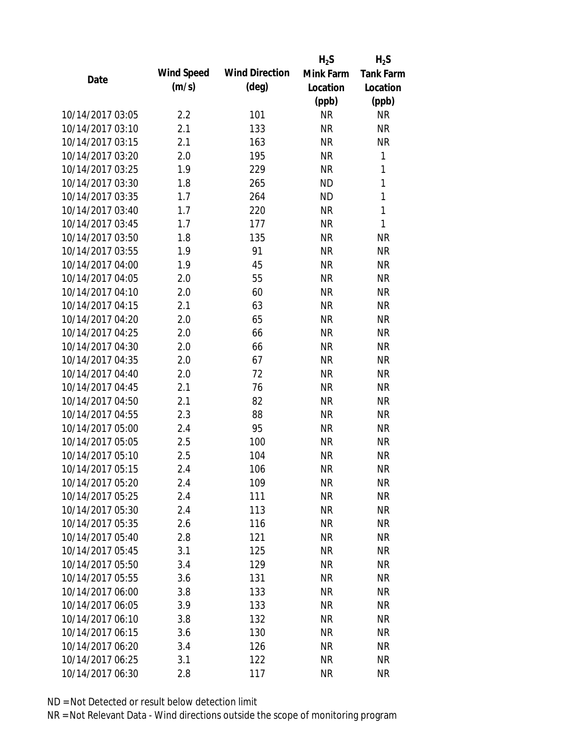| Date | Wind Speed (m/s) | Wind Direction (deg) | $H_2S$ Mink Farm Location (ppb) | $H_2S$ Tank Farm Location (ppb) |
|---|---|---|---|---|
| 10/14/2017 03:05 | 2.2 | 101 | NR | NR |
| 10/14/2017 03:10 | 2.1 | 133 | NR | NR |
| 10/14/2017 03:15 | 2.1 | 163 | NR | NR |
| 10/14/2017 03:20 | 2.0 | 195 | NR | 1 |
| 10/14/2017 03:25 | 1.9 | 229 | NR | 1 |
| 10/14/2017 03:30 | 1.8 | 265 | ND | 1 |
| 10/14/2017 03:35 | 1.7 | 264 | ND | 1 |
| 10/14/2017 03:40 | 1.7 | 220 | NR | 1 |
| 10/14/2017 03:45 | 1.7 | 177 | NR | 1 |
| 10/14/2017 03:50 | 1.8 | 135 | NR | NR |
| 10/14/2017 03:55 | 1.9 | 91 | NR | NR |
| 10/14/2017 04:00 | 1.9 | 45 | NR | NR |
| 10/14/2017 04:05 | 2.0 | 55 | NR | NR |
| 10/14/2017 04:10 | 2.0 | 60 | NR | NR |
| 10/14/2017 04:15 | 2.1 | 63 | NR | NR |
| 10/14/2017 04:20 | 2.0 | 65 | NR | NR |
| 10/14/2017 04:25 | 2.0 | 66 | NR | NR |
| 10/14/2017 04:30 | 2.0 | 66 | NR | NR |
| 10/14/2017 04:35 | 2.0 | 67 | NR | NR |
| 10/14/2017 04:40 | 2.0 | 72 | NR | NR |
| 10/14/2017 04:45 | 2.1 | 76 | NR | NR |
| 10/14/2017 04:50 | 2.1 | 82 | NR | NR |
| 10/14/2017 04:55 | 2.3 | 88 | NR | NR |
| 10/14/2017 05:00 | 2.4 | 95 | NR | NR |
| 10/14/2017 05:05 | 2.5 | 100 | NR | NR |
| 10/14/2017 05:10 | 2.5 | 104 | NR | NR |
| 10/14/2017 05:15 | 2.4 | 106 | NR | NR |
| 10/14/2017 05:20 | 2.4 | 109 | NR | NR |
| 10/14/2017 05:25 | 2.4 | 111 | NR | NR |
| 10/14/2017 05:30 | 2.4 | 113 | NR | NR |
| 10/14/2017 05:35 | 2.6 | 116 | NR | NR |
| 10/14/2017 05:40 | 2.8 | 121 | NR | NR |
| 10/14/2017 05:45 | 3.1 | 125 | NR | NR |
| 10/14/2017 05:50 | 3.4 | 129 | NR | NR |
| 10/14/2017 05:55 | 3.6 | 131 | NR | NR |
| 10/14/2017 06:00 | 3.8 | 133 | NR | NR |
| 10/14/2017 06:05 | 3.9 | 133 | NR | NR |
| 10/14/2017 06:10 | 3.8 | 132 | NR | NR |
| 10/14/2017 06:15 | 3.6 | 130 | NR | NR |
| 10/14/2017 06:20 | 3.4 | 126 | NR | NR |
| 10/14/2017 06:25 | 3.1 | 122 | NR | NR |
| 10/14/2017 06:30 | 2.8 | 117 | NR | NR |

ND = Not Detected or result below detection limit

NR = Not Relevant Data - Wind directions outside the scope of monitoring program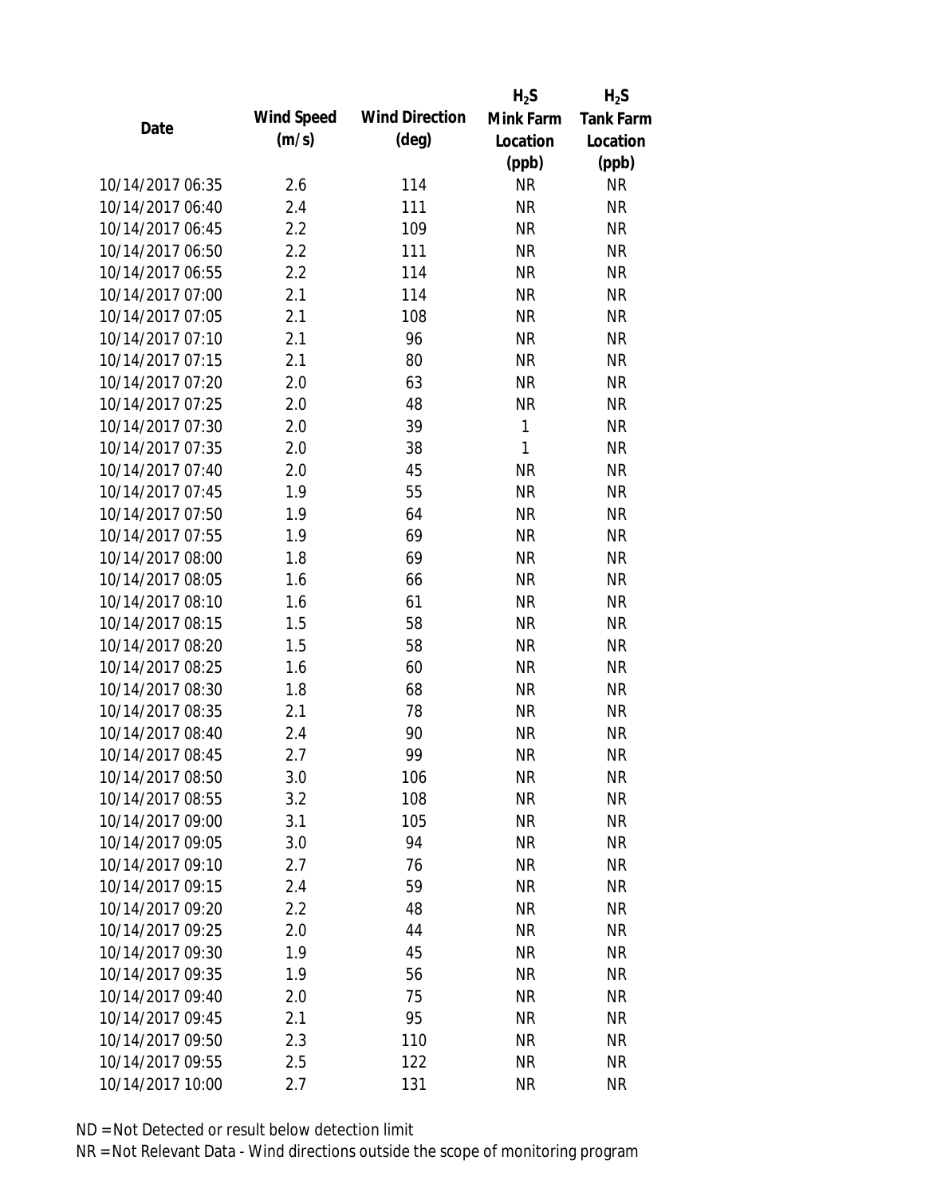| Date | Wind Speed (m/s) | Wind Direction (deg) | $H_2S$ Mink Farm Location (ppb) | $H_2S$ Tank Farm Location (ppb) |
|---|---|---|---|---|
| 10/14/2017 06:35 | 2.6 | 114 | NR | NR |
| 10/14/2017 06:40 | 2.4 | 111 | NR | NR |
| 10/14/2017 06:45 | 2.2 | 109 | NR | NR |
| 10/14/2017 06:50 | 2.2 | 111 | NR | NR |
| 10/14/2017 06:55 | 2.2 | 114 | NR | NR |
| 10/14/2017 07:00 | 2.1 | 114 | NR | NR |
| 10/14/2017 07:05 | 2.1 | 108 | NR | NR |
| 10/14/2017 07:10 | 2.1 | 96 | NR | NR |
| 10/14/2017 07:15 | 2.1 | 80 | NR | NR |
| 10/14/2017 07:20 | 2.0 | 63 | NR | NR |
| 10/14/2017 07:25 | 2.0 | 48 | NR | NR |
| 10/14/2017 07:30 | 2.0 | 39 | 1 | NR |
| 10/14/2017 07:35 | 2.0 | 38 | 1 | NR |
| 10/14/2017 07:40 | 2.0 | 45 | NR | NR |
| 10/14/2017 07:45 | 1.9 | 55 | NR | NR |
| 10/14/2017 07:50 | 1.9 | 64 | NR | NR |
| 10/14/2017 07:55 | 1.9 | 69 | NR | NR |
| 10/14/2017 08:00 | 1.8 | 69 | NR | NR |
| 10/14/2017 08:05 | 1.6 | 66 | NR | NR |
| 10/14/2017 08:10 | 1.6 | 61 | NR | NR |
| 10/14/2017 08:15 | 1.5 | 58 | NR | NR |
| 10/14/2017 08:20 | 1.5 | 58 | NR | NR |
| 10/14/2017 08:25 | 1.6 | 60 | NR | NR |
| 10/14/2017 08:30 | 1.8 | 68 | NR | NR |
| 10/14/2017 08:35 | 2.1 | 78 | NR | NR |
| 10/14/2017 08:40 | 2.4 | 90 | NR | NR |
| 10/14/2017 08:45 | 2.7 | 99 | NR | NR |
| 10/14/2017 08:50 | 3.0 | 106 | NR | NR |
| 10/14/2017 08:55 | 3.2 | 108 | NR | NR |
| 10/14/2017 09:00 | 3.1 | 105 | NR | NR |
| 10/14/2017 09:05 | 3.0 | 94 | NR | NR |
| 10/14/2017 09:10 | 2.7 | 76 | NR | NR |
| 10/14/2017 09:15 | 2.4 | 59 | NR | NR |
| 10/14/2017 09:20 | 2.2 | 48 | NR | NR |
| 10/14/2017 09:25 | 2.0 | 44 | NR | NR |
| 10/14/2017 09:30 | 1.9 | 45 | NR | NR |
| 10/14/2017 09:35 | 1.9 | 56 | NR | NR |
| 10/14/2017 09:40 | 2.0 | 75 | NR | NR |
| 10/14/2017 09:45 | 2.1 | 95 | NR | NR |
| 10/14/2017 09:50 | 2.3 | 110 | NR | NR |
| 10/14/2017 09:55 | 2.5 | 122 | NR | NR |
| 10/14/2017 10:00 | 2.7 | 131 | NR | NR |

ND = Not Detected or result below detection limit
NR = Not Relevant Data - Wind directions outside the scope of monitoring program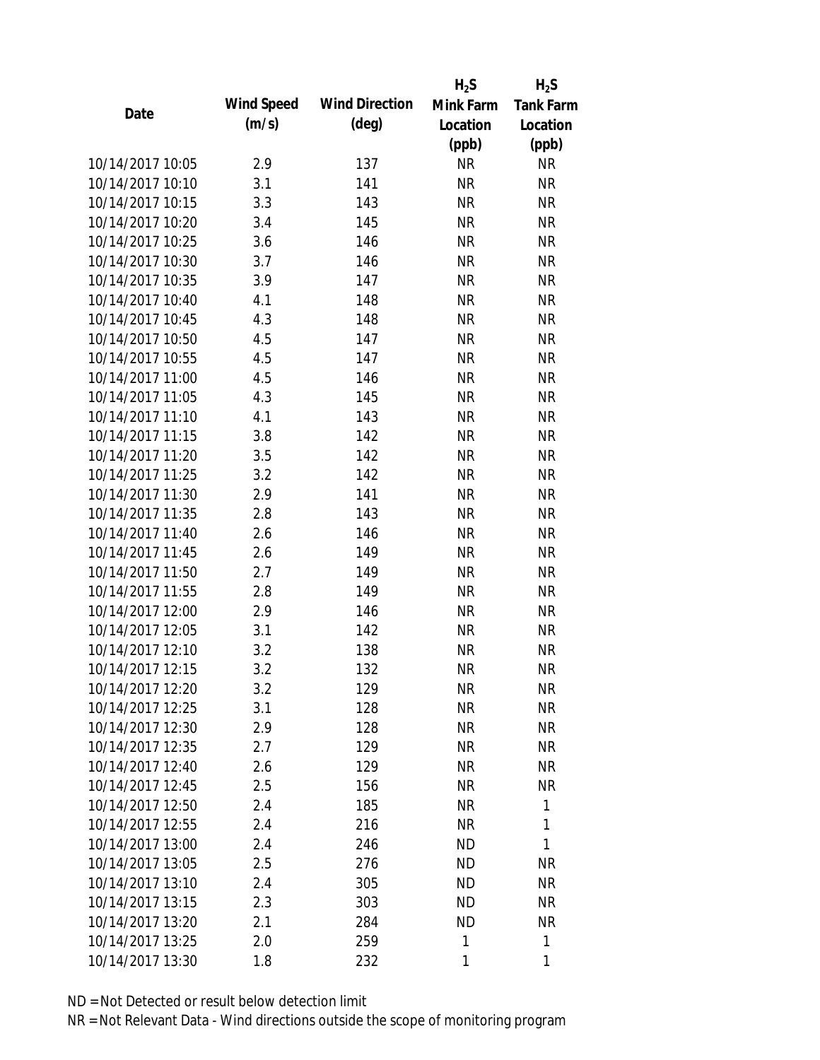| Date | Wind Speed (m/s) | Wind Direction (deg) | $H_2S$ Mink Farm Location (ppb) | $H_2S$ Tank Farm Location (ppb) |
|---|---|---|---|---|
| 10/14/2017 10:05 | 2.9 | 137 | NR | NR |
| 10/14/2017 10:10 | 3.1 | 141 | NR | NR |
| 10/14/2017 10:15 | 3.3 | 143 | NR | NR |
| 10/14/2017 10:20 | 3.4 | 145 | NR | NR |
| 10/14/2017 10:25 | 3.6 | 146 | NR | NR |
| 10/14/2017 10:30 | 3.7 | 146 | NR | NR |
| 10/14/2017 10:35 | 3.9 | 147 | NR | NR |
| 10/14/2017 10:40 | 4.1 | 148 | NR | NR |
| 10/14/2017 10:45 | 4.3 | 148 | NR | NR |
| 10/14/2017 10:50 | 4.5 | 147 | NR | NR |
| 10/14/2017 10:55 | 4.5 | 147 | NR | NR |
| 10/14/2017 11:00 | 4.5 | 146 | NR | NR |
| 10/14/2017 11:05 | 4.3 | 145 | NR | NR |
| 10/14/2017 11:10 | 4.1 | 143 | NR | NR |
| 10/14/2017 11:15 | 3.8 | 142 | NR | NR |
| 10/14/2017 11:20 | 3.5 | 142 | NR | NR |
| 10/14/2017 11:25 | 3.2 | 142 | NR | NR |
| 10/14/2017 11:30 | 2.9 | 141 | NR | NR |
| 10/14/2017 11:35 | 2.8 | 143 | NR | NR |
| 10/14/2017 11:40 | 2.6 | 146 | NR | NR |
| 10/14/2017 11:45 | 2.6 | 149 | NR | NR |
| 10/14/2017 11:50 | 2.7 | 149 | NR | NR |
| 10/14/2017 11:55 | 2.8 | 149 | NR | NR |
| 10/14/2017 12:00 | 2.9 | 146 | NR | NR |
| 10/14/2017 12:05 | 3.1 | 142 | NR | NR |
| 10/14/2017 12:10 | 3.2 | 138 | NR | NR |
| 10/14/2017 12:15 | 3.2 | 132 | NR | NR |
| 10/14/2017 12:20 | 3.2 | 129 | NR | NR |
| 10/14/2017 12:25 | 3.1 | 128 | NR | NR |
| 10/14/2017 12:30 | 2.9 | 128 | NR | NR |
| 10/14/2017 12:35 | 2.7 | 129 | NR | NR |
| 10/14/2017 12:40 | 2.6 | 129 | NR | NR |
| 10/14/2017 12:45 | 2.5 | 156 | NR | NR |
| 10/14/2017 12:50 | 2.4 | 185 | NR | 1 |
| 10/14/2017 12:55 | 2.4 | 216 | NR | 1 |
| 10/14/2017 13:00 | 2.4 | 246 | ND | 1 |
| 10/14/2017 13:05 | 2.5 | 276 | ND | NR |
| 10/14/2017 13:10 | 2.4 | 305 | ND | NR |
| 10/14/2017 13:15 | 2.3 | 303 | ND | NR |
| 10/14/2017 13:20 | 2.1 | 284 | ND | NR |
| 10/14/2017 13:25 | 2.0 | 259 | 1 | 1 |
| 10/14/2017 13:30 | 1.8 | 232 | 1 | 1 |

ND = Not Detected or result below detection limit

NR = Not Relevant Data - Wind directions outside the scope of monitoring program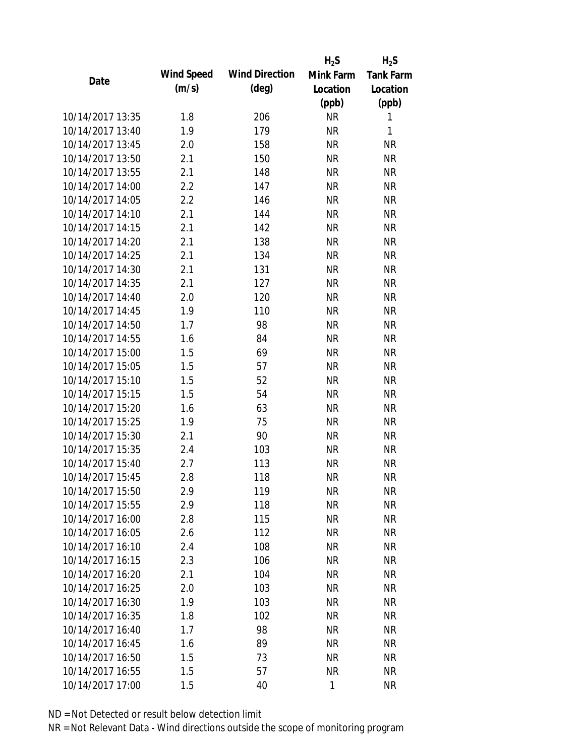| Date | Wind Speed (m/s) | Wind Direction (deg) | $H_2S$ Mink Farm Location (ppb) | $H_2S$ Tank Farm Location (ppb) |
|---|---|---|---|---|
| 10/14/2017 13:35 | 1.8 | 206 | NR | 1 |
| 10/14/2017 13:40 | 1.9 | 179 | NR | 1 |
| 10/14/2017 13:45 | 2.0 | 158 | NR | NR |
| 10/14/2017 13:50 | 2.1 | 150 | NR | NR |
| 10/14/2017 13:55 | 2.1 | 148 | NR | NR |
| 10/14/2017 14:00 | 2.2 | 147 | NR | NR |
| 10/14/2017 14:05 | 2.2 | 146 | NR | NR |
| 10/14/2017 14:10 | 2.1 | 144 | NR | NR |
| 10/14/2017 14:15 | 2.1 | 142 | NR | NR |
| 10/14/2017 14:20 | 2.1 | 138 | NR | NR |
| 10/14/2017 14:25 | 2.1 | 134 | NR | NR |
| 10/14/2017 14:30 | 2.1 | 131 | NR | NR |
| 10/14/2017 14:35 | 2.1 | 127 | NR | NR |
| 10/14/2017 14:40 | 2.0 | 120 | NR | NR |
| 10/14/2017 14:45 | 1.9 | 110 | NR | NR |
| 10/14/2017 14:50 | 1.7 | 98 | NR | NR |
| 10/14/2017 14:55 | 1.6 | 84 | NR | NR |
| 10/14/2017 15:00 | 1.5 | 69 | NR | NR |
| 10/14/2017 15:05 | 1.5 | 57 | NR | NR |
| 10/14/2017 15:10 | 1.5 | 52 | NR | NR |
| 10/14/2017 15:15 | 1.5 | 54 | NR | NR |
| 10/14/2017 15:20 | 1.6 | 63 | NR | NR |
| 10/14/2017 15:25 | 1.9 | 75 | NR | NR |
| 10/14/2017 15:30 | 2.1 | 90 | NR | NR |
| 10/14/2017 15:35 | 2.4 | 103 | NR | NR |
| 10/14/2017 15:40 | 2.7 | 113 | NR | NR |
| 10/14/2017 15:45 | 2.8 | 118 | NR | NR |
| 10/14/2017 15:50 | 2.9 | 119 | NR | NR |
| 10/14/2017 15:55 | 2.9 | 118 | NR | NR |
| 10/14/2017 16:00 | 2.8 | 115 | NR | NR |
| 10/14/2017 16:05 | 2.6 | 112 | NR | NR |
| 10/14/2017 16:10 | 2.4 | 108 | NR | NR |
| 10/14/2017 16:15 | 2.3 | 106 | NR | NR |
| 10/14/2017 16:20 | 2.1 | 104 | NR | NR |
| 10/14/2017 16:25 | 2.0 | 103 | NR | NR |
| 10/14/2017 16:30 | 1.9 | 103 | NR | NR |
| 10/14/2017 16:35 | 1.8 | 102 | NR | NR |
| 10/14/2017 16:40 | 1.7 | 98 | NR | NR |
| 10/14/2017 16:45 | 1.6 | 89 | NR | NR |
| 10/14/2017 16:50 | 1.5 | 73 | NR | NR |
| 10/14/2017 16:55 | 1.5 | 57 | NR | NR |
| 10/14/2017 17:00 | 1.5 | 40 | 1 | NR |

ND = Not Detected or result below detection limit

NR = Not Relevant Data - Wind directions outside the scope of monitoring program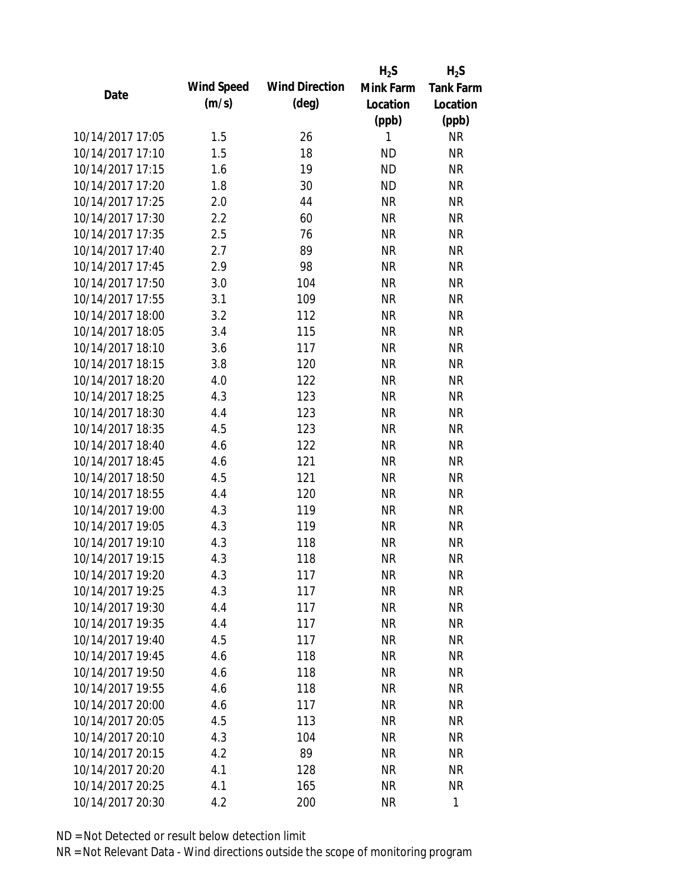| Date | Wind Speed (m/s) | Wind Direction (deg) | $H_2S$ Mink Farm Location (ppb) | $H_2S$ Tank Farm Location (ppb) |
|---|---|---|---|---|
| 10/14/2017 17:05 | 1.5 | 26 | 1 | NR |
| 10/14/2017 17:10 | 1.5 | 18 | ND | NR |
| 10/14/2017 17:15 | 1.6 | 19 | ND | NR |
| 10/14/2017 17:20 | 1.8 | 30 | ND | NR |
| 10/14/2017 17:25 | 2.0 | 44 | NR | NR |
| 10/14/2017 17:30 | 2.2 | 60 | NR | NR |
| 10/14/2017 17:35 | 2.5 | 76 | NR | NR |
| 10/14/2017 17:40 | 2.7 | 89 | NR | NR |
| 10/14/2017 17:45 | 2.9 | 98 | NR | NR |
| 10/14/2017 17:50 | 3.0 | 104 | NR | NR |
| 10/14/2017 17:55 | 3.1 | 109 | NR | NR |
| 10/14/2017 18:00 | 3.2 | 112 | NR | NR |
| 10/14/2017 18:05 | 3.4 | 115 | NR | NR |
| 10/14/2017 18:10 | 3.6 | 117 | NR | NR |
| 10/14/2017 18:15 | 3.8 | 120 | NR | NR |
| 10/14/2017 18:20 | 4.0 | 122 | NR | NR |
| 10/14/2017 18:25 | 4.3 | 123 | NR | NR |
| 10/14/2017 18:30 | 4.4 | 123 | NR | NR |
| 10/14/2017 18:35 | 4.5 | 123 | NR | NR |
| 10/14/2017 18:40 | 4.6 | 122 | NR | NR |
| 10/14/2017 18:45 | 4.6 | 121 | NR | NR |
| 10/14/2017 18:50 | 4.5 | 121 | NR | NR |
| 10/14/2017 18:55 | 4.4 | 120 | NR | NR |
| 10/14/2017 19:00 | 4.3 | 119 | NR | NR |
| 10/14/2017 19:05 | 4.3 | 119 | NR | NR |
| 10/14/2017 19:10 | 4.3 | 118 | NR | NR |
| 10/14/2017 19:15 | 4.3 | 118 | NR | NR |
| 10/14/2017 19:20 | 4.3 | 117 | NR | NR |
| 10/14/2017 19:25 | 4.3 | 117 | NR | NR |
| 10/14/2017 19:30 | 4.4 | 117 | NR | NR |
| 10/14/2017 19:35 | 4.4 | 117 | NR | NR |
| 10/14/2017 19:40 | 4.5 | 117 | NR | NR |
| 10/14/2017 19:45 | 4.6 | 118 | NR | NR |
| 10/14/2017 19:50 | 4.6 | 118 | NR | NR |
| 10/14/2017 19:55 | 4.6 | 118 | NR | NR |
| 10/14/2017 20:00 | 4.6 | 117 | NR | NR |
| 10/14/2017 20:05 | 4.5 | 113 | NR | NR |
| 10/14/2017 20:10 | 4.3 | 104 | NR | NR |
| 10/14/2017 20:15 | 4.2 | 89 | NR | NR |
| 10/14/2017 20:20 | 4.1 | 128 | NR | NR |
| 10/14/2017 20:25 | 4.1 | 165 | NR | NR |
| 10/14/2017 20:30 | 4.2 | 200 | NR | 1 |

ND = Not Detected or result below detection limit

NR = Not Relevant Data - Wind directions outside the scope of monitoring program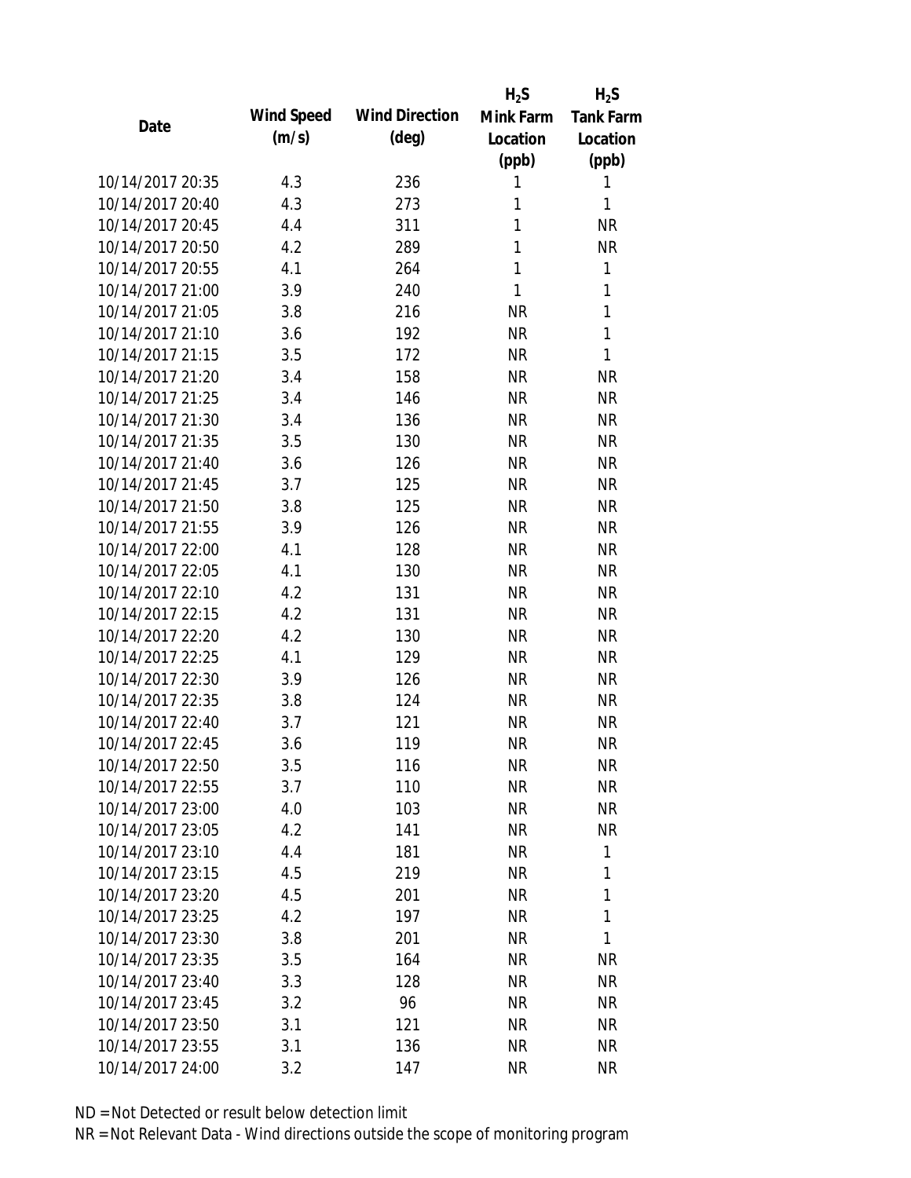| Date | Wind Speed (m/s) | Wind Direction (deg) | $H_2S$ Mink Farm Location (ppb) | $H_2S$ Tank Farm Location (ppb) |
|---|---|---|---|---|
| 10/14/2017 20:35 | 4.3 | 236 | 1 | 1 |
| 10/14/2017 20:40 | 4.3 | 273 | 1 | 1 |
| 10/14/2017 20:45 | 4.4 | 311 | 1 | NR |
| 10/14/2017 20:50 | 4.2 | 289 | 1 | NR |
| 10/14/2017 20:55 | 4.1 | 264 | 1 | 1 |
| 10/14/2017 21:00 | 3.9 | 240 | 1 | 1 |
| 10/14/2017 21:05 | 3.8 | 216 | NR | 1 |
| 10/14/2017 21:10 | 3.6 | 192 | NR | 1 |
| 10/14/2017 21:15 | 3.5 | 172 | NR | 1 |
| 10/14/2017 21:20 | 3.4 | 158 | NR | NR |
| 10/14/2017 21:25 | 3.4 | 146 | NR | NR |
| 10/14/2017 21:30 | 3.4 | 136 | NR | NR |
| 10/14/2017 21:35 | 3.5 | 130 | NR | NR |
| 10/14/2017 21:40 | 3.6 | 126 | NR | NR |
| 10/14/2017 21:45 | 3.7 | 125 | NR | NR |
| 10/14/2017 21:50 | 3.8 | 125 | NR | NR |
| 10/14/2017 21:55 | 3.9 | 126 | NR | NR |
| 10/14/2017 22:00 | 4.1 | 128 | NR | NR |
| 10/14/2017 22:05 | 4.1 | 130 | NR | NR |
| 10/14/2017 22:10 | 4.2 | 131 | NR | NR |
| 10/14/2017 22:15 | 4.2 | 131 | NR | NR |
| 10/14/2017 22:20 | 4.2 | 130 | NR | NR |
| 10/14/2017 22:25 | 4.1 | 129 | NR | NR |
| 10/14/2017 22:30 | 3.9 | 126 | NR | NR |
| 10/14/2017 22:35 | 3.8 | 124 | NR | NR |
| 10/14/2017 22:40 | 3.7 | 121 | NR | NR |
| 10/14/2017 22:45 | 3.6 | 119 | NR | NR |
| 10/14/2017 22:50 | 3.5 | 116 | NR | NR |
| 10/14/2017 22:55 | 3.7 | 110 | NR | NR |
| 10/14/2017 23:00 | 4.0 | 103 | NR | NR |
| 10/14/2017 23:05 | 4.2 | 141 | NR | NR |
| 10/14/2017 23:10 | 4.4 | 181 | NR | 1 |
| 10/14/2017 23:15 | 4.5 | 219 | NR | 1 |
| 10/14/2017 23:20 | 4.5 | 201 | NR | 1 |
| 10/14/2017 23:25 | 4.2 | 197 | NR | 1 |
| 10/14/2017 23:30 | 3.8 | 201 | NR | 1 |
| 10/14/2017 23:35 | 3.5 | 164 | NR | NR |
| 10/14/2017 23:40 | 3.3 | 128 | NR | NR |
| 10/14/2017 23:45 | 3.2 | 96 | NR | NR |
| 10/14/2017 23:50 | 3.1 | 121 | NR | NR |
| 10/14/2017 23:55 | 3.1 | 136 | NR | NR |
| 10/14/2017 24:00 | 3.2 | 147 | NR | NR |

ND = Not Detected or result below detection limit

NR = Not Relevant Data - Wind directions outside the scope of monitoring program